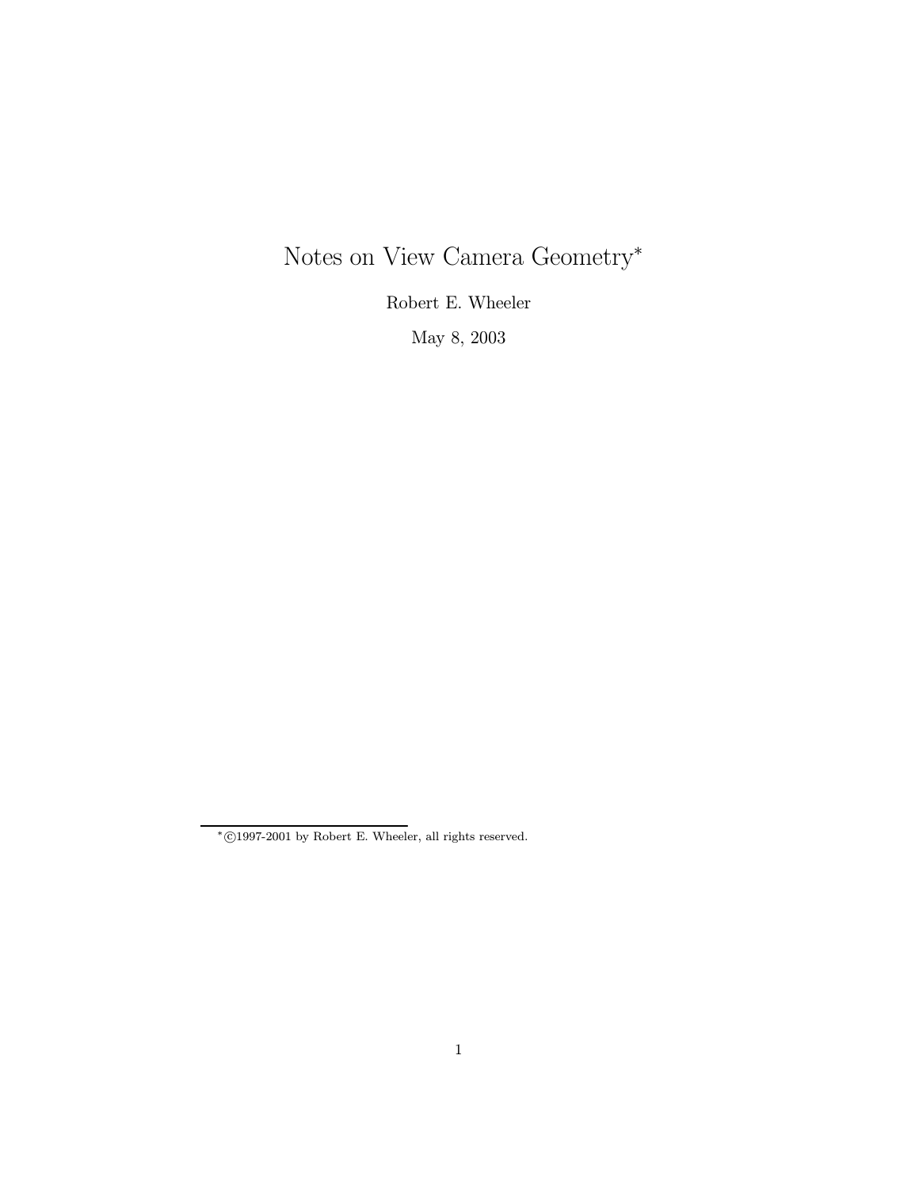# Notes on View Camera Geometry*

Robert E. Wheeler

May 8, 2003

---

*©1997-2001 by Robert E. Wheeler, all rights reserved.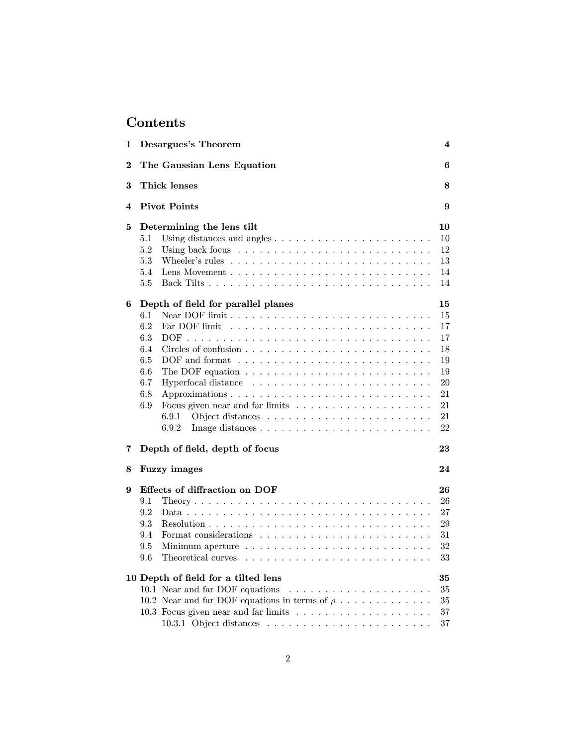# Contents

**1 Desargues's Theorem** **4**

**2 The Gaussian Lens Equation** **6**

**3 Thick lenses** **8**

**4 Pivot Points** **9**

**5 Determining the lens tilt** **10**
- 5.1 Using distances and angles . . . . . . . . . . . . . . . . . . . . . . 10
- 5.2 Using back focus . . . . . . . . . . . . . . . . . . . . . . . . . . . 12
- 5.3 Wheeler's rules . . . . . . . . . . . . . . . . . . . . . . . . . . . . 13
- 5.4 Lens Movement . . . . . . . . . . . . . . . . . . . . . . . . . . . . 14
- 5.5 Back Tilts . . . . . . . . . . . . . . . . . . . . . . . . . . . . . . . 14

**6 Depth of field for parallel planes** **15**
- 6.1 Near DOF limit . . . . . . . . . . . . . . . . . . . . . . . . . . . . 15
- 6.2 Far DOF limit . . . . . . . . . . . . . . . . . . . . . . . . . . . . . 17
- 6.3 DOF . . . . . . . . . . . . . . . . . . . . . . . . . . . . . . . . . . 17
- 6.4 Circles of confusion . . . . . . . . . . . . . . . . . . . . . . . . . . 18
- 6.5 DOF and format . . . . . . . . . . . . . . . . . . . . . . . . . . . 19
- 6.6 The DOF equation . . . . . . . . . . . . . . . . . . . . . . . . . . 19
- 6.7 Hyperfocal distance . . . . . . . . . . . . . . . . . . . . . . . . . 20
- 6.8 Approximations . . . . . . . . . . . . . . . . . . . . . . . . . . . . 21
- 6.9 Focus given near and far limits . . . . . . . . . . . . . . . . . . . 21
  - 6.9.1 Object distances . . . . . . . . . . . . . . . . . . . . . . . 21
  - 6.9.2 Image distances . . . . . . . . . . . . . . . . . . . . . . . 22

**7 Depth of field, depth of focus** **23**

**8 Fuzzy images** **24**

**9 Effects of diffraction on DOF** **26**
- 9.1 Theory . . . . . . . . . . . . . . . . . . . . . . . . . . . . . . . . . 26
- 9.2 Data . . . . . . . . . . . . . . . . . . . . . . . . . . . . . . . . . . 27
- 9.3 Resolution . . . . . . . . . . . . . . . . . . . . . . . . . . . . . . . 29
- 9.4 Format considerations . . . . . . . . . . . . . . . . . . . . . . . . 31
- 9.5 Minimum aperture . . . . . . . . . . . . . . . . . . . . . . . . . . 32
- 9.6 Theoretical curves . . . . . . . . . . . . . . . . . . . . . . . . . . 33

**10 Depth of field for a tilted lens** **35**
- 10.1 Near and far DOF equations . . . . . . . . . . . . . . . . . . . . 35
- 10.2 Near and far DOF equations in terms of $\rho$ . . . . . . . . . . . . 35
- 10.3 Focus given near and far limits . . . . . . . . . . . . . . . . . . . 37
  - 10.3.1 Object distances . . . . . . . . . . . . . . . . . . . . . . . 37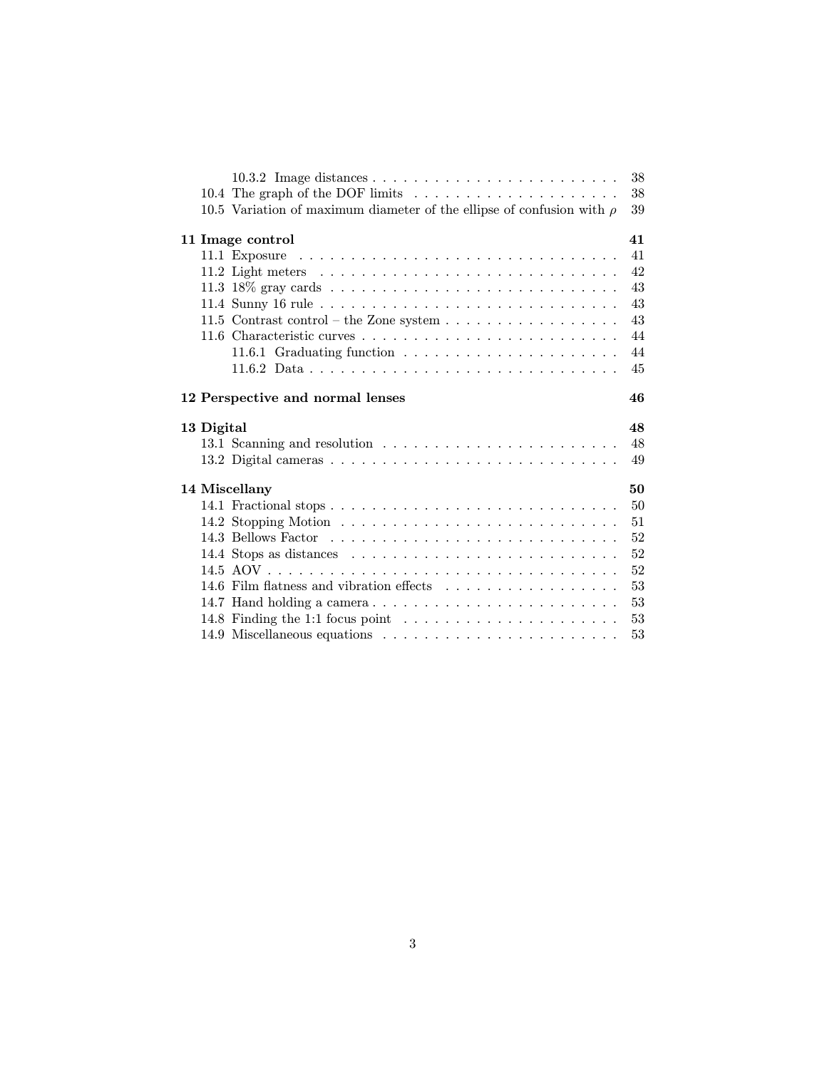- 10.3.2 Image distances . . . . . . . . . . . . . . . . . . . . . . . . 38
- 10.4 The graph of the DOF limits . . . . . . . . . . . . . . . . . . . . 38
- 10.5 Variation of maximum diameter of the ellipse of confusion with $\rho$ 39

**11 Image control** **41**

- 11.1 Exposure . . . . . . . . . . . . . . . . . . . . . . . . . . . . . . . 41
- 11.2 Light meters . . . . . . . . . . . . . . . . . . . . . . . . . . . . . 42
- 11.3 18% gray cards . . . . . . . . . . . . . . . . . . . . . . . . . . . . 43
- 11.4 Sunny 16 rule . . . . . . . . . . . . . . . . . . . . . . . . . . . . 43
- 11.5 Contrast control – the Zone system . . . . . . . . . . . . . . . . . 43
- 11.6 Characteristic curves . . . . . . . . . . . . . . . . . . . . . . . . . 44
  - 11.6.1 Graduating function . . . . . . . . . . . . . . . . . . . . . 44
  - 11.6.2 Data . . . . . . . . . . . . . . . . . . . . . . . . . . . . . . 45

**12 Perspective and normal lenses** **46**

**13 Digital** **48**

- 13.1 Scanning and resolution . . . . . . . . . . . . . . . . . . . . . . . 48
- 13.2 Digital cameras . . . . . . . . . . . . . . . . . . . . . . . . . . . . 49

**14 Miscellany** **50**

- 14.1 Fractional stops . . . . . . . . . . . . . . . . . . . . . . . . . . . . 50
- 14.2 Stopping Motion . . . . . . . . . . . . . . . . . . . . . . . . . . . 51
- 14.3 Bellows Factor . . . . . . . . . . . . . . . . . . . . . . . . . . . . 52
- 14.4 Stops as distances . . . . . . . . . . . . . . . . . . . . . . . . . . 52
- 14.5 AOV . . . . . . . . . . . . . . . . . . . . . . . . . . . . . . . . . . 52
- 14.6 Film flatness and vibration effects . . . . . . . . . . . . . . . . . 53
- 14.7 Hand holding a camera . . . . . . . . . . . . . . . . . . . . . . . . 53
- 14.8 Finding the 1:1 focus point . . . . . . . . . . . . . . . . . . . . . 53
- 14.9 Miscellaneous equations . . . . . . . . . . . . . . . . . . . . . . . 53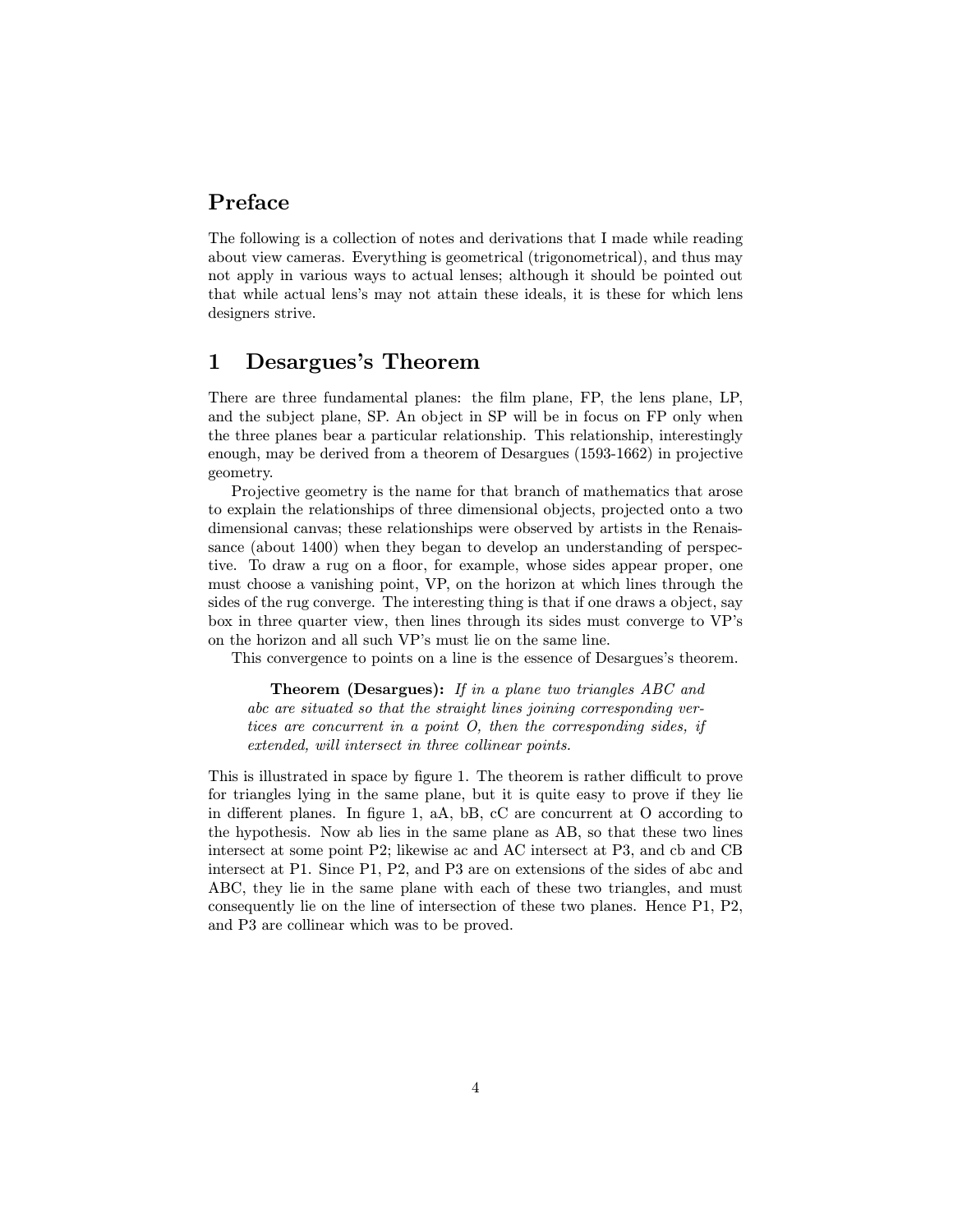## Preface

The following is a collection of notes and derivations that I made while reading about view cameras. Everything is geometrical (trigonometrical), and thus may not apply in various ways to actual lenses; although it should be pointed out that while actual lens's may not attain these ideals, it is these for which lens designers strive.

## 1 Desargues's Theorem

There are three fundamental planes: the film plane, FP, the lens plane, LP, and the subject plane, SP. An object in SP will be in focus on FP only when the three planes bear a particular relationship. This relationship, interestingly enough, may be derived from a theorem of Desargues (1593-1662) in projective geometry.

Projective geometry is the name for that branch of mathematics that arose to explain the relationships of three dimensional objects, projected onto a two dimensional canvas; these relationships were observed by artists in the Renaissance (about 1400) when they began to develop an understanding of perspective. To draw a rug on a floor, for example, whose sides appear proper, one must choose a vanishing point, VP, on the horizon at which lines through the sides of the rug converge. The interesting thing is that if one draws a object, say box in three quarter view, then lines through its sides must converge to VP's on the horizon and all such VP's must lie on the same line.

This convergence to points on a line is the essence of Desargues's theorem.

> **Theorem (Desargues):** *If in a plane two triangles ABC and abc are situated so that the straight lines joining corresponding vertices are concurrent in a point O, then the corresponding sides, if extended, will intersect in three collinear points.*

This is illustrated in space by figure 1. The theorem is rather difficult to prove for triangles lying in the same plane, but it is quite easy to prove if they lie in different planes. In figure 1, aA, bB, cC are concurrent at O according to the hypothesis. Now ab lies in the same plane as AB, so that these two lines intersect at some point P2; likewise ac and AC intersect at P3, and cb and CB intersect at P1. Since P1, P2, and P3 are on extensions of the sides of abc and ABC, they lie in the same plane with each of these two triangles, and must consequently lie on the line of intersection of these two planes. Hence P1, P2, and P3 are collinear which was to be proved.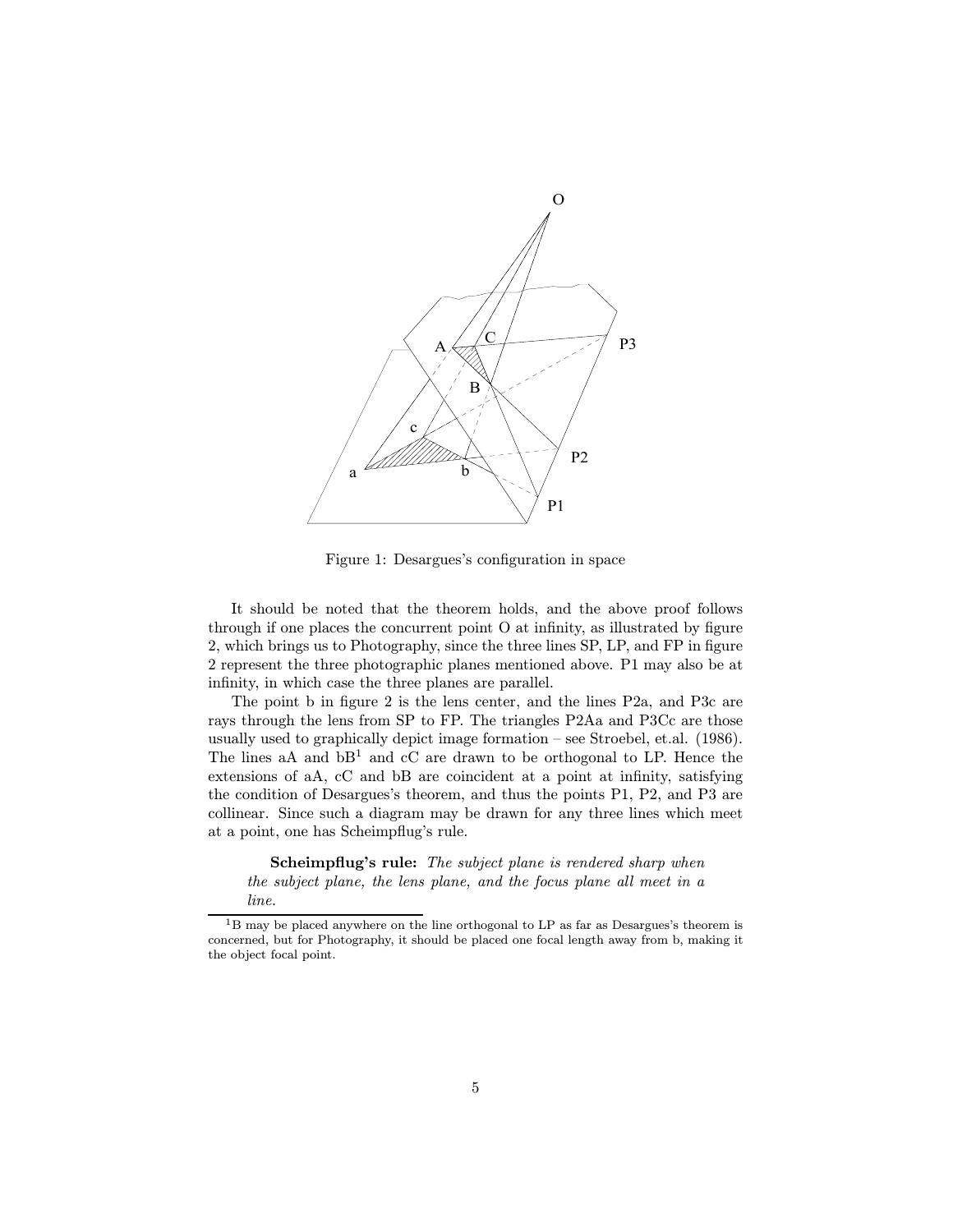Figure 1: Desargues's configuration in space

It should be noted that the theorem holds, and the above proof follows through if one places the concurrent point O at infinity, as illustrated by figure 2, which brings us to Photography, since the three lines SP, LP, and FP in figure 2 represent the three photographic planes mentioned above. P1 may also be at infinity, in which case the three planes are parallel.

The point b in figure 2 is the lens center, and the lines P2a, and P3c are rays through the lens from SP to FP. The triangles P2Aa and P3Cc are those usually used to graphically depict image formation – see Stroebel, et.al. (1986). The lines aA and bB[1] and cC are drawn to be orthogonal to LP. Hence the extensions of aA, cC and bB are coincident at a point at infinity, satisfying the condition of Desargues's theorem, and thus the points P1, P2, and P3 are collinear. Since such a diagram may be drawn for any three lines which meet at a point, one has Scheimpflug's rule.

> **Scheimpflug's rule:** *The subject plane is rendered sharp when the subject plane, the lens plane, and the focus plane all meet in a line.*

[1] B may be placed anywhere on the line orthogonal to LP as far as Desargues's theorem is concerned, but for Photography, it should be placed one focal length away from b, making it the object focal point.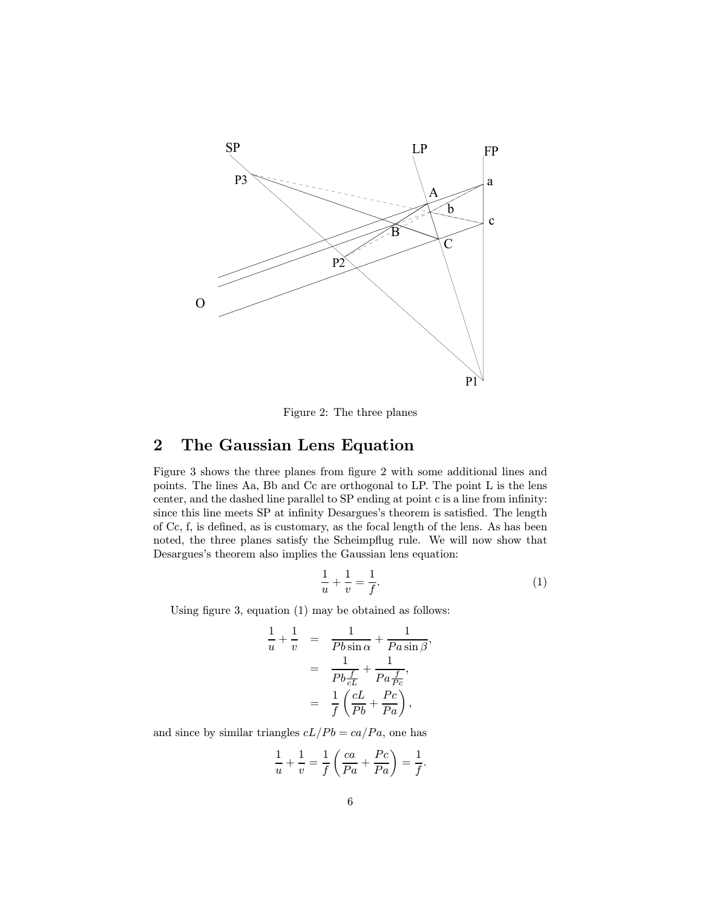Figure 2: The three planes

## 2 The Gaussian Lens Equation

Figure 3 shows the three planes from figure 2 with some additional lines and points. The lines Aa, Bb and Cc are orthogonal to LP. The point L is the lens center, and the dashed line parallel to SP ending at point c is a line from infinity: since this line meets SP at infinity Desargues's theorem is satisfied. The length of Cc, f, is defined, as is customary, as the focal length of the lens. As has been noted, the three planes satisfy the Scheimpflug rule. We will now show that Desargues's theorem also implies the Gaussian lens equation:

$$\frac{1}{u} + \frac{1}{v} = \frac{1}{f}. \tag{1}$$

Using figure 3, equation (1) may be obtained as follows:

$$\begin{aligned}
\frac{1}{u} + \frac{1}{v} &= \frac{1}{Pb \sin\alpha} + \frac{1}{Pa \sin\beta}, \\
&= \frac{1}{Pb \frac{f}{cL}} + \frac{1}{Pa \frac{f}{Pc}}, \\
&= \frac{1}{f}\left(\frac{cL}{Pb} + \frac{Pc}{Pa}\right),
\end{aligned}$$

and since by similar triangles $cL/Pb = ca/Pa$, one has

$$\frac{1}{u} + \frac{1}{v} = \frac{1}{f}\left(\frac{ca}{Pa} + \frac{Pc}{Pa}\right) = \frac{1}{f}.$$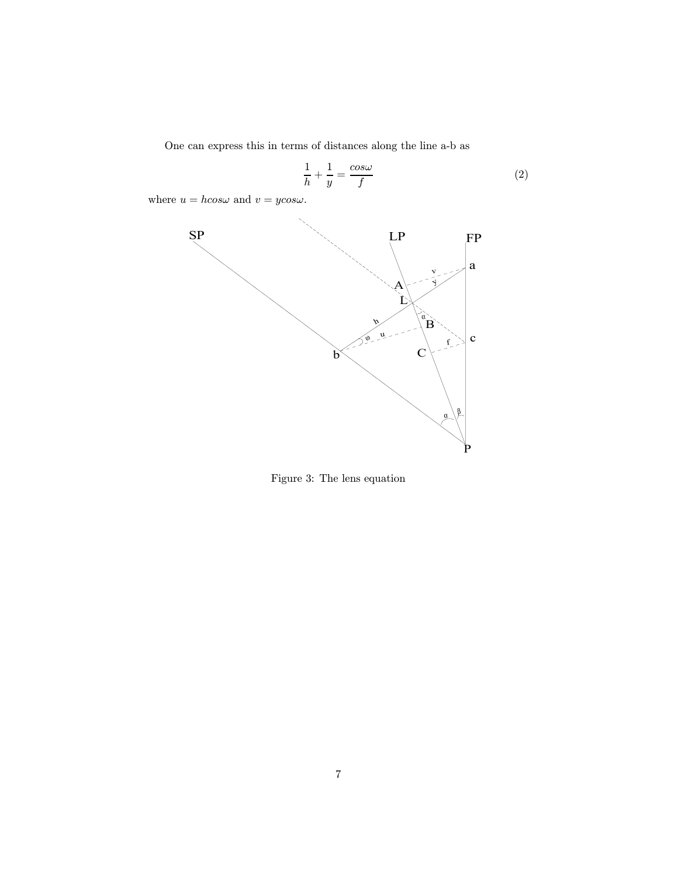One can express this in terms of distances along the line a-b as

$$\frac{1}{h} + \frac{1}{y} = \frac{cos\omega}{f} \tag{2}$$

where $u = hcos\omega$ and $v = ycos\omega$.

Figure 3: The lens equation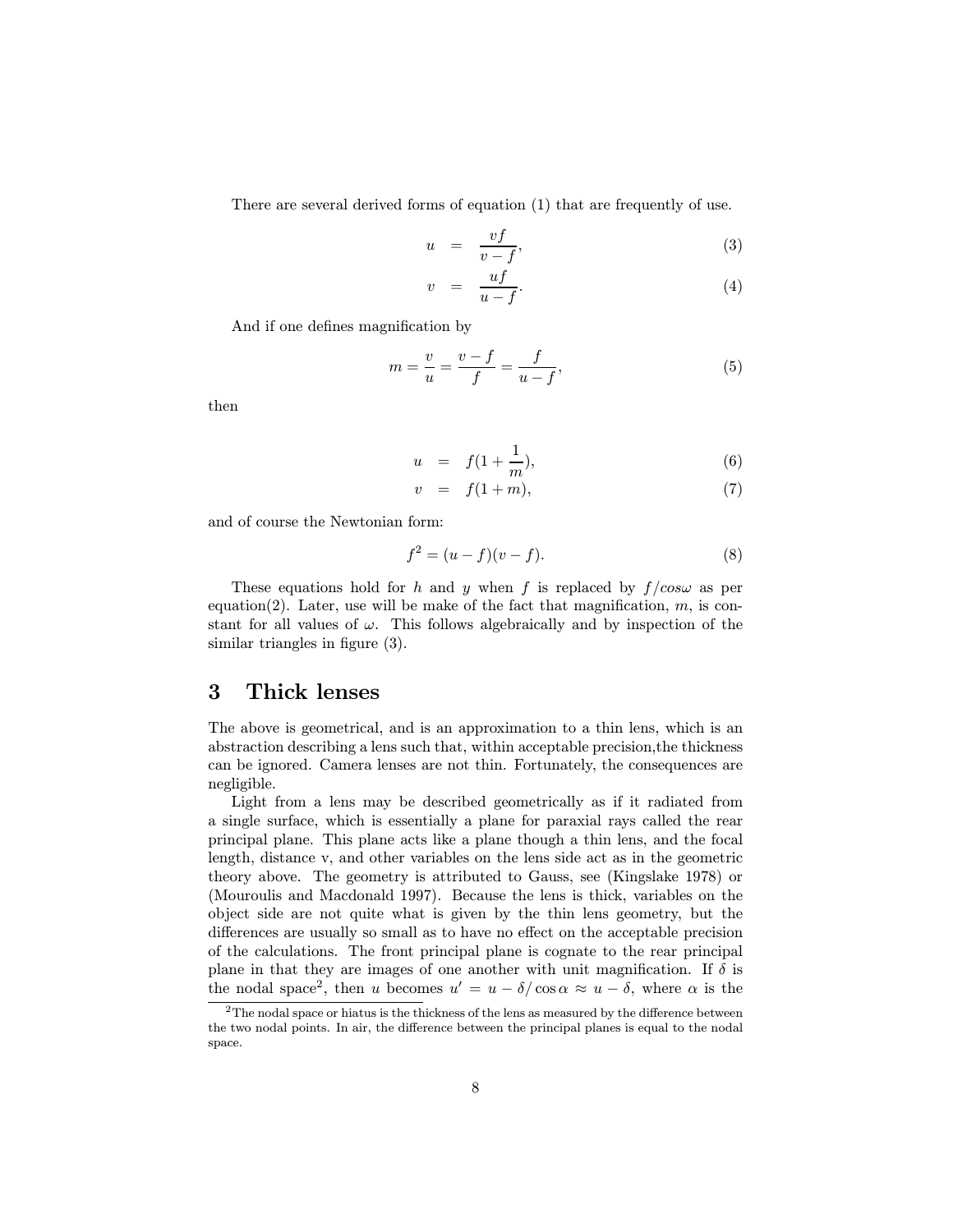There are several derived forms of equation (1) that are frequently of use.

$$u = \frac{vf}{v-f}, \tag{3}$$

$$v = \frac{uf}{u-f}. \tag{4}$$

And if one defines magnification by

$$m = \frac{v}{u} = \frac{v-f}{f} = \frac{f}{u-f}, \tag{5}$$

then

$$u = f(1 + \frac{1}{m}), \tag{6}$$

$$v = f(1+m), \tag{7}$$

and of course the Newtonian form:

$$f^2 = (u-f)(v-f). \tag{8}$$

These equations hold for $h$ and $y$ when $f$ is replaced by $f/cos\omega$ as per equation(2). Later, use will be make of the fact that magnification, $m$, is constant for all values of $\omega$. This follows algebraically and by inspection of the similar triangles in figure (3).

# 3 Thick lenses

The above is geometrical, and is an approximation to a thin lens, which is an abstraction describing a lens such that, within acceptable precision,the thickness can be ignored. Camera lenses are not thin. Fortunately, the consequences are negligible.

Light from a lens may be described geometrically as if it radiated from a single surface, which is essentially a plane for paraxial rays called the rear principal plane. This plane acts like a plane though a thin lens, and the focal length, distance v, and other variables on the lens side act as in the geometric theory above. The geometry is attributed to Gauss, see (Kingslake 1978) or (Mouroulis and Macdonald 1997). Because the lens is thick, variables on the object side are not quite what is given by the thin lens geometry, but the differences are usually so small as to have no effect on the acceptable precision of the calculations. The front principal plane is cognate to the rear principal plane in that they are images of one another with unit magnification. If $\delta$ is the nodal space[2], then $u$ becomes $u' = u - \delta/\cos\alpha \approx u - \delta$, where $\alpha$ is the

[2] The nodal space or hiatus is the thickness of the lens as measured by the difference between the two nodal points. In air, the difference between the principal planes is equal to the nodal space.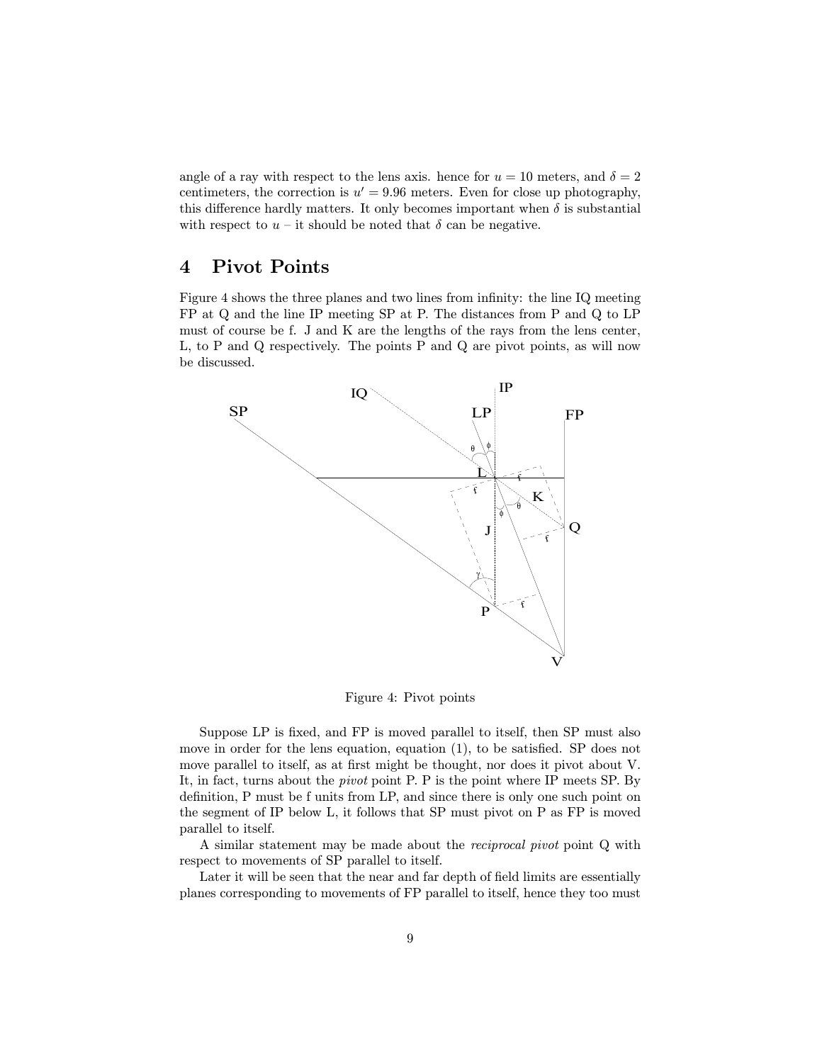angle of a ray with respect to the lens axis. hence for $u = 10$ meters, and $\delta = 2$ centimeters, the correction is $u' = 9.96$ meters. Even for close up photography, this difference hardly matters. It only becomes important when $\delta$ is substantial with respect to $u$ – it should be noted that $\delta$ can be negative.

# 4 Pivot Points

Figure 4 shows the three planes and two lines from infinity: the line IQ meeting FP at Q and the line IP meeting SP at P. The distances from P and Q to LP must of course be f. J and K are the lengths of the rays from the lens center, L, to P and Q respectively. The points P and Q are pivot points, as will now be discussed.

Figure 4: Pivot points

Suppose LP is fixed, and FP is moved parallel to itself, then SP must also move in order for the lens equation, equation (1), to be satisfied. SP does not move parallel to itself, as at first might be thought, nor does it pivot about V. It, in fact, turns about the *pivot* point P. P is the point where IP meets SP. By definition, P must be f units from LP, and since there is only one such point on the segment of IP below L, it follows that SP must pivot on P as FP is moved parallel to itself.

A similar statement may be made about the *reciprocal pivot* point Q with respect to movements of SP parallel to itself.

Later it will be seen that the near and far depth of field limits are essentially planes corresponding to movements of FP parallel to itself, hence they too must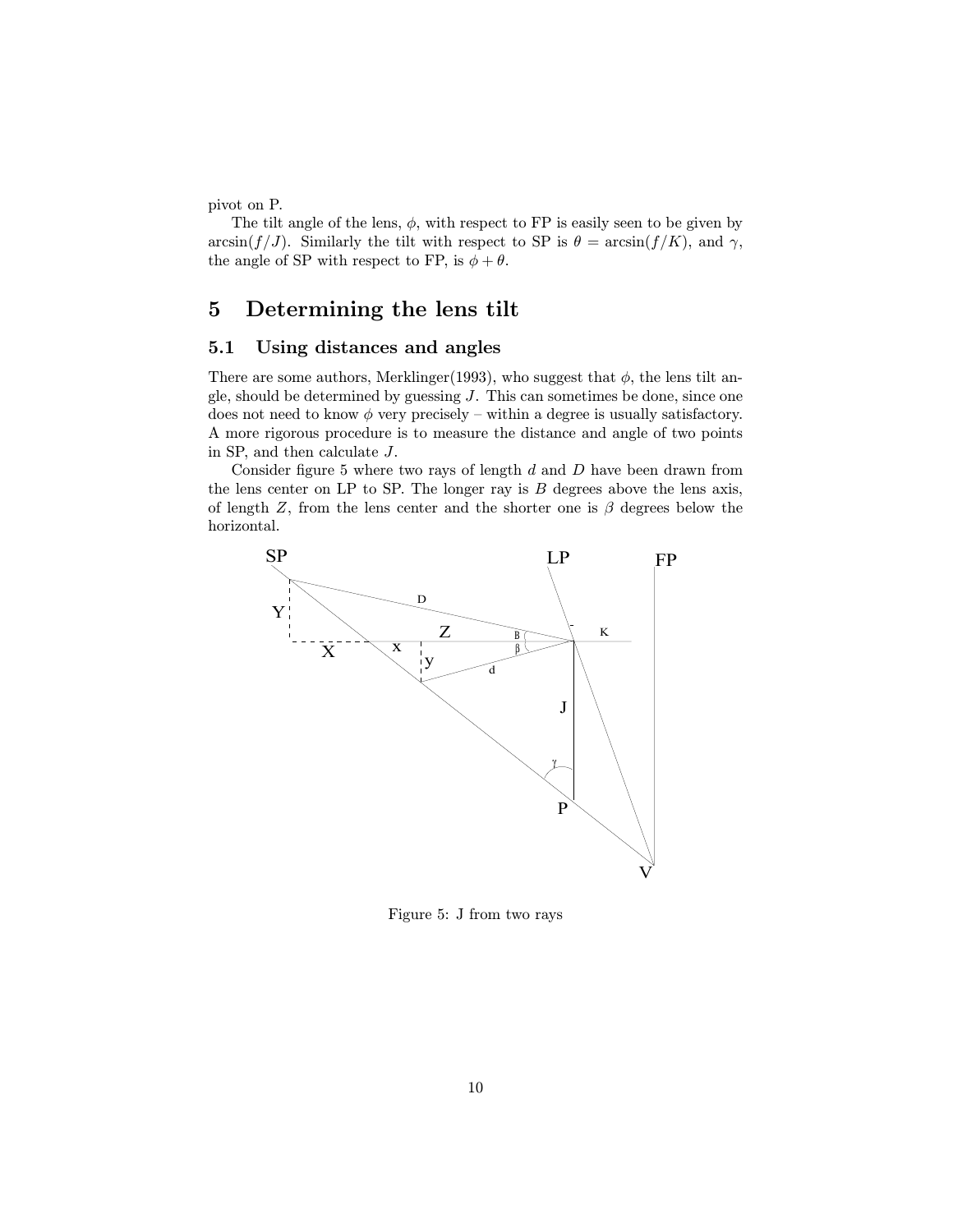pivot on P.

The tilt angle of the lens, $\phi$, with respect to FP is easily seen to be given by $\arcsin(f/J)$. Similarly the tilt with respect to SP is $\theta = \arcsin(f/K)$, and $\gamma$, the angle of SP with respect to FP, is $\phi + \theta$.

# 5 Determining the lens tilt

## 5.1 Using distances and angles

There are some authors, Merklinger(1993), who suggest that $\phi$, the lens tilt angle, should be determined by guessing $J$. This can sometimes be done, since one does not need to know $\phi$ very precisely – within a degree is usually satisfactory. A more rigorous procedure is to measure the distance and angle of two points in SP, and then calculate $J$.

Consider figure 5 where two rays of length $d$ and $D$ have been drawn from the lens center on LP to SP. The longer ray is $B$ degrees above the lens axis, of length $Z$, from the lens center and the shorter one is $\beta$ degrees below the horizontal.

Figure 5: J from two rays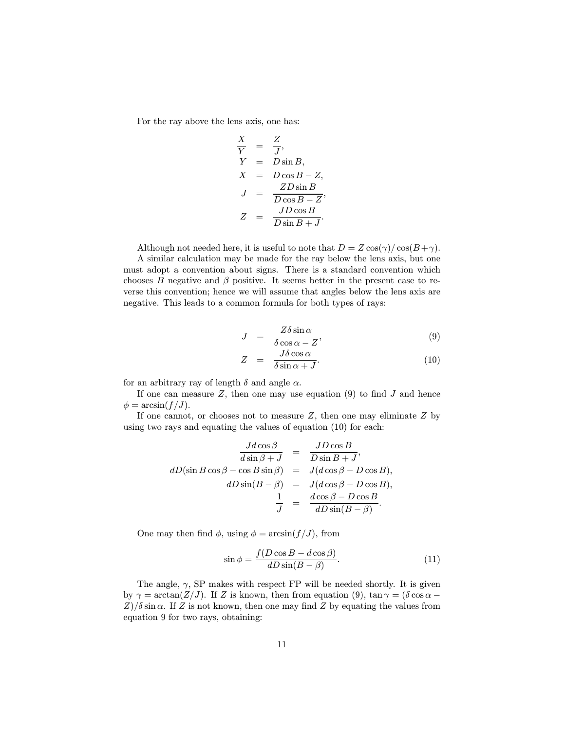For the ray above the lens axis, one has:

$$
\begin{aligned}
\frac{X}{Y} &= \frac{Z}{J}, \\
Y &= D \sin B, \\
X &= D \cos B - Z, \\
J &= \frac{ZD \sin B}{D \cos B - Z}, \\
Z &= \frac{JD \cos B}{D \sin B + J}.
\end{aligned}
$$

Although not needed here, it is useful to note that $D = Z \cos(\gamma)/\cos(B+\gamma)$.

A similar calculation may be made for the ray below the lens axis, but one must adopt a convention about signs. There is a standard convention which chooses $B$ negative and $\beta$ positive. It seems better in the present case to reverse this convention; hence we will assume that angles below the lens axis are negative. This leads to a common formula for both types of rays:

$$
J = \frac{Z\delta \sin \alpha}{\delta \cos \alpha - Z}, \tag{9}
$$

$$
Z = \frac{J\delta \cos \alpha}{\delta \sin \alpha + J}. \tag{10}
$$

for an arbitrary ray of length $\delta$ and angle $\alpha$.

If one can measure $Z$, then one may use equation (9) to find $J$ and hence $\phi = \arcsin(f/J)$.

If one cannot, or chooses not to measure $Z$, then one may eliminate $Z$ by using two rays and equating the values of equation (10) for each:

$$
\begin{aligned}
\frac{Jd \cos \beta}{d \sin \beta + J} &= \frac{JD \cos B}{D \sin B + J}, \\
dD(\sin B \cos \beta - \cos B \sin \beta) &= J(d \cos \beta - D \cos B), \\
dD \sin(B - \beta) &= J(d \cos \beta - D \cos B), \\
\frac{1}{J} &= \frac{d \cos \beta - D \cos B}{dD \sin(B - \beta)}.
\end{aligned}
$$

One may then find $\phi$, using $\phi = \arcsin(f/J)$, from

$$
\sin \phi = \frac{f(D \cos B - d \cos \beta)}{dD \sin(B - \beta)}. \tag{11}
$$

The angle, $\gamma$, SP makes with respect FP will be needed shortly. It is given by $\gamma = \arctan(Z/J)$. If $Z$ is known, then from equation (9), $\tan \gamma = (\delta \cos \alpha - Z)/\delta \sin \alpha$. If $Z$ is not known, then one may find $Z$ by equating the values from equation 9 for two rays, obtaining: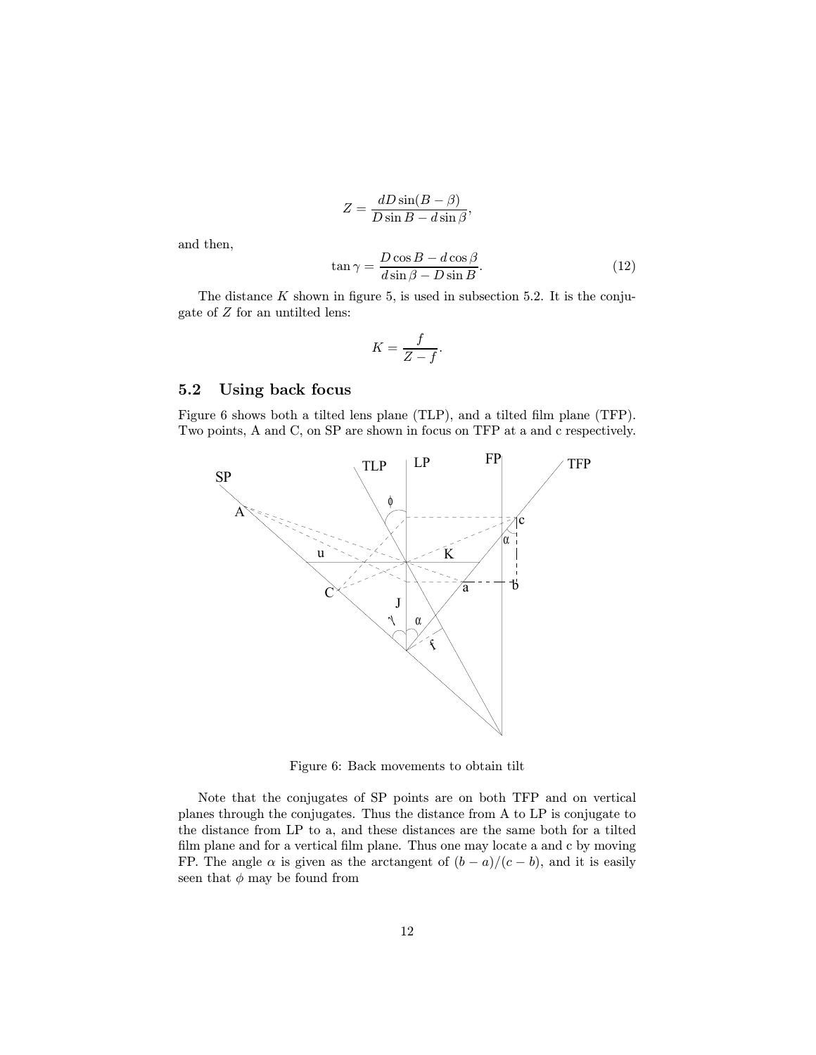$$Z = \frac{dD \sin(B - \beta)}{D \sin B - d \sin \beta},$$

and then,

$$\tan \gamma = \frac{D \cos B - d \cos \beta}{d \sin \beta - D \sin B}. \tag{12}$$

The distance $K$ shown in figure 5, is used in subsection 5.2. It is the conjugate of $Z$ for an untilted lens:

$$K = \frac{f}{Z - f}.$$

## 5.2 Using back focus

Figure 6 shows both a tilted lens plane (TLP), and a tilted film plane (TFP). Two points, A and C, on SP are shown in focus on TFP at a and c respectively.

Figure 6: Back movements to obtain tilt

Note that the conjugates of SP points are on both TFP and on vertical planes through the conjugates. Thus the distance from A to LP is conjugate to the distance from LP to a, and these distances are the same both for a tilted film plane and for a vertical film plane. Thus one may locate a and c by moving FP. The angle $\alpha$ is given as the arctangent of $(b - a)/(c - b)$, and it is easily seen that $\phi$ may be found from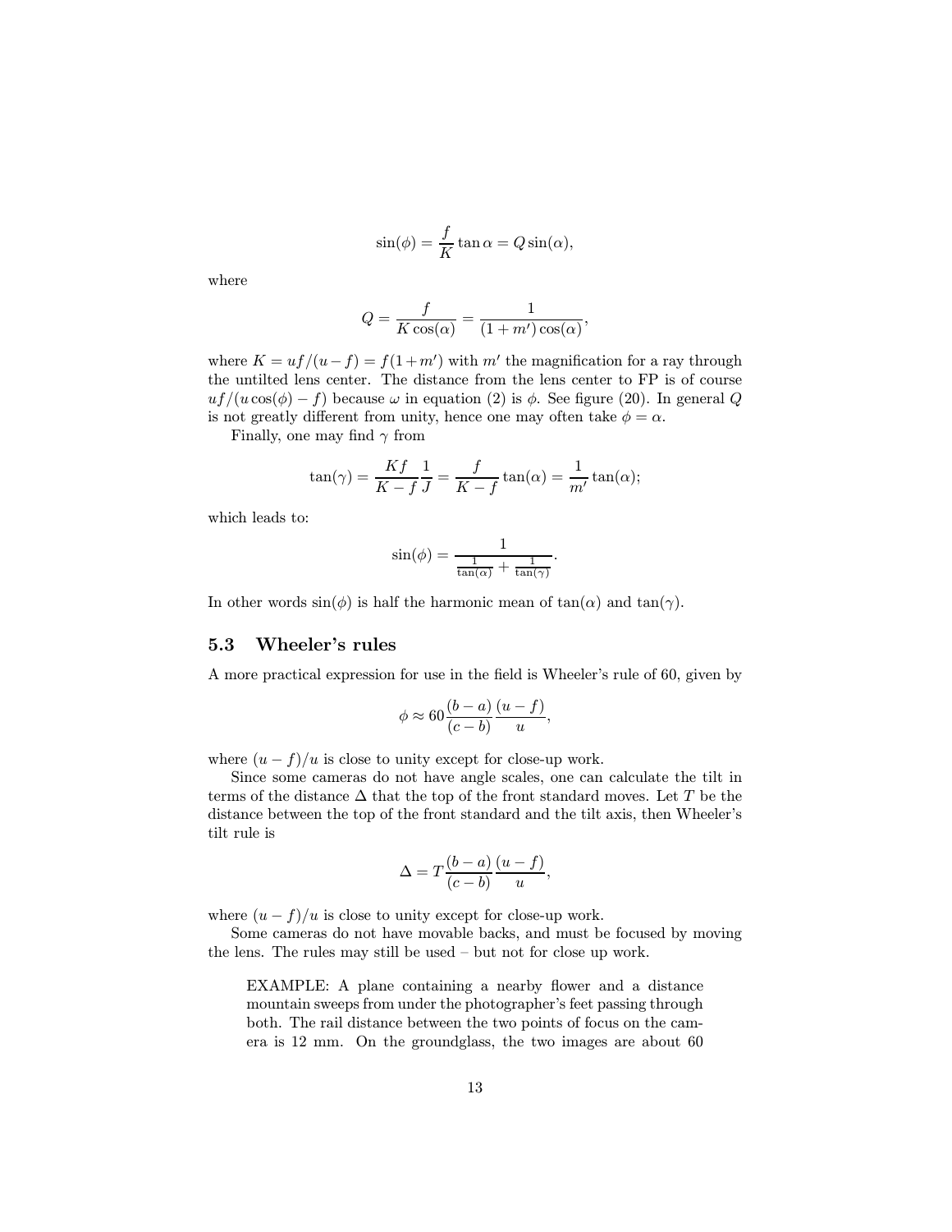$$\sin(\phi) = \frac{f}{K}\tan\alpha = Q\sin(\alpha),$$

where

$$Q = \frac{f}{K\cos(\alpha)} = \frac{1}{(1+m')\cos(\alpha)},$$

where $K = uf/(u-f) = f(1+m')$ with $m'$ the magnification for a ray through the untilted lens center. The distance from the lens center to FP is of course $uf/(u\cos(\phi) - f)$ because $\omega$ in equation (2) is $\phi$. See figure (20). In general $Q$ is not greatly different from unity, hence one may often take $\phi = \alpha$.

Finally, one may find $\gamma$ from

$$\tan(\gamma) = \frac{Kf}{K-f}\frac{1}{J} = \frac{f}{K-f}\tan(\alpha) = \frac{1}{m'}\tan(\alpha);$$

which leads to:

$$\sin(\phi) = \frac{1}{\frac{1}{\tan(\alpha)} + \frac{1}{\tan(\gamma)}}.$$

In other words $\sin(\phi)$ is half the harmonic mean of $\tan(\alpha)$ and $\tan(\gamma)$.

### 5.3 Wheeler's rules

A more practical expression for use in the field is Wheeler's rule of 60, given by

$$\phi \approx 60\frac{(b-a)}{(c-b)}\frac{(u-f)}{u},$$

where $(u-f)/u$ is close to unity except for close-up work.

Since some cameras do not have angle scales, one can calculate the tilt in terms of the distance $\Delta$ that the top of the front standard moves. Let $T$ be the distance between the top of the front standard and the tilt axis, then Wheeler's tilt rule is

$$\Delta = T\frac{(b-a)}{(c-b)}\frac{(u-f)}{u},$$

where $(u-f)/u$ is close to unity except for close-up work.

Some cameras do not have movable backs, and must be focused by moving the lens. The rules may still be used – but not for close up work.

> EXAMPLE: A plane containing a nearby flower and a distance mountain sweeps from under the photographer's feet passing through both. The rail distance between the two points of focus on the camera is 12 mm. On the groundglass, the two images are about 60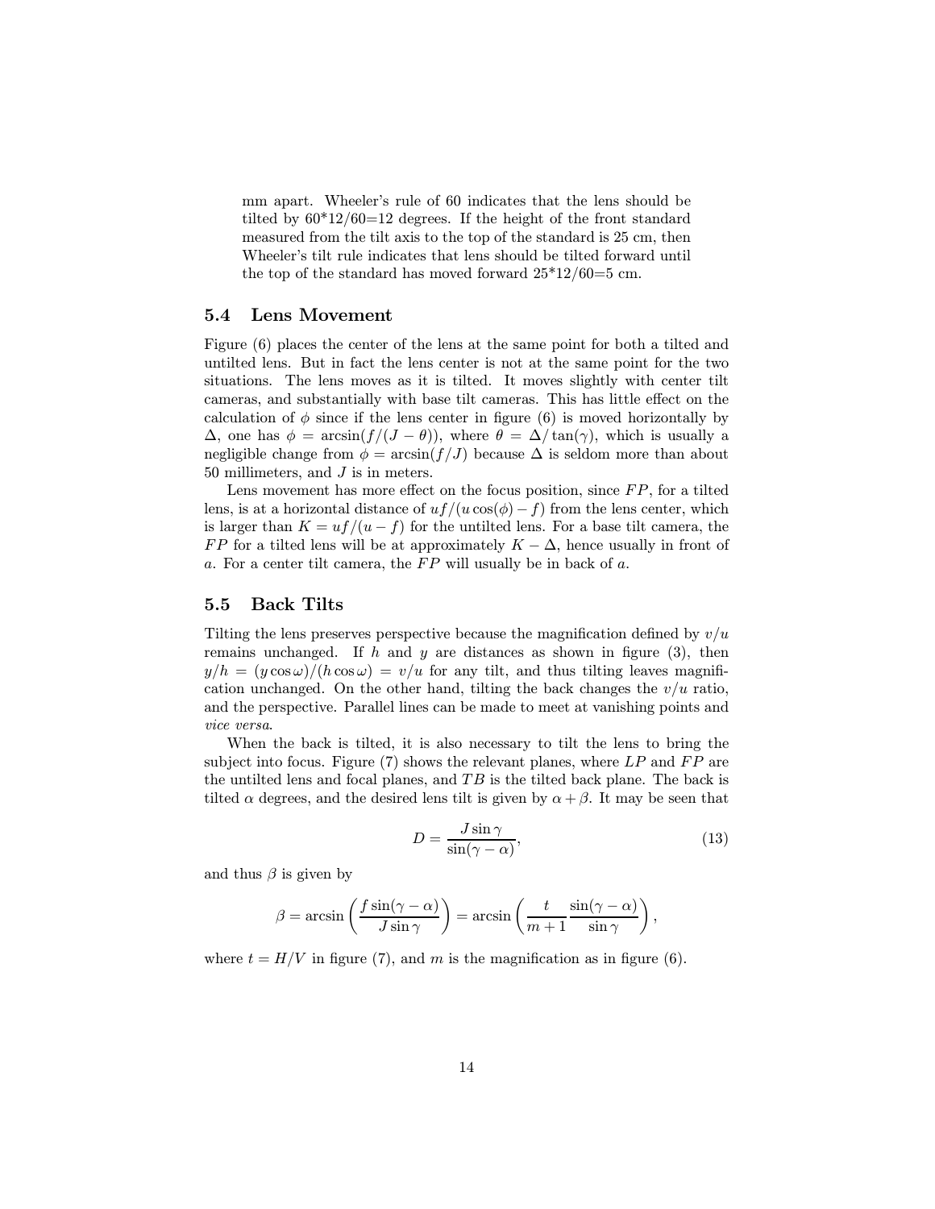mm apart. Wheeler's rule of 60 indicates that the lens should be tilted by 60*12/60=12 degrees. If the height of the front standard measured from the tilt axis to the top of the standard is 25 cm, then Wheeler's tilt rule indicates that lens should be tilted forward until the top of the standard has moved forward 25*12/60=5 cm.

### 5.4 Lens Movement

Figure (6) places the center of the lens at the same point for both a tilted and untilted lens. But in fact the lens center is not at the same point for the two situations. The lens moves as it is tilted. It moves slightly with center tilt cameras, and substantially with base tilt cameras. This has little effect on the calculation of $\phi$ since if the lens center in figure (6) is moved horizontally by $\Delta$, one has $\phi = \arcsin(f/(J-\theta))$, where $\theta = \Delta/\tan(\gamma)$, which is usually a negligible change from $\phi = \arcsin(f/J)$ because $\Delta$ is seldom more than about 50 millimeters, and $J$ is in meters.

Lens movement has more effect on the focus position, since $FP$, for a tilted lens, is at a horizontal distance of $uf/(u\cos(\phi)-f)$ from the lens center, which is larger than $K = uf/(u-f)$ for the untilted lens. For a base tilt camera, the $FP$ for a tilted lens will be at approximately $K-\Delta$, hence usually in front of $a$. For a center tilt camera, the $FP$ will usually be in back of $a$.

### 5.5 Back Tilts

Tilting the lens preserves perspective because the magnification defined by $v/u$ remains unchanged. If $h$ and $y$ are distances as shown in figure (3), then $y/h = (y\cos\omega)/(h\cos\omega) = v/u$ for any tilt, and thus tilting leaves magnification unchanged. On the other hand, tilting the back changes the $v/u$ ratio, and the perspective. Parallel lines can be made to meet at vanishing points and *vice versa*.

When the back is tilted, it is also necessary to tilt the lens to bring the subject into focus. Figure (7) shows the relevant planes, where $LP$ and $FP$ are the untilted lens and focal planes, and $TB$ is the tilted back plane. The back is tilted $\alpha$ degrees, and the desired lens tilt is given by $\alpha+\beta$. It may be seen that

$$D = \frac{J\sin\gamma}{\sin(\gamma-\alpha)}, \tag{13}$$

and thus $\beta$ is given by

$$\beta = \arcsin\left(\frac{f\sin(\gamma-\alpha)}{J\sin\gamma}\right) = \arcsin\left(\frac{t}{m+1}\frac{\sin(\gamma-\alpha)}{\sin\gamma}\right),$$

where $t = H/V$ in figure (7), and $m$ is the magnification as in figure (6).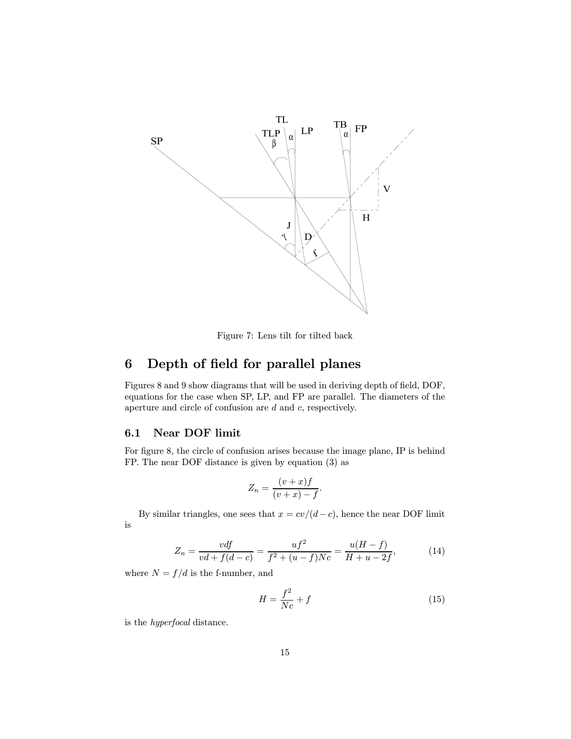Figure 7: Lens tilt for tilted back

# 6 Depth of field for parallel planes

Figures 8 and 9 show diagrams that will be used in deriving depth of field, DOF, equations for the case when SP, LP, and FP are parallel. The diameters of the aperture and circle of confusion are $d$ and $c$, respectively.

## 6.1 Near DOF limit

For figure 8, the circle of confusion arises because the image plane, IP is behind FP. The near DOF distance is given by equation (3) as

$$Z_n = \frac{(v+x)f}{(v+x)-f}.$$

By similar triangles, one sees that $x = cv/(d-c)$, hence the near DOF limit is

$$Z_n = \frac{vdf}{vd + f(d-c)} = \frac{uf^2}{f^2 + (u-f)Nc} = \frac{u(H-f)}{H+u-2f}, \tag{14}$$

where $N = f/d$ is the f-number, and

$$H = \frac{f^2}{Nc} + f \tag{15}$$

is the *hyperfocal* distance.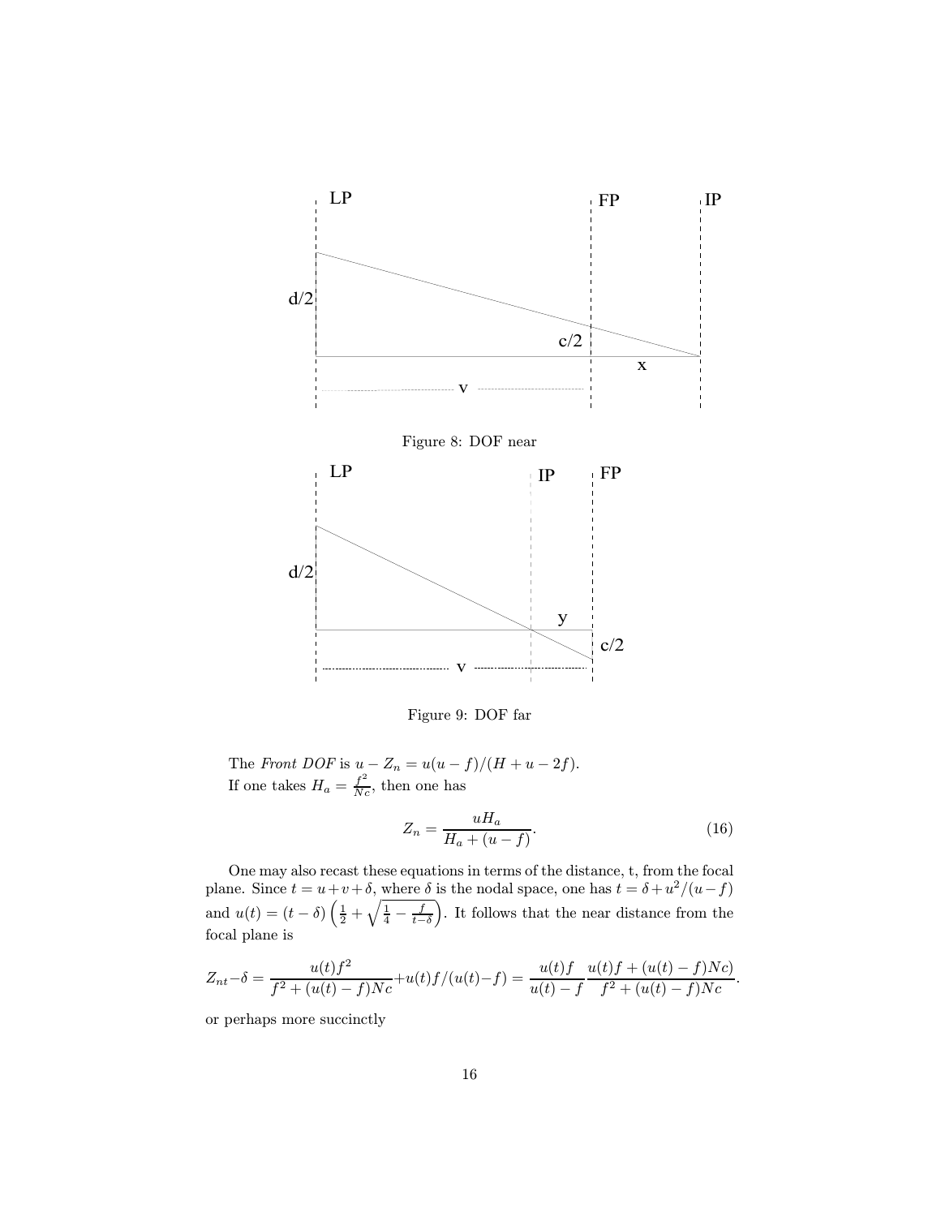Figure 8: DOF near

Figure 9: DOF far

The *Front DOF* is $u - Z_n = u(u-f)/(H+u-2f)$.
If one takes $H_a = \frac{f^2}{Nc}$, then one has

$$Z_n = \frac{uH_a}{H_a + (u-f)}. \tag{16}$$

One may also recast these equations in terms of the distance, t, from the focal plane. Since $t = u + v + \delta$, where $\delta$ is the nodal space, one has $t = \delta + u^2/(u-f)$ and $u(t) = (t-\delta)\left(\frac{1}{2} + \sqrt{\frac{1}{4} - \frac{f}{t-\delta}}\right)$. It follows that the near distance from the focal plane is

$$Z_{nt} - \delta = \frac{u(t)f^2}{f^2 + (u(t)-f)Nc} + u(t)f/(u(t)-f) = \frac{u(t)f}{u(t)-f}\frac{u(t)f + (u(t)-f)Nc)}{f^2 + (u(t)-f)Nc}.$$

or perhaps more succinctly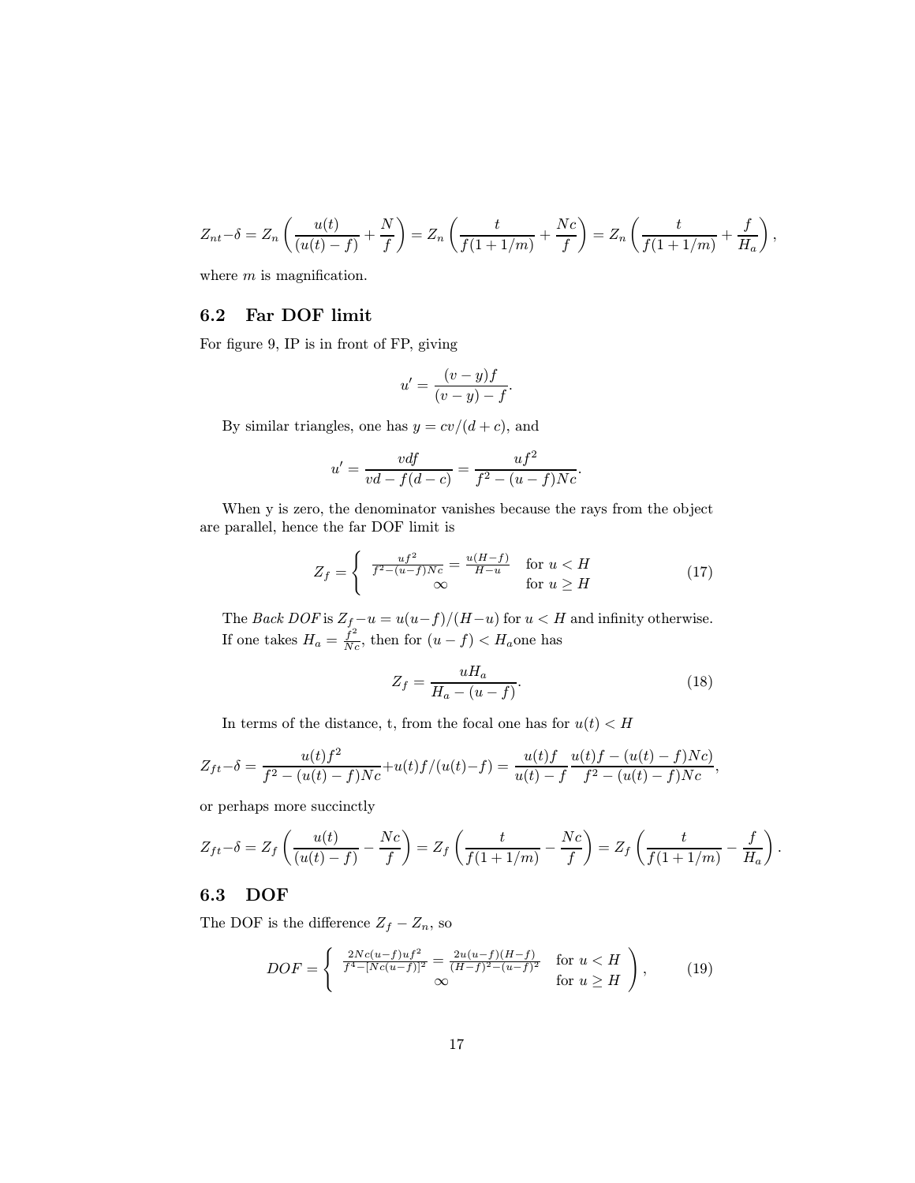$$Z_{nt} - \delta = Z_n \left( \frac{u(t)}{(u(t) - f)} + \frac{N}{f} \right) = Z_n \left( \frac{t}{f(1 + 1/m)} + \frac{Nc}{f} \right) = Z_n \left( \frac{t}{f(1 + 1/m)} + \frac{f}{H_a} \right),$$

where $m$ is magnification.

### 6.2 Far DOF limit

For figure 9, IP is in front of FP, giving

$$u' = \frac{(v - y)f}{(v - y) - f}.$$

By similar triangles, one has $y = cv/(d + c)$, and

$$u' = \frac{vdf}{vd - f(d - c)} = \frac{uf^2}{f^2 - (u - f)Nc}.$$

When y is zero, the denominator vanishes because the rays from the object are parallel, hence the far DOF limit is

$$Z_f = \begin{cases} \frac{uf^2}{f^2 - (u-f)Nc} = \frac{u(H-f)}{H-u} & \text{for } u < H \\ \infty & \text{for } u \geq H \end{cases} \tag{17}$$

The *Back DOF* is $Z_f - u = u(u-f)/(H-u)$ for $u < H$ and infinity otherwise. If one takes $H_a = \frac{f^2}{Nc}$, then for $(u - f) < H_a$ one has

$$Z_f = \frac{uH_a}{H_a - (u - f)}. \tag{18}$$

In terms of the distance, t, from the focal one has for $u(t) < H$

$$Z_{ft} - \delta = \frac{u(t)f^2}{f^2 - (u(t) - f)Nc} + u(t)f/(u(t) - f) = \frac{u(t)f}{u(t) - f} \frac{u(t)f - (u(t) - f)Nc)}{f^2 - (u(t) - f)Nc},$$

or perhaps more succinctly

$$Z_{ft} - \delta = Z_f \left( \frac{u(t)}{(u(t) - f)} - \frac{Nc}{f} \right) = Z_f \left( \frac{t}{f(1 + 1/m)} - \frac{Nc}{f} \right) = Z_f \left( \frac{t}{f(1 + 1/m)} - \frac{f}{H_a} \right).$$

### 6.3 DOF

The DOF is the difference $Z_f - Z_n$, so

$$DOF = \left\{ \begin{array}{ll} \frac{2Nc(u-f)uf^2}{f^4 - [Nc(u-f)]^2} = \frac{2u(u-f)(H-f)}{(H-f)^2 - (u-f)^2} & \text{for } u < H \\ \infty & \text{for } u \geq H \end{array} \right), \tag{19}$$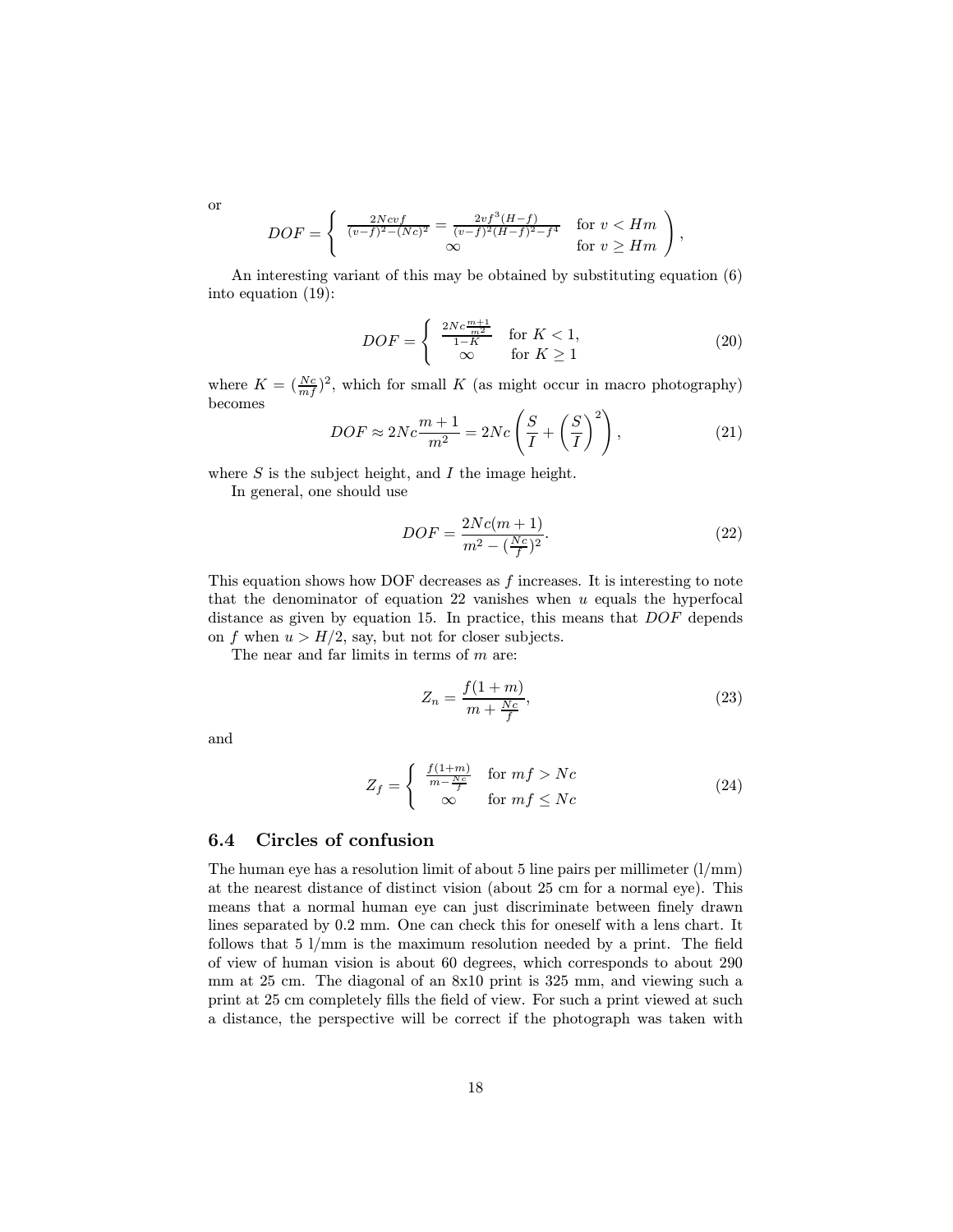or

$$DOF = \left\{ \begin{array}{cl} \frac{2Ncvf}{(v-f)^2-(Nc)^2} = \frac{2vf^3(H-f)}{(v-f)^2(H-f)^2-f^4} & \text{for } v < Hm \\ \infty & \text{for } v \geq Hm \end{array} \right),$$

An interesting variant of this may be obtained by substituting equation (6) into equation (19):

$$DOF = \left\{ \begin{array}{cl} \frac{2Nc\frac{m+1}{m^2}}{1-K} & \text{for } K < 1, \\ \infty & \text{for } K \geq 1 \end{array} \right. \tag{20}$$

where $K = (\frac{Nc}{mf})^2$, which for small $K$ (as might occur in macro photography) becomes

$$DOF \approx 2Nc\frac{m+1}{m^2} = 2Nc\left(\frac{S}{I} + \left(\frac{S}{I}\right)^2\right), \tag{21}$$

where $S$ is the subject height, and $I$ the image height.

In general, one should use

$$DOF = \frac{2Nc(m+1)}{m^2 - (\frac{Nc}{f})^2}. \tag{22}$$

This equation shows how DOF decreases as $f$ increases. It is interesting to note that the denominator of equation 22 vanishes when $u$ equals the hyperfocal distance as given by equation 15. In practice, this means that $DOF$ depends on $f$ when $u > H/2$, say, but not for closer subjects.

The near and far limits in terms of $m$ are:

$$Z_n = \frac{f(1+m)}{m + \frac{Nc}{f}}, \tag{23}$$

and

$$Z_f = \left\{ \begin{array}{cl} \frac{f(1+m)}{m-\frac{Nc}{f}} & \text{for } mf > Nc \\ \infty & \text{for } mf \leq Nc \end{array} \right. \tag{24}$$

### 6.4 Circles of confusion

The human eye has a resolution limit of about 5 line pairs per millimeter (l/mm) at the nearest distance of distinct vision (about 25 cm for a normal eye). This means that a normal human eye can just discriminate between finely drawn lines separated by 0.2 mm. One can check this for oneself with a lens chart. It follows that 5 l/mm is the maximum resolution needed by a print. The field of view of human vision is about 60 degrees, which corresponds to about 290 mm at 25 cm. The diagonal of an 8x10 print is 325 mm, and viewing such a print at 25 cm completely fills the field of view. For such a print viewed at such a distance, the perspective will be correct if the photograph was taken with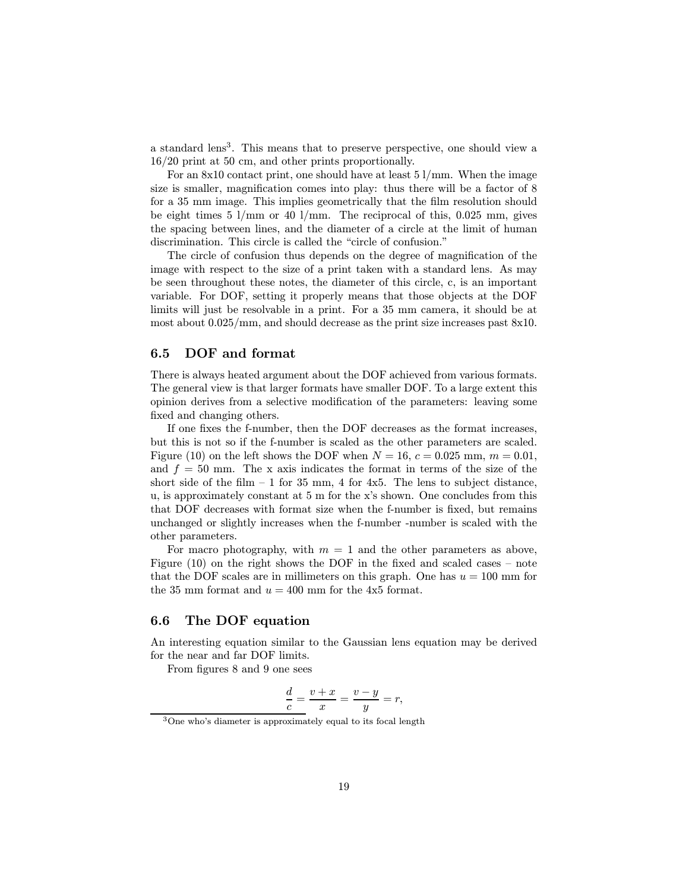a standard lens[3]. This means that to preserve perspective, one should view a 16/20 print at 50 cm, and other prints proportionally.

For an 8x10 contact print, one should have at least 5 l/mm. When the image size is smaller, magnification comes into play: thus there will be a factor of 8 for a 35 mm image. This implies geometrically that the film resolution should be eight times 5 l/mm or 40 l/mm. The reciprocal of this, 0.025 mm, gives the spacing between lines, and the diameter of a circle at the limit of human discrimination. This circle is called the "circle of confusion."

The circle of confusion thus depends on the degree of magnification of the image with respect to the size of a print taken with a standard lens. As may be seen throughout these notes, the diameter of this circle, c, is an important variable. For DOF, setting it properly means that those objects at the DOF limits will just be resolvable in a print. For a 35 mm camera, it should be at most about 0.025/mm, and should decrease as the print size increases past 8x10.

## 6.5 DOF and format

There is always heated argument about the DOF achieved from various formats. The general view is that larger formats have smaller DOF. To a large extent this opinion derives from a selective modification of the parameters: leaving some fixed and changing others.

If one fixes the f-number, then the DOF decreases as the format increases, but this is not so if the f-number is scaled as the other parameters are scaled. Figure (10) on the left shows the DOF when $N = 16$, $c = 0.025$ mm, $m = 0.01$, and $f = 50$ mm. The x axis indicates the format in terms of the size of the short side of the film – 1 for 35 mm, 4 for 4x5. The lens to subject distance, u, is approximately constant at 5 m for the x's shown. One concludes from this that DOF decreases with format size when the f-number is fixed, but remains unchanged or slightly increases when the f-number -number is scaled with the other parameters.

For macro photography, with $m = 1$ and the other parameters as above, Figure (10) on the right shows the DOF in the fixed and scaled cases – note that the DOF scales are in millimeters on this graph. One has $u = 100$ mm for the 35 mm format and $u = 400$ mm for the 4x5 format.

## 6.6 The DOF equation

An interesting equation similar to the Gaussian lens equation may be derived for the near and far DOF limits.

From figures 8 and 9 one sees

$$\frac{d}{c} = \frac{v+x}{x} = \frac{v-y}{y} = r,$$

[3] One who's diameter is approximately equal to its focal length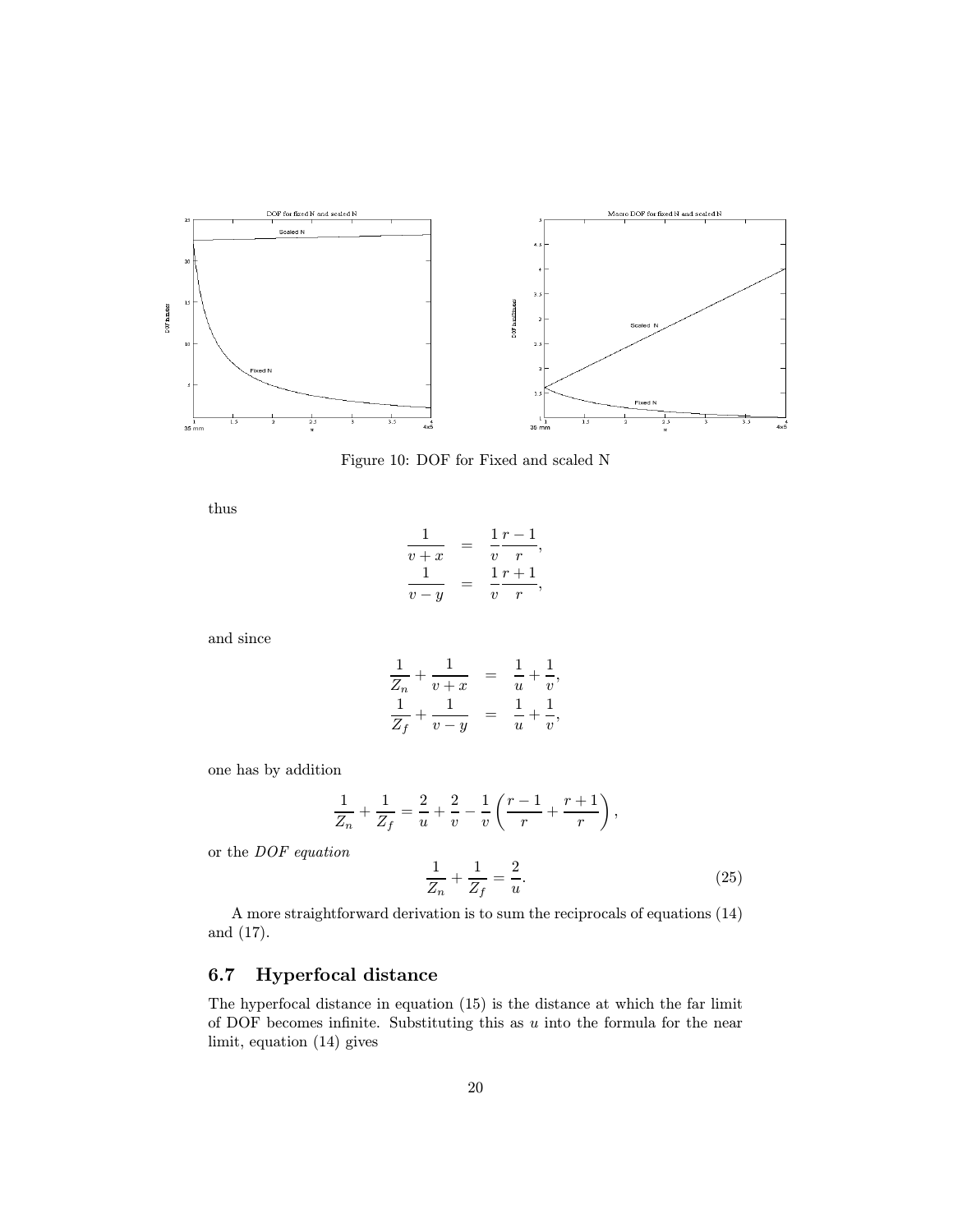Figure 10: DOF for Fixed and scaled N

thus

$$
\begin{aligned}
\frac{1}{v+x} &= \frac{1}{v}\frac{r-1}{r}, \\
\frac{1}{v-y} &= \frac{1}{v}\frac{r+1}{r},
\end{aligned}
$$

and since

$$
\begin{aligned}
\frac{1}{Z_n} + \frac{1}{v+x} &= \frac{1}{u} + \frac{1}{v}, \\
\frac{1}{Z_f} + \frac{1}{v-y} &= \frac{1}{u} + \frac{1}{v},
\end{aligned}
$$

one has by addition

$$
\frac{1}{Z_n} + \frac{1}{Z_f} = \frac{2}{u} + \frac{2}{v} - \frac{1}{v}\left(\frac{r-1}{r} + \frac{r+1}{r}\right),
$$

or the *DOF equation*

$$
\frac{1}{Z_n} + \frac{1}{Z_f} = \frac{2}{u}. \tag{25}
$$

A more straightforward derivation is to sum the reciprocals of equations (14) and (17).

## 6.7 Hyperfocal distance

The hyperfocal distance in equation (15) is the distance at which the far limit of DOF becomes infinite. Substituting this as $u$ into the formula for the near limit, equation (14) gives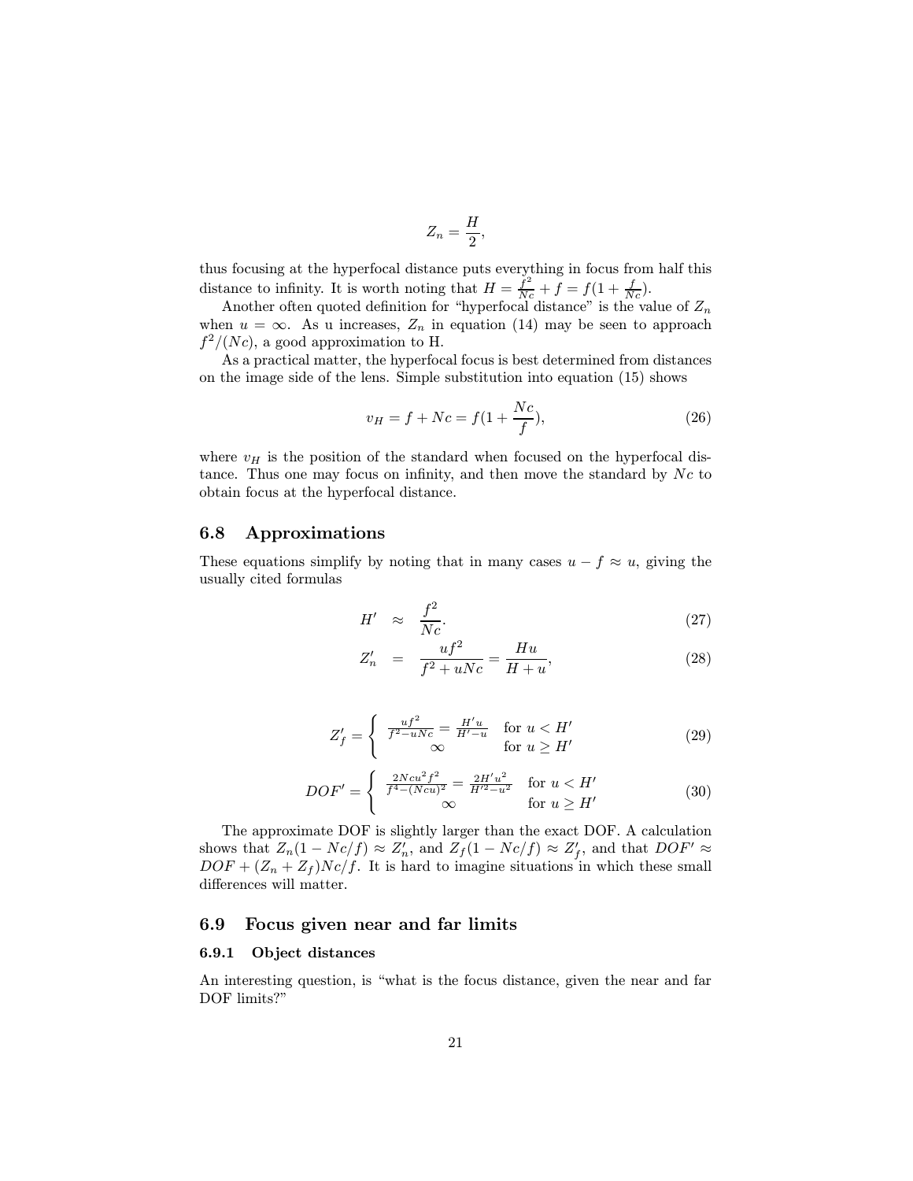$$Z_n = \frac{H}{2},$$

thus focusing at the hyperfocal distance puts everything in focus from half this distance to infinity. It is worth noting that $H = \frac{f^2}{Nc} + f = f(1 + \frac{f}{Nc})$.

Another often quoted definition for "hyperfocal distance" is the value of $Z_n$ when $u = \infty$. As u increases, $Z_n$ in equation (14) may be seen to approach $f^2/(Nc)$, a good approximation to H.

As a practical matter, the hyperfocal focus is best determined from distances on the image side of the lens. Simple substitution into equation (15) shows

$$v_H = f + Nc = f(1 + \frac{Nc}{f}), \tag{26}$$

where $v_H$ is the position of the standard when focused on the hyperfocal distance. Thus one may focus on infinity, and then move the standard by $Nc$ to obtain focus at the hyperfocal distance.

## 6.8 Approximations

These equations simplify by noting that in many cases $u - f \approx u$, giving the usually cited formulas

$$H' \approx \frac{f^2}{Nc}. \tag{27}$$

$$Z'_n = \frac{uf^2}{f^2 + uNc} = \frac{Hu}{H + u}, \tag{28}$$

$$Z'_f = \begin{cases} \frac{uf^2}{f^2 - uNc} = \frac{H'u}{H' - u} & \text{for } u < H' \\ \infty & \text{for } u \geq H' \end{cases} \tag{29}$$

$$DOF' = \begin{cases} \frac{2Ncu^2f^2}{f^4 - (Ncu)^2} = \frac{2H'u^2}{H'^2 - u^2} & \text{for } u < H' \\ \infty & \text{for } u \geq H' \end{cases} \tag{30}$$

The approximate DOF is slightly larger than the exact DOF. A calculation shows that $Z_n(1 - Nc/f) \approx Z'_n$, and $Z_f(1 - Nc/f) \approx Z'_f$, and that $DOF' \approx DOF + (Z_n + Z_f)Nc/f$. It is hard to imagine situations in which these small differences will matter.

## 6.9 Focus given near and far limits

### 6.9.1 Object distances

An interesting question, is "what is the focus distance, given the near and far DOF limits?"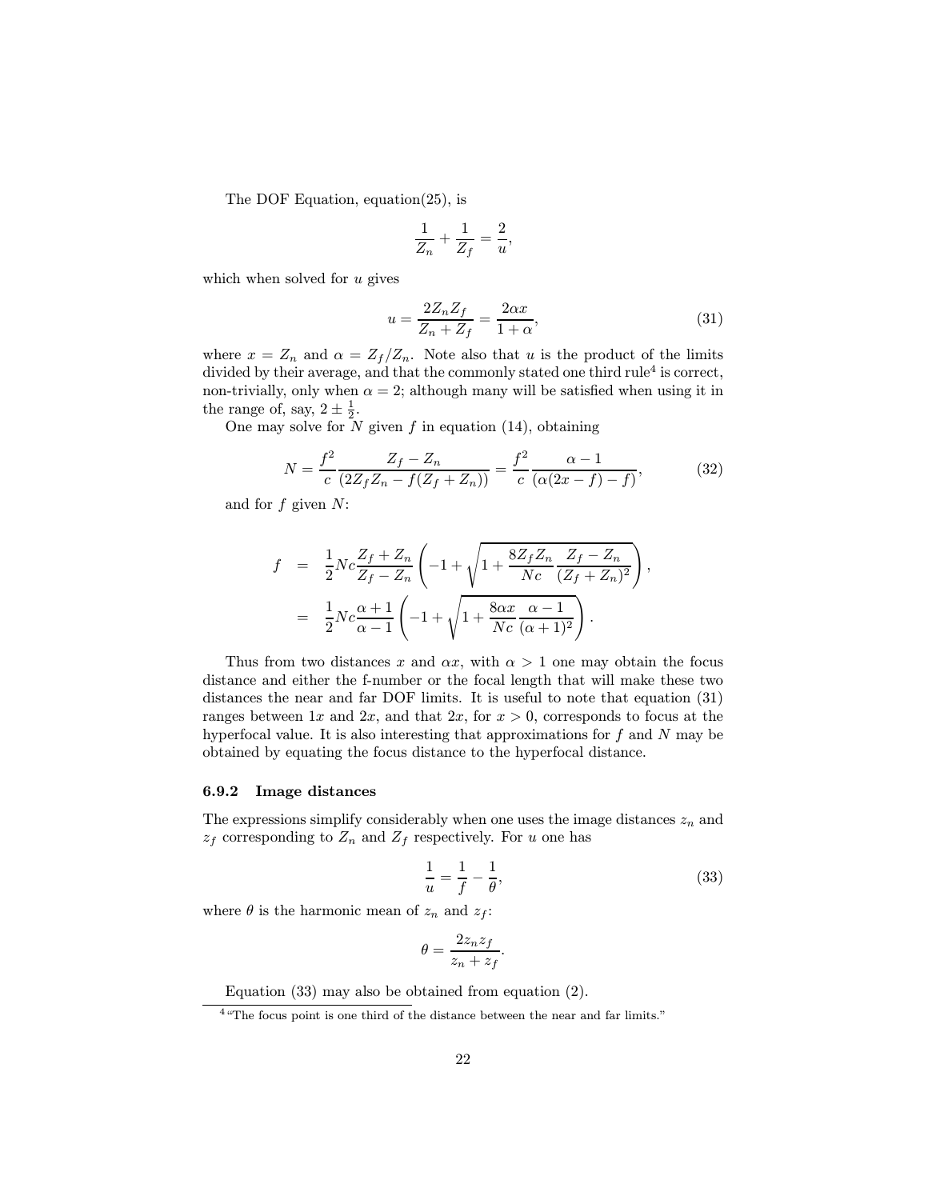The DOF Equation, equation(25), is

$$\frac{1}{Z_n} + \frac{1}{Z_f} = \frac{2}{u},$$

which when solved for $u$ gives

$$u = \frac{2Z_nZ_f}{Z_n + Z_f} = \frac{2\alpha x}{1+\alpha}, \tag{31}$$

where $x = Z_n$ and $\alpha = Z_f/Z_n$. Note also that $u$ is the product of the limits divided by their average, and that the commonly stated one third rule[4] is correct, non-trivially, only when $\alpha = 2$; although many will be satisfied when using it in the range of, say, $2 \pm \frac{1}{2}$.

One may solve for $N$ given $f$ in equation (14), obtaining

$$N = \frac{f^2}{c}\frac{Z_f - Z_n}{(2Z_fZ_n - f(Z_f + Z_n))} = \frac{f^2}{c}\frac{\alpha - 1}{(\alpha(2x - f) - f)}, \tag{32}$$

and for $f$ given $N$:

$$\begin{aligned}
f &= \frac{1}{2}Nc\frac{Z_f + Z_n}{Z_f - Z_n}\left(-1 + \sqrt{1 + \frac{8Z_fZ_n}{Nc}\frac{Z_f - Z_n}{(Z_f + Z_n)^2}}\right), \\
&= \frac{1}{2}Nc\frac{\alpha + 1}{\alpha - 1}\left(-1 + \sqrt{1 + \frac{8\alpha x}{Nc}\frac{\alpha - 1}{(\alpha + 1)^2}}\right).
\end{aligned}$$

Thus from two distances $x$ and $\alpha x$, with $\alpha > 1$ one may obtain the focus distance and either the f-number or the focal length that will make these two distances the near and far DOF limits. It is useful to note that equation (31) ranges between $1x$ and $2x$, and that $2x$, for $x > 0$, corresponds to focus at the hyperfocal value. It is also interesting that approximations for $f$ and $N$ may be obtained by equating the focus distance to the hyperfocal distance.

### 6.9.2 Image distances

The expressions simplify considerably when one uses the image distances $z_n$ and $z_f$ corresponding to $Z_n$ and $Z_f$ respectively. For $u$ one has

$$\frac{1}{u} = \frac{1}{f} - \frac{1}{\theta}, \tag{33}$$

where $\theta$ is the harmonic mean of $z_n$ and $z_f$:

$$\theta = \frac{2z_nz_f}{z_n + z_f}.$$

Equation (33) may also be obtained from equation (2).

[4] "The focus point is one third of the distance between the near and far limits."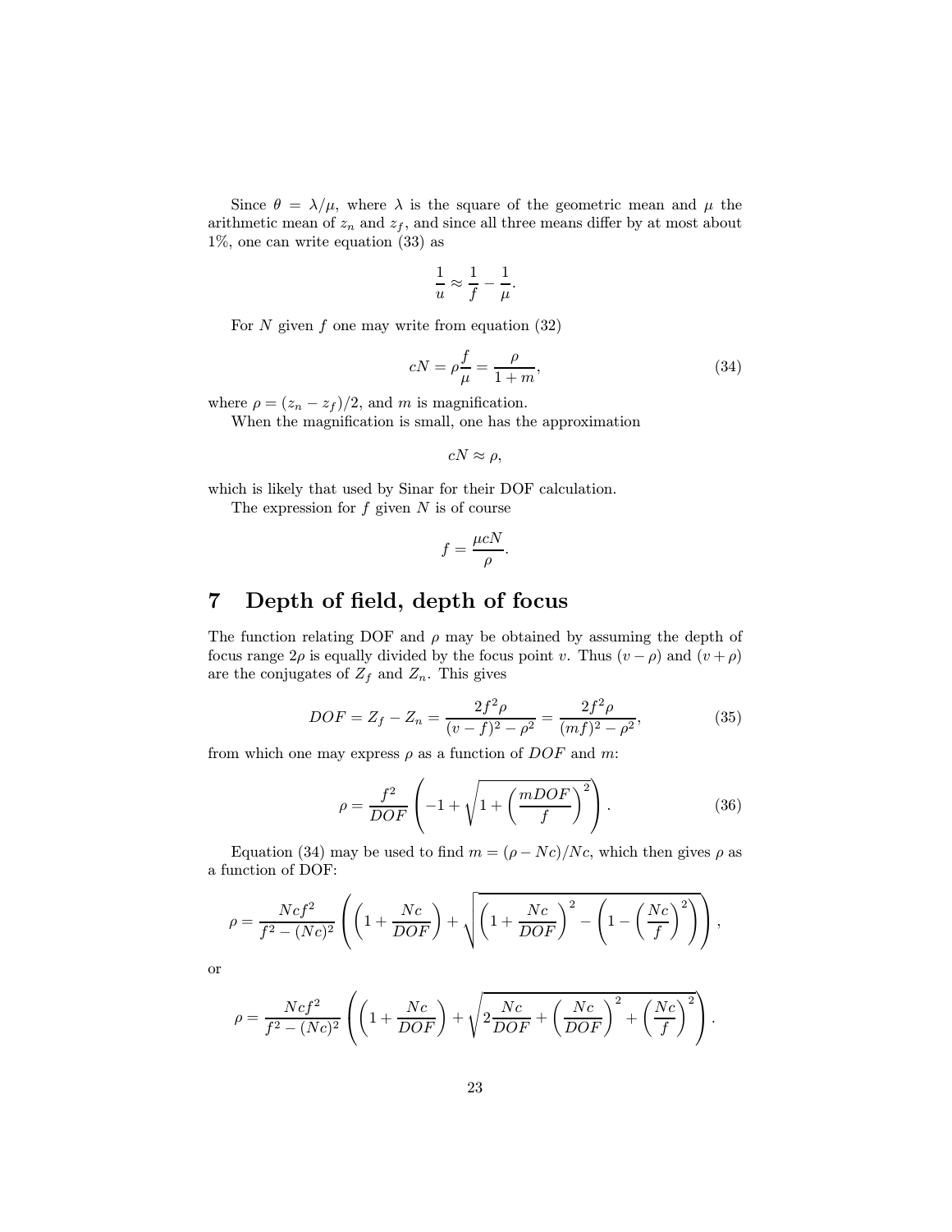Since $\theta = \lambda/\mu$, where $\lambda$ is the square of the geometric mean and $\mu$ the arithmetic mean of $z_n$ and $z_f$, and since all three means differ by at most about 1%, one can write equation (33) as

$$\frac{1}{u} \approx \frac{1}{f} - \frac{1}{\mu}.$$

For $N$ given $f$ one may write from equation (32)

$$cN = \rho\frac{f}{\mu} = \frac{\rho}{1+m}, \tag{34}$$

where $\rho = (z_n - z_f)/2$, and $m$ is magnification.

When the magnification is small, one has the approximation

$$cN \approx \rho,$$

which is likely that used by Sinar for their DOF calculation.

The expression for $f$ given $N$ is of course

$$f = \frac{\mu c N}{\rho}.$$

# 7 Depth of field, depth of focus

The function relating DOF and $\rho$ may be obtained by assuming the depth of focus range $2\rho$ is equally divided by the focus point $v$. Thus $(v - \rho)$ and $(v + \rho)$ are the conjugates of $Z_f$ and $Z_n$. This gives

$$DOF = Z_f - Z_n = \frac{2f^2\rho}{(v-f)^2 - \rho^2} = \frac{2f^2\rho}{(mf)^2 - \rho^2}, \tag{35}$$

from which one may express $\rho$ as a function of $DOF$ and $m$:

$$\rho = \frac{f^2}{DOF}\left(-1 + \sqrt{1 + \left(\frac{mDOF}{f}\right)^2}\right). \tag{36}$$

Equation (34) may be used to find $m = (\rho - Nc)/Nc$, which then gives $\rho$ as a function of DOF:

$$\rho = \frac{Ncf^2}{f^2 - (Nc)^2}\left(\left(1 + \frac{Nc}{DOF}\right) + \sqrt{\left(1 + \frac{Nc}{DOF}\right)^2 - \left(1 - \left(\frac{Nc}{f}\right)^2\right)}\right),$$

or

$$\rho = \frac{Ncf^2}{f^2 - (Nc)^2}\left(\left(1 + \frac{Nc}{DOF}\right) + \sqrt{2\frac{Nc}{DOF} + \left(\frac{Nc}{DOF}\right)^2 + \left(\frac{Nc}{f}\right)^2}\right).$$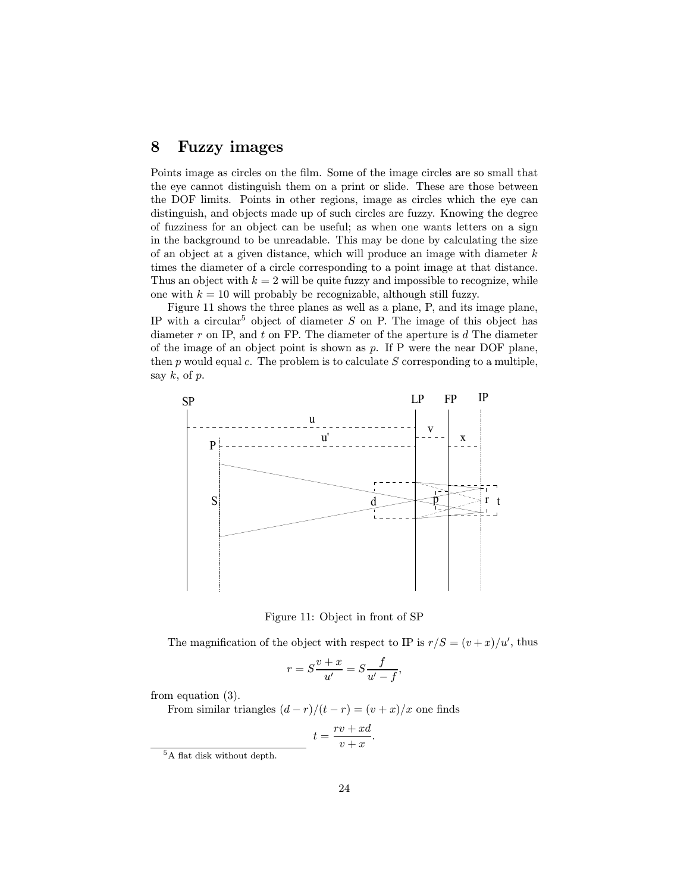# 8 Fuzzy images

Points image as circles on the film. Some of the image circles are so small that the eye cannot distinguish them on a print or slide. These are those between the DOF limits. Points in other regions, image as circles which the eye can distinguish, and objects made up of such circles are fuzzy. Knowing the degree of fuzziness for an object can be useful; as when one wants letters on a sign in the background to be unreadable. This may be done by calculating the size of an object at a given distance, which will produce an image with diameter $k$ times the diameter of a circle corresponding to a point image at that distance. Thus an object with $k = 2$ will be quite fuzzy and impossible to recognize, while one with $k = 10$ will probably be recognizable, although still fuzzy.

Figure 11 shows the three planes as well as a plane, P, and its image plane, IP with a circular[5] object of diameter $S$ on P. The image of this object has diameter $r$ on IP, and $t$ on FP. The diameter of the aperture is $d$ The diameter of the image of an object point is shown as $p$. If P were the near DOF plane, then $p$ would equal $c$. The problem is to calculate $S$ corresponding to a multiple, say $k$, of $p$.

Figure 11: Object in front of SP

The magnification of the object with respect to IP is $r/S = (v + x)/u'$, thus

$$r = S\frac{v + x}{u'} = S\frac{f}{u' - f},$$

from equation (3).

From similar triangles $(d - r)/(t - r) = (v + x)/x$ one finds

$$t = \frac{rv + xd}{v + x}.$$

[5] A flat disk without depth.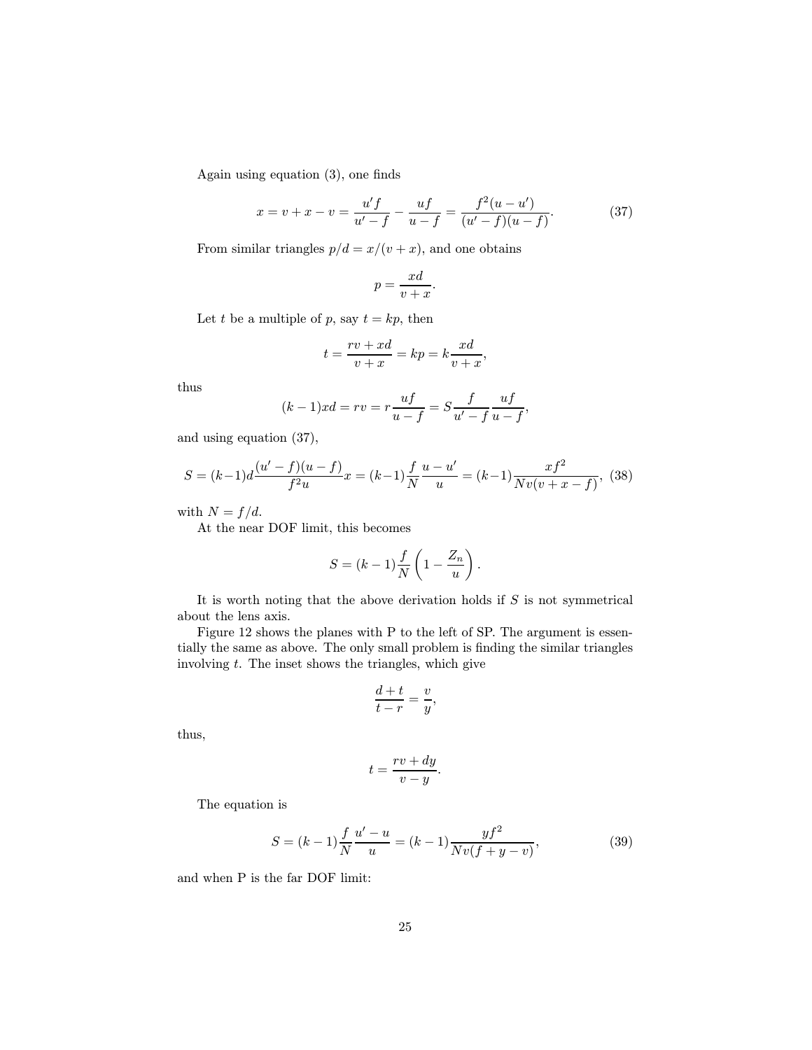Again using equation (3), one finds

$$x = v + x - v = \frac{u'f}{u' - f} - \frac{uf}{u - f} = \frac{f^2(u - u')}{(u' - f)(u - f)}. \tag{37}$$

From similar triangles $p/d = x/(v + x)$, and one obtains

$$p = \frac{xd}{v + x}.$$

Let $t$ be a multiple of $p$, say $t = kp$, then

$$t = \frac{rv + xd}{v + x} = kp = k\frac{xd}{v + x},$$

thus

$$(k - 1)xd = rv = r\frac{uf}{u - f} = S\frac{f}{u' - f}\frac{uf}{u - f},$$

and using equation (37),

$$S = (k-1)d\frac{(u' - f)(u - f)}{f^2 u}x = (k-1)\frac{f}{N}\frac{u - u'}{u} = (k-1)\frac{xf^2}{Nv(v + x - f)}, \tag{38}$$

with $N = f/d$.

At the near DOF limit, this becomes

$$S = (k - 1)\frac{f}{N}\left(1 - \frac{Z_n}{u}\right).$$

It is worth noting that the above derivation holds if $S$ is not symmetrical about the lens axis.

Figure 12 shows the planes with P to the left of SP. The argument is essentially the same as above. The only small problem is finding the similar triangles involving $t$. The inset shows the triangles, which give

$$\frac{d + t}{t - r} = \frac{v}{y},$$

thus,

$$t = \frac{rv + dy}{v - y}.$$

The equation is

$$S = (k - 1)\frac{f}{N}\frac{u' - u}{u} = (k - 1)\frac{yf^2}{Nv(f + y - v)}, \tag{39}$$

and when P is the far DOF limit: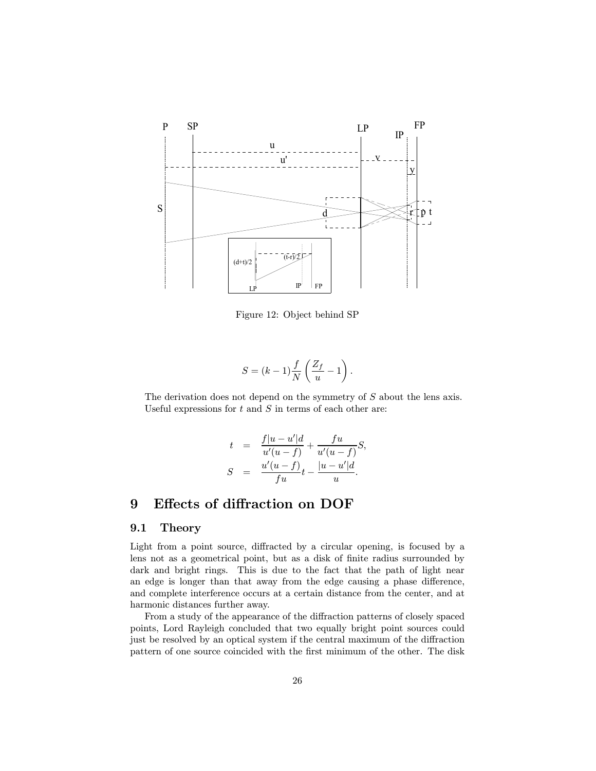Figure 12: Object behind SP

$$S = (k-1)\frac{f}{N}\left(\frac{Z_f}{u} - 1\right).$$

The derivation does not depend on the symmetry of $S$ about the lens axis. Useful expressions for $t$ and $S$ in terms of each other are:

$$\begin{aligned} t &= \frac{f|u-u'|d}{u'(u-f)} + \frac{fu}{u'(u-f)}S, \\ S &= \frac{u'(u-f)}{fu}t - \frac{|u-u'|d}{u}. \end{aligned}$$

# 9 Effects of diffraction on DOF

## 9.1 Theory

Light from a point source, diffracted by a circular opening, is focused by a lens not as a geometrical point, but as a disk of finite radius surrounded by dark and bright rings. This is due to the fact that the path of light near an edge is longer than that away from the edge causing a phase difference, and complete interference occurs at a certain distance from the center, and at harmonic distances further away.

From a study of the appearance of the diffraction patterns of closely spaced points, Lord Rayleigh concluded that two equally bright point sources could just be resolved by an optical system if the central maximum of the diffraction pattern of one source coincided with the first minimum of the other. The disk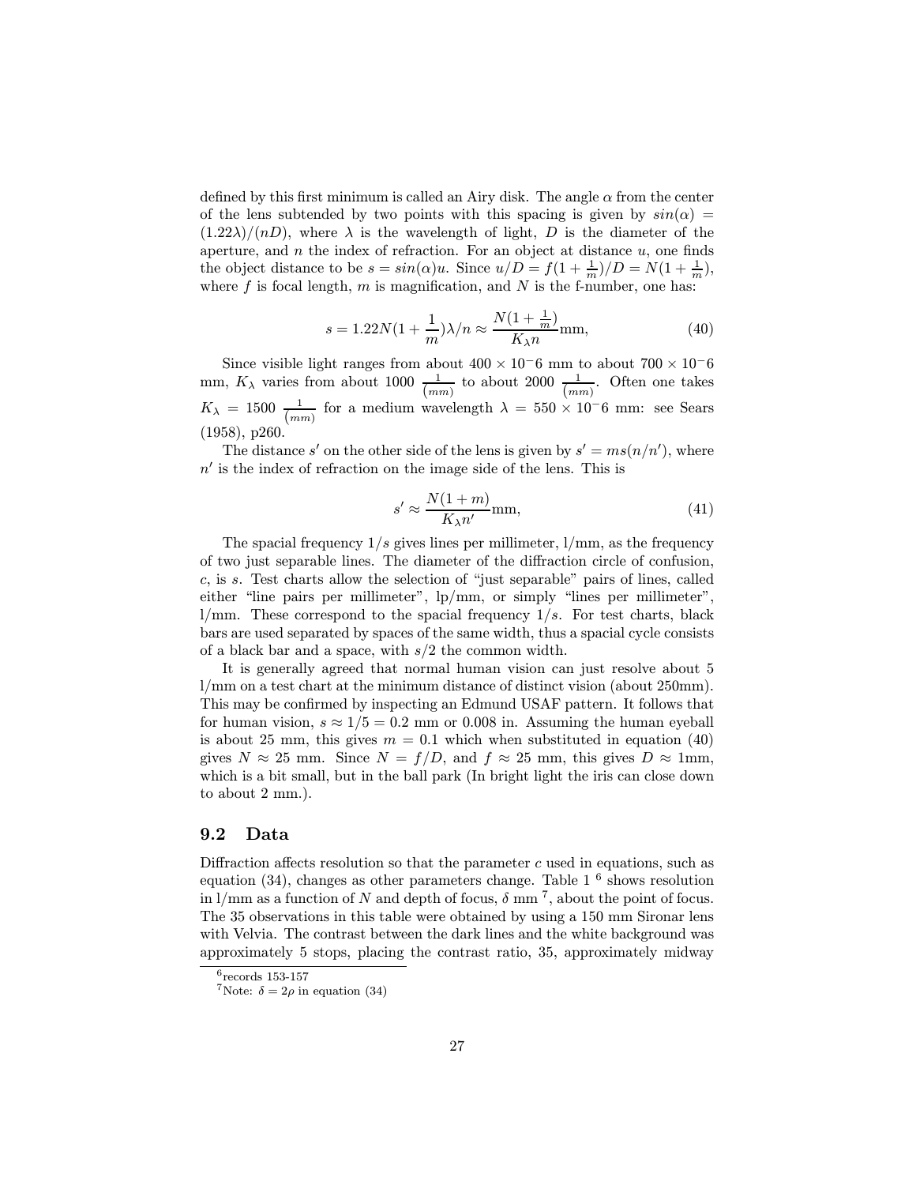defined by this first minimum is called an Airy disk. The angle $\alpha$ from the center of the lens subtended by two points with this spacing is given by $sin(\alpha) = (1.22\lambda)/(nD)$, where $\lambda$ is the wavelength of light, $D$ is the diameter of the aperture, and $n$ the index of refraction. For an object at distance $u$, one finds the object distance to be $s = sin(\alpha)u$. Since $u/D = f(1+\frac{1}{m})/D = N(1+\frac{1}{m})$, where $f$ is focal length, $m$ is magnification, and $N$ is the f-number, one has:

$$s = 1.22N(1+\frac{1}{m})\lambda/n \approx \frac{N(1+\frac{1}{m})}{K_\lambda n}\text{mm}, \tag{40}$$

Since visible light ranges from about $400 \times 10^-6$ mm to about $700 \times 10^-6$ mm, $K_\lambda$ varies from about 1000 $\frac{1}{(mm)}$ to about 2000 $\frac{1}{(mm)}$. Often one takes $K_\lambda = 1500$ $\frac{1}{(mm)}$ for a medium wavelength $\lambda = 550 \times 10^-6$ mm: see Sears (1958), p260.

The distance $s'$ on the other side of the lens is given by $s' = ms(n/n')$, where $n'$ is the index of refraction on the image side of the lens. This is

$$s' \approx \frac{N(1+m)}{K_\lambda n'}\text{mm}, \tag{41}$$

The spacial frequency $1/s$ gives lines per millimeter, l/mm, as the frequency of two just separable lines. The diameter of the diffraction circle of confusion, $c$, is $s$. Test charts allow the selection of "just separable" pairs of lines, called either "line pairs per millimeter", lp/mm, or simply "lines per millimeter", l/mm. These correspond to the spacial frequency $1/s$. For test charts, black bars are used separated by spaces of the same width, thus a spacial cycle consists of a black bar and a space, with $s/2$ the common width.

It is generally agreed that normal human vision can just resolve about 5 l/mm on a test chart at the minimum distance of distinct vision (about 250mm). This may be confirmed by inspecting an Edmund USAF pattern. It follows that for human vision, $s \approx 1/5 = 0.2$ mm or 0.008 in. Assuming the human eyeball is about 25 mm, this gives $m = 0.1$ which when substituted in equation (40) gives $N \approx 25$ mm. Since $N = f/D$, and $f \approx 25$ mm, this gives $D \approx 1$mm, which is a bit small, but in the ball park (In bright light the iris can close down to about 2 mm.).

## 9.2 Data

Diffraction affects resolution so that the parameter $c$ used in equations, such as equation (34), changes as other parameters change. Table 1 [6] shows resolution in l/mm as a function of $N$ and depth of focus, $\delta$ mm [7], about the point of focus. The 35 observations in this table were obtained by using a 150 mm Sironar lens with Velvia. The contrast between the dark lines and the white background was approximately 5 stops, placing the contrast ratio, 35, approximately midway

[6] records 153-157

[7] Note: $\delta = 2\rho$ in equation (34)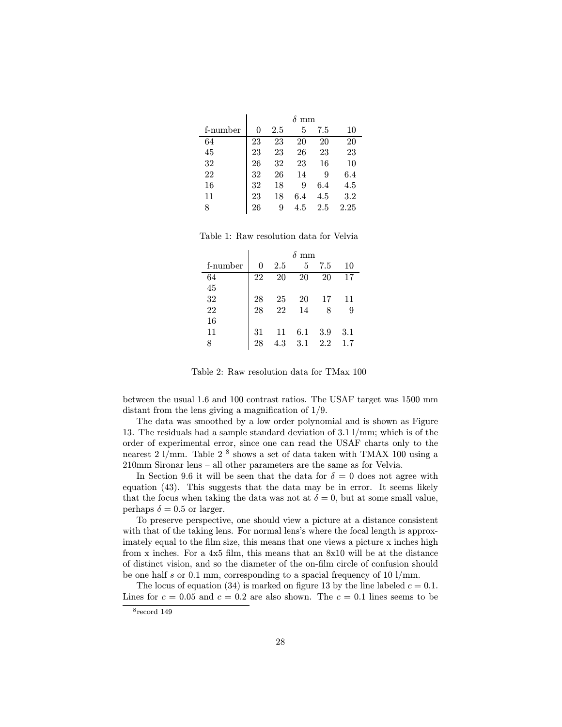| f-number | δ mm | | | | |
|---|---|---|---|---|---|
| | 0 | 2.5 | 5 | 7.5 | 10 |
| 64 | 23 | 23 | 20 | 20 | 20 |
| 45 | 23 | 23 | 26 | 23 | 23 |
| 32 | 26 | 32 | 23 | 16 | 10 |
| 22 | 32 | 26 | 14 | 9 | 6.4 |
| 16 | 32 | 18 | 9 | 6.4 | 4.5 |
| 11 | 23 | 18 | 6.4 | 4.5 | 3.2 |
| 8 | 26 | 9 | 4.5 | 2.5 | 2.25 |

Table 1: Raw resolution data for Velvia

| f-number | δ mm | | | | |
|---|---|---|---|---|---|
| | 0 | 2.5 | 5 | 7.5 | 10 |
| 64 | 22 | 20 | 20 | 20 | 17 |
| 45 | | | | | |
| 32 | 28 | 25 | 20 | 17 | 11 |
| 22 | 28 | 22 | 14 | 8 | 9 |
| 16 | | | | | |
| 11 | 31 | 11 | 6.1 | 3.9 | 3.1 |
| 8 | 28 | 4.3 | 3.1 | 2.2 | 1.7 |

Table 2: Raw resolution data for TMax 100

between the usual 1.6 and 100 contrast ratios. The USAF target was 1500 mm distant from the lens giving a magnification of 1/9.

The data was smoothed by a low order polynomial and is shown as Figure 13. The residuals had a sample standard deviation of 3.1 l/mm; which is of the order of experimental error, since one can read the USAF charts only to the nearest 2 l/mm. Table 2 [8] shows a set of data taken with TMAX 100 using a 210mm Sironar lens – all other parameters are the same as for Velvia.

In Section 9.6 it will be seen that the data for $\delta = 0$ does not agree with equation (43). This suggests that the data may be in error. It seems likely that the focus when taking the data was not at $\delta = 0$, but at some small value, perhaps $\delta = 0.5$ or larger.

To preserve perspective, one should view a picture at a distance consistent with that of the taking lens. For normal lens's where the focal length is approximately equal to the film size, this means that one views a picture x inches high from x inches. For a 4x5 film, this means that an 8x10 will be at the distance of distinct vision, and so the diameter of the on-film circle of confusion should be one half $s$ or 0.1 mm, corresponding to a spacial frequency of 10 l/mm.

The locus of equation (34) is marked on figure 13 by the line labeled $c = 0.1$. Lines for $c = 0.05$ and $c = 0.2$ are also shown. The $c = 0.1$ lines seems to be

[8] record 149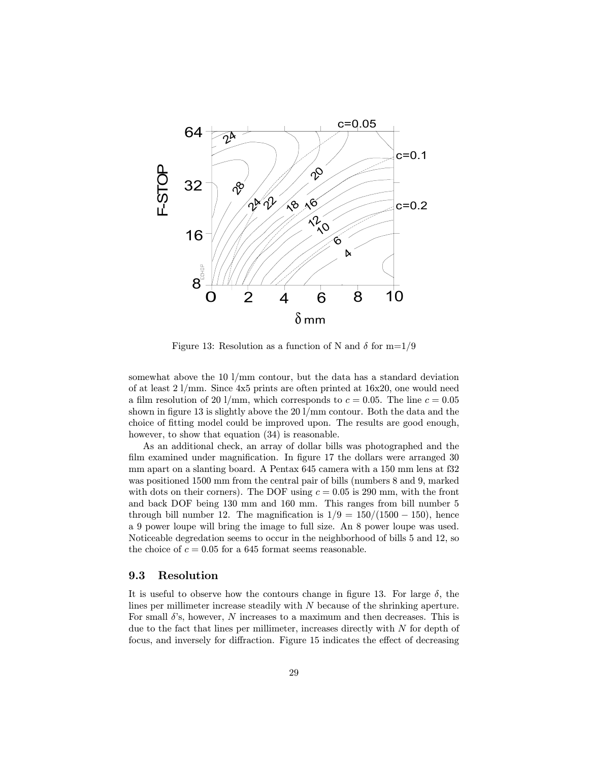Figure 13: Resolution as a function of N and $\delta$ for m=1/9

somewhat above the 10 l/mm contour, but the data has a standard deviation of at least 2 l/mm. Since 4x5 prints are often printed at 16x20, one would need a film resolution of 20 l/mm, which corresponds to $c = 0.05$. The line $c = 0.05$ shown in figure 13 is slightly above the 20 l/mm contour. Both the data and the choice of fitting model could be improved upon. The results are good enough, however, to show that equation (34) is reasonable.

As an additional check, an array of dollar bills was photographed and the film examined under magnification. In figure 17 the dollars were arranged 30 mm apart on a slanting board. A Pentax 645 camera with a 150 mm lens at f32 was positioned 1500 mm from the central pair of bills (numbers 8 and 9, marked with dots on their corners). The DOF using $c = 0.05$ is 290 mm, with the front and back DOF being 130 mm and 160 mm. This ranges from bill number 5 through bill number 12. The magnification is $1/9 = 150/(1500 - 150)$, hence a 9 power loupe will bring the image to full size. An 8 power loupe was used. Noticeable degredation seems to occur in the neighborhood of bills 5 and 12, so the choice of $c = 0.05$ for a 645 format seems reasonable.

### 9.3 Resolution

It is useful to observe how the contours change in figure 13. For large $\delta$, the lines per millimeter increase steadily with $N$ because of the shrinking aperture. For small $\delta$'s, however, $N$ increases to a maximum and then decreases. This is due to the fact that lines per millimeter, increases directly with $N$ for depth of focus, and inversely for diffraction. Figure 15 indicates the effect of decreasing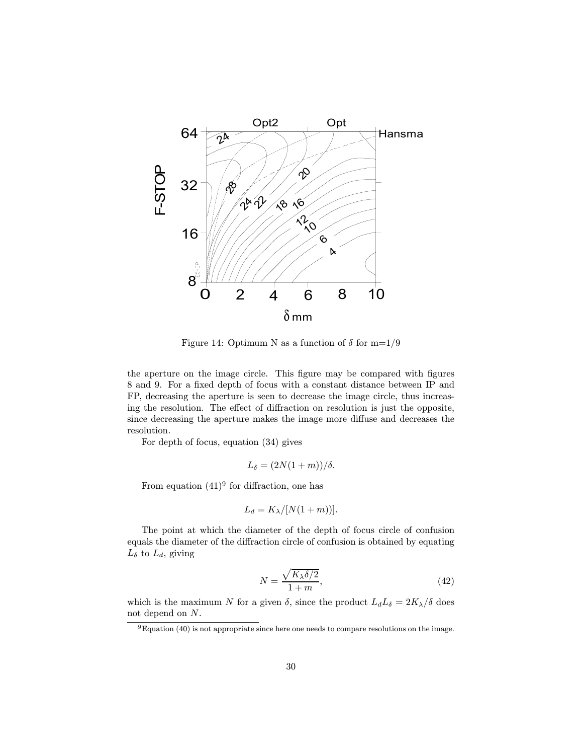Figure 14: Optimum N as a function of $\delta$ for m=1/9

the aperture on the image circle. This figure may be compared with figures 8 and 9. For a fixed depth of focus with a constant distance between IP and FP, decreasing the aperture is seen to decrease the image circle, thus increasing the resolution. The effect of diffraction on resolution is just the opposite, since decreasing the aperture makes the image more diffuse and decreases the resolution.

For depth of focus, equation (34) gives

$$L_\delta = (2N(1+m))/\delta.$$

From equation (41)[9] for diffraction, one has

$$L_d = K_\lambda/[N(1+m))].$$

The point at which the diameter of the depth of focus circle of confusion equals the diameter of the diffraction circle of confusion is obtained by equating $L_\delta$ to $L_d$, giving

$$N = \frac{\sqrt{K_\lambda \delta/2}}{1+m}, \tag{42}$$

which is the maximum $N$ for a given $\delta$, since the product $L_d L_\delta = 2K_\lambda/\delta$ does not depend on $N$.

[9] Equation (40) is not appropriate since here one needs to compare resolutions on the image.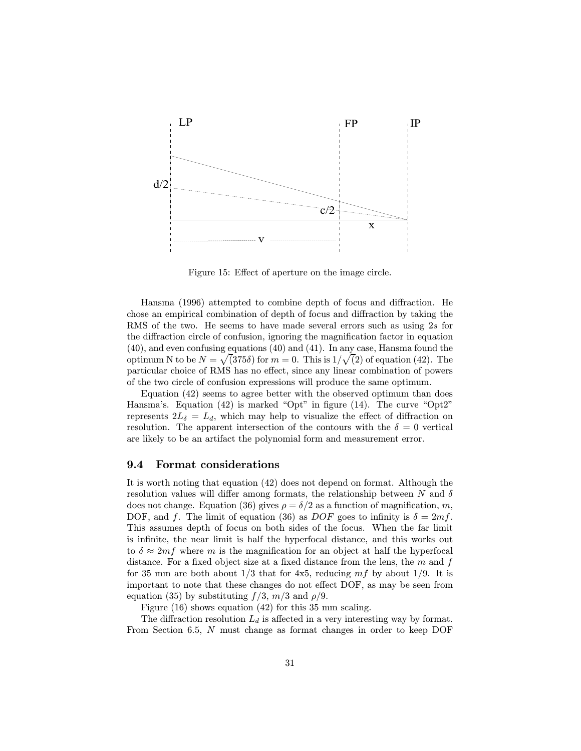Figure 15: Effect of aperture on the image circle.

Hansma (1996) attempted to combine depth of focus and diffraction. He chose an empirical combination of depth of focus and diffraction by taking the RMS of the two. He seems to have made several errors such as using $2s$ for the diffraction circle of confusion, ignoring the magnification factor in equation (40), and even confusing equations (40) and (41). In any case, Hansma found the optimum N to be $N = \sqrt(375\delta)$ for $m = 0$. This is $1/\sqrt(2)$ of equation (42). The particular choice of RMS has no effect, since any linear combination of powers of the two circle of confusion expressions will produce the same optimum.

Equation (42) seems to agree better with the observed optimum than does Hansma's. Equation (42) is marked "Opt" in figure (14). The curve "Opt2" represents $2L_\delta = L_d$, which may help to visualize the effect of diffraction on resolution. The apparent intersection of the contours with the $\delta = 0$ vertical are likely to be an artifact the polynomial form and measurement error.

### 9.4 Format considerations

It is worth noting that equation (42) does not depend on format. Although the resolution values will differ among formats, the relationship between $N$ and $\delta$ does not change. Equation (36) gives $\rho = \delta/2$ as a function of magnification, $m$, DOF, and $f$. The limit of equation (36) as $DOF$ goes to infinity is $\delta = 2mf$. This assumes depth of focus on both sides of the focus. When the far limit is infinite, the near limit is half the hyperfocal distance, and this works out to $\delta \approx 2mf$ where $m$ is the magnification for an object at half the hyperfocal distance. For a fixed object size at a fixed distance from the lens, the $m$ and $f$ for 35 mm are both about 1/3 that for 4x5, reducing $mf$ by about 1/9. It is important to note that these changes do not effect DOF, as may be seen from equation (35) by substituting $f/3$, $m/3$ and $\rho/9$.

Figure (16) shows equation (42) for this 35 mm scaling.

The diffraction resolution $L_d$ is affected in a very interesting way by format. From Section 6.5, $N$ must change as format changes in order to keep DOF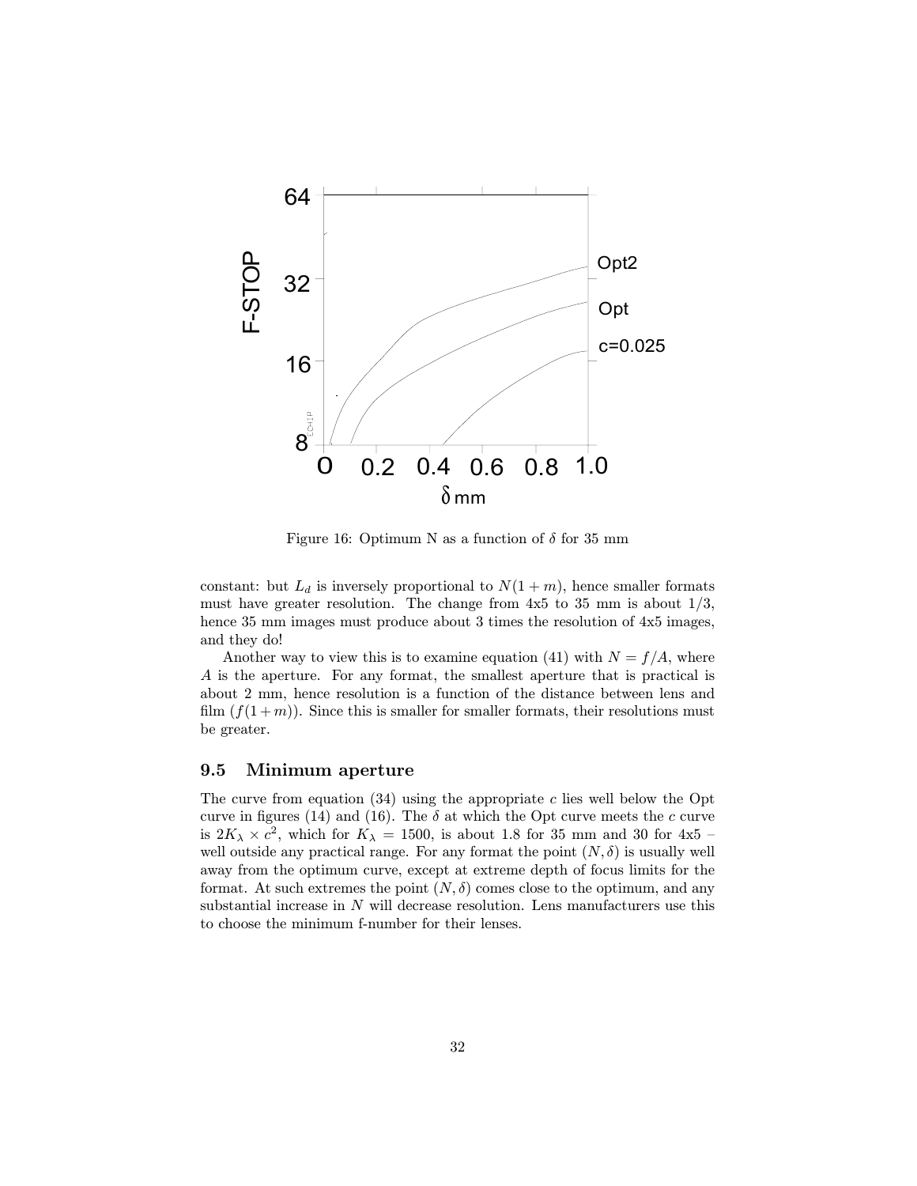Figure 16: Optimum N as a function of $\delta$ for 35 mm

constant: but $L_d$ is inversely proportional to $N(1+m)$, hence smaller formats must have greater resolution. The change from 4x5 to 35 mm is about 1/3, hence 35 mm images must produce about 3 times the resolution of 4x5 images, and they do!

Another way to view this is to examine equation (41) with $N = f/A$, where $A$ is the aperture. For any format, the smallest aperture that is practical is about 2 mm, hence resolution is a function of the distance between lens and film ($f(1+m)$). Since this is smaller for smaller formats, their resolutions must be greater.

### 9.5 Minimum aperture

The curve from equation (34) using the appropriate $c$ lies well below the Opt curve in figures (14) and (16). The $\delta$ at which the Opt curve meets the $c$ curve is $2K_\lambda \times c^2$, which for $K_\lambda = 1500$, is about 1.8 for 35 mm and 30 for 4x5 – well outside any practical range. For any format the point $(N, \delta)$ is usually well away from the optimum curve, except at extreme depth of focus limits for the format. At such extremes the point $(N, \delta)$ comes close to the optimum, and any substantial increase in $N$ will decrease resolution. Lens manufacturers use this to choose the minimum f-number for their lenses.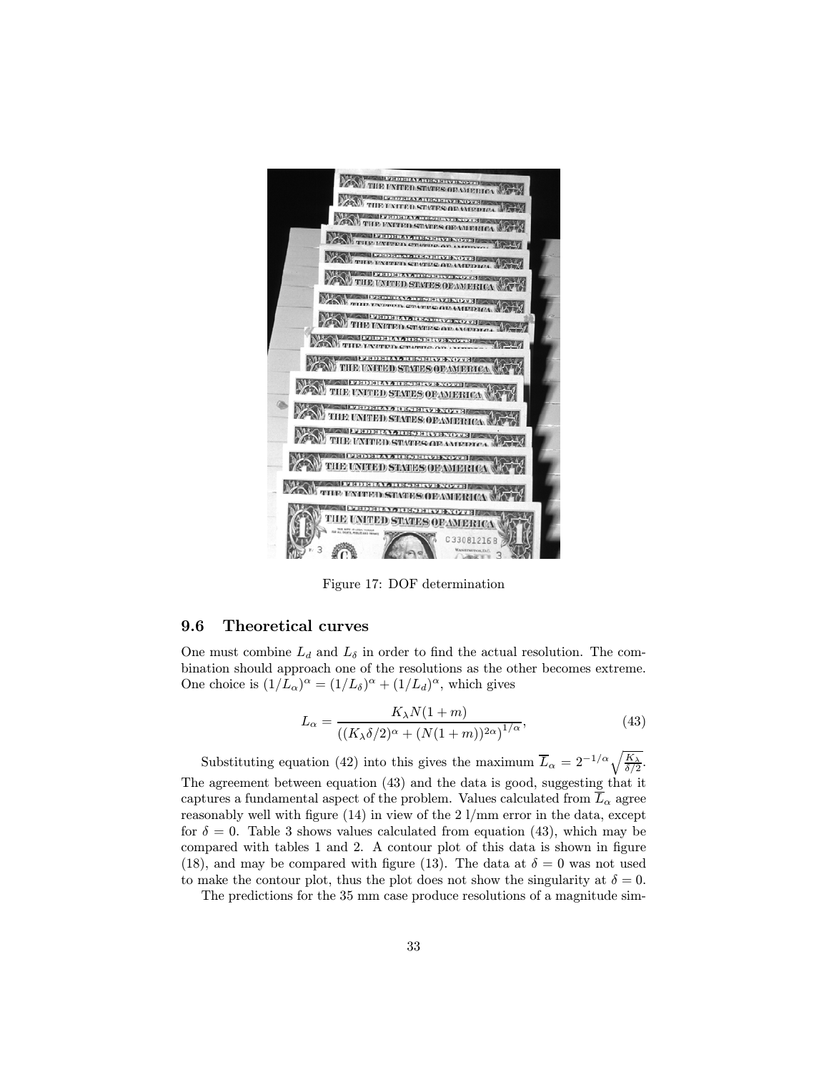Figure 17: DOF determination

### 9.6 Theoretical curves

One must combine $L_d$ and $L_\delta$ in order to find the actual resolution. The combination should approach one of the resolutions as the other becomes extreme. One choice is $(1/L_\alpha)^\alpha = (1/L_\delta)^\alpha + (1/L_d)^\alpha$, which gives

$$L_\alpha = \frac{K_\lambda N(1+m)}{\left((K_\lambda \delta/2)^\alpha + (N(1+m))^{2\alpha}\right)^{1/\alpha}}, \tag{43}$$

Substituting equation (42) into this gives the maximum $\overline{L}_\alpha = 2^{-1/\alpha}\sqrt{\frac{K_\lambda}{\delta/2}}$. The agreement between equation (43) and the data is good, suggesting that it captures a fundamental aspect of the problem. Values calculated from $\overline{L}_\alpha$ agree reasonably well with figure (14) in view of the 2 l/mm error in the data, except for $\delta = 0$. Table 3 shows values calculated from equation (43), which may be compared with tables 1 and 2. A contour plot of this data is shown in figure (18), and may be compared with figure (13). The data at $\delta = 0$ was not used to make the contour plot, thus the plot does not show the singularity at $\delta = 0$.

The predictions for the 35 mm case produce resolutions of a magnitude sim-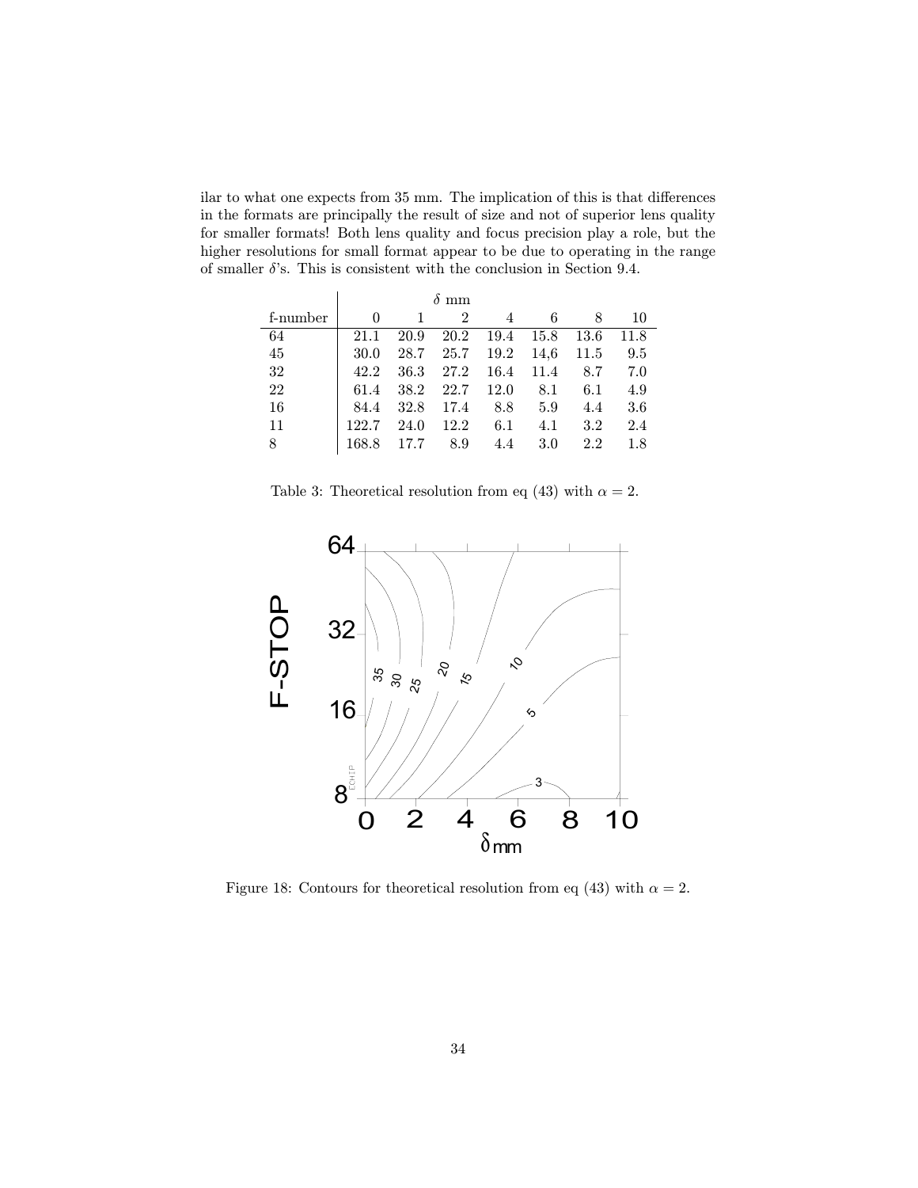ilar to what one expects from 35 mm. The implication of this is that differences in the formats are principally the result of size and not of superior lens quality for smaller formats! Both lens quality and focus precision play a role, but the higher resolutions for small format appear to be due to operating in the range of smaller $\delta$'s. This is consistent with the conclusion in Section 9.4.

| | $\delta$ mm | | | | | | |
|---|---|---|---|---|---|---|---|
| f-number | 0 | 1 | 2 | 4 | 6 | 8 | 10 |
| 64 | 21.1 | 20.9 | 20.2 | 19.4 | 15.8 | 13.6 | 11.8 |
| 45 | 30.0 | 28.7 | 25.7 | 19.2 | 14,6 | 11.5 | 9.5 |
| 32 | 42.2 | 36.3 | 27.2 | 16.4 | 11.4 | 8.7 | 7.0 |
| 22 | 61.4 | 38.2 | 22.7 | 12.0 | 8.1 | 6.1 | 4.9 |
| 16 | 84.4 | 32.8 | 17.4 | 8.8 | 5.9 | 4.4 | 3.6 |
| 11 | 122.7 | 24.0 | 12.2 | 6.1 | 4.1 | 3.2 | 2.4 |
| 8 | 168.8 | 17.7 | 8.9 | 4.4 | 3.0 | 2.2 | 1.8 |

Table 3: Theoretical resolution from eq (43) with $\alpha = 2$.

Figure 18: Contours for theoretical resolution from eq (43) with $\alpha = 2$.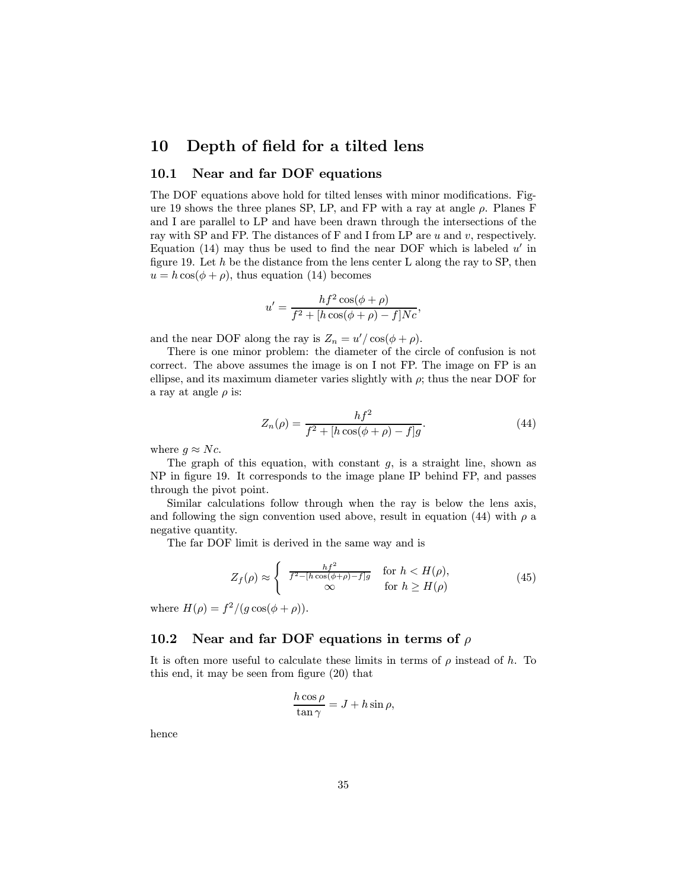# 10 Depth of field for a tilted lens

## 10.1 Near and far DOF equations

The DOF equations above hold for tilted lenses with minor modifications. Figure 19 shows the three planes SP, LP, and FP with a ray at angle $\rho$. Planes F and I are parallel to LP and have been drawn through the intersections of the ray with SP and FP. The distances of F and I from LP are $u$ and $v$, respectively. Equation (14) may thus be used to find the near DOF which is labeled $u'$ in figure 19. Let $h$ be the distance from the lens center L along the ray to SP, then $u = h\cos(\phi + \rho)$, thus equation (14) becomes

$$u' = \frac{hf^2\cos(\phi+\rho)}{f^2 + [h\cos(\phi+\rho) - f]Nc},$$

and the near DOF along the ray is $Z_n = u'/\cos(\phi + \rho)$.

There is one minor problem: the diameter of the circle of confusion is not correct. The above assumes the image is on I not FP. The image on FP is an ellipse, and its maximum diameter varies slightly with $\rho$; thus the near DOF for a ray at angle $\rho$ is:

$$Z_n(\rho) = \frac{hf^2}{f^2 + [h\cos(\phi+\rho) - f]g}. \tag{44}$$

where $g \approx Nc$.

The graph of this equation, with constant $g$, is a straight line, shown as NP in figure 19. It corresponds to the image plane IP behind FP, and passes through the pivot point.

Similar calculations follow through when the ray is below the lens axis, and following the sign convention used above, result in equation (44) with $\rho$ a negative quantity.

The far DOF limit is derived in the same way and is

$$Z_f(\rho) \approx \begin{cases} \frac{hf^2}{f^2 - [h\cos(\phi+\rho)-f]g} & \text{for } h < H(\rho), \\ \infty & \text{for } h \geq H(\rho) \end{cases} \tag{45}$$

where $H(\rho) = f^2/(g\cos(\phi + \rho))$.

## 10.2 Near and far DOF equations in terms of $\rho$

It is often more useful to calculate these limits in terms of $\rho$ instead of $h$. To this end, it may be seen from figure (20) that

$$\frac{h\cos\rho}{\tan\gamma} = J + h\sin\rho,$$

hence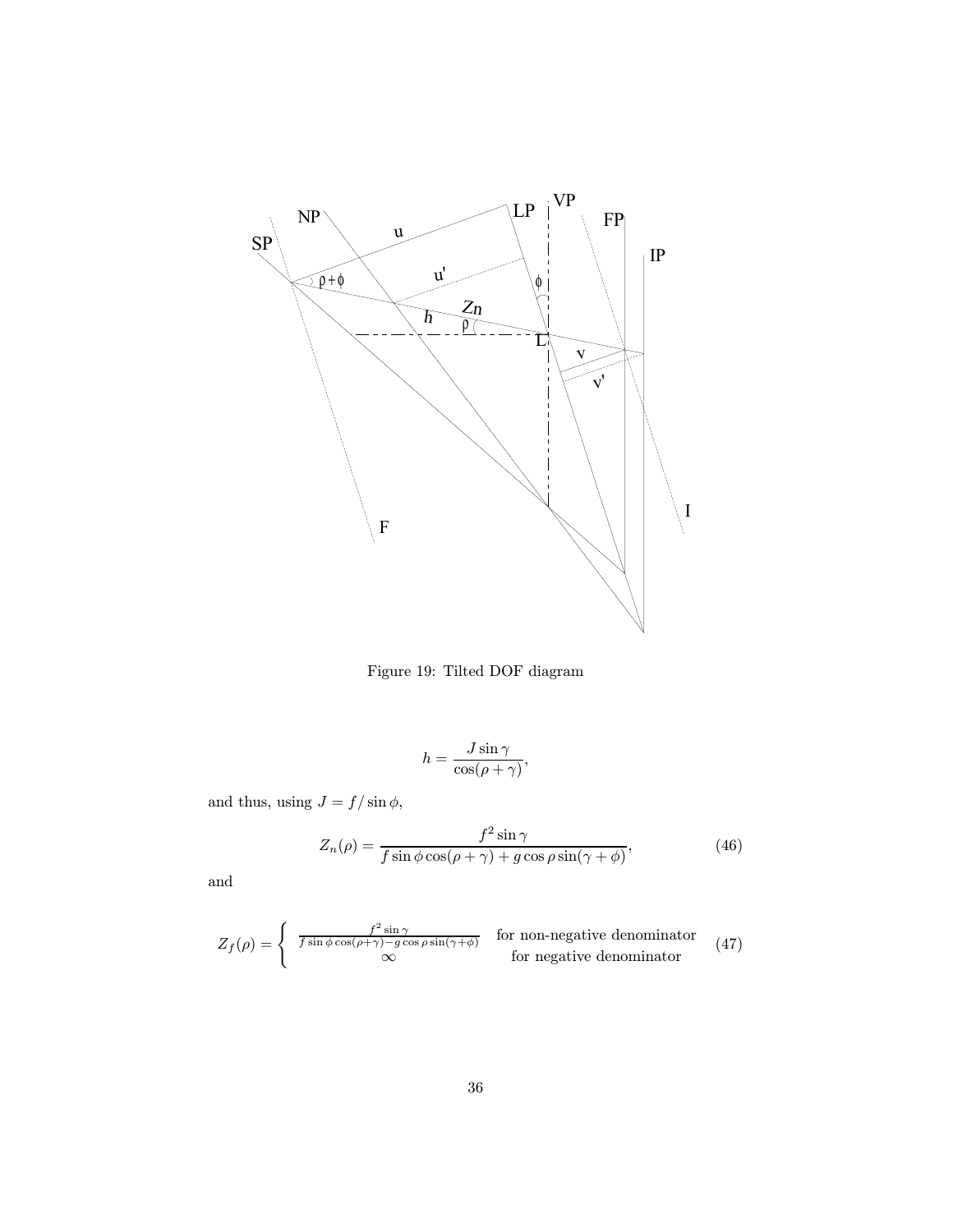Figure 19: Tilted DOF diagram

$$h = \frac{J \sin \gamma}{\cos(\rho + \gamma)},$$

and thus, using $J = f / \sin \phi$,

$$Z_n(\rho) = \frac{f^2 \sin \gamma}{f \sin \phi \cos(\rho + \gamma) + g \cos \rho \sin(\gamma + \phi)}, \tag{46}$$

and

$$Z_f(\rho) = \begin{cases} \frac{f^2 \sin \gamma}{f \sin \phi \cos(\rho + \gamma) - g \cos \rho \sin(\gamma + \phi)} & \text{for non-negative denominator} \\ \infty & \text{for negative denominator} \end{cases} \tag{47}$$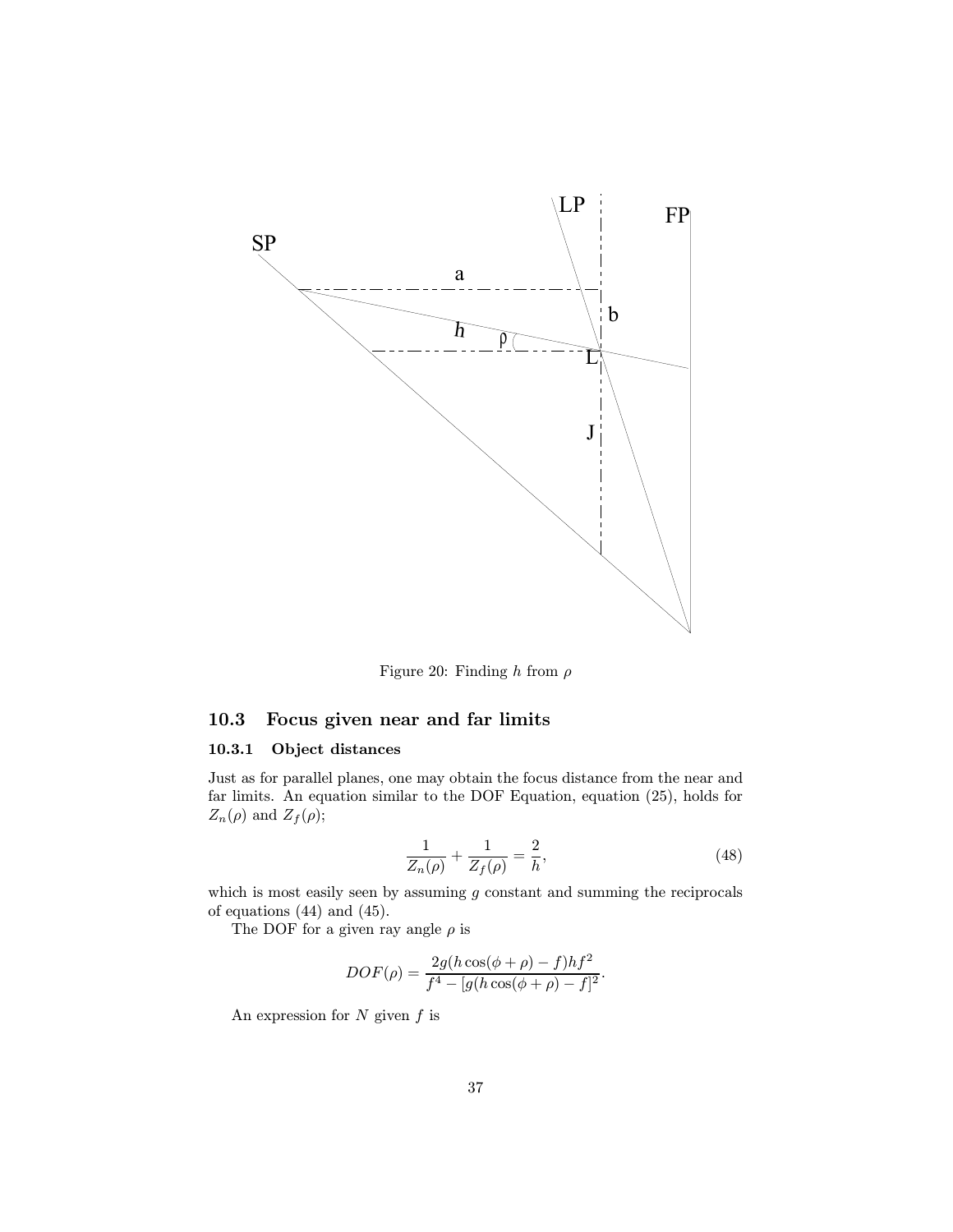Figure 20: Finding $h$ from $\rho$

### 10.3 Focus given near and far limits

#### 10.3.1 Object distances

Just as for parallel planes, one may obtain the focus distance from the near and far limits. An equation similar to the DOF Equation, equation (25), holds for $Z_n(\rho)$ and $Z_f(\rho)$;

$$\frac{1}{Z_n(\rho)} + \frac{1}{Z_f(\rho)} = \frac{2}{h}, \tag{48}$$

which is most easily seen by assuming $g$ constant and summing the reciprocals of equations (44) and (45).

The DOF for a given ray angle $\rho$ is

$$DOF(\rho) = \frac{2g(h\cos(\phi+\rho) - f)hf^2}{f^4 - [g(h\cos(\phi+\rho) - f]^2}.$$

An expression for $N$ given $f$ is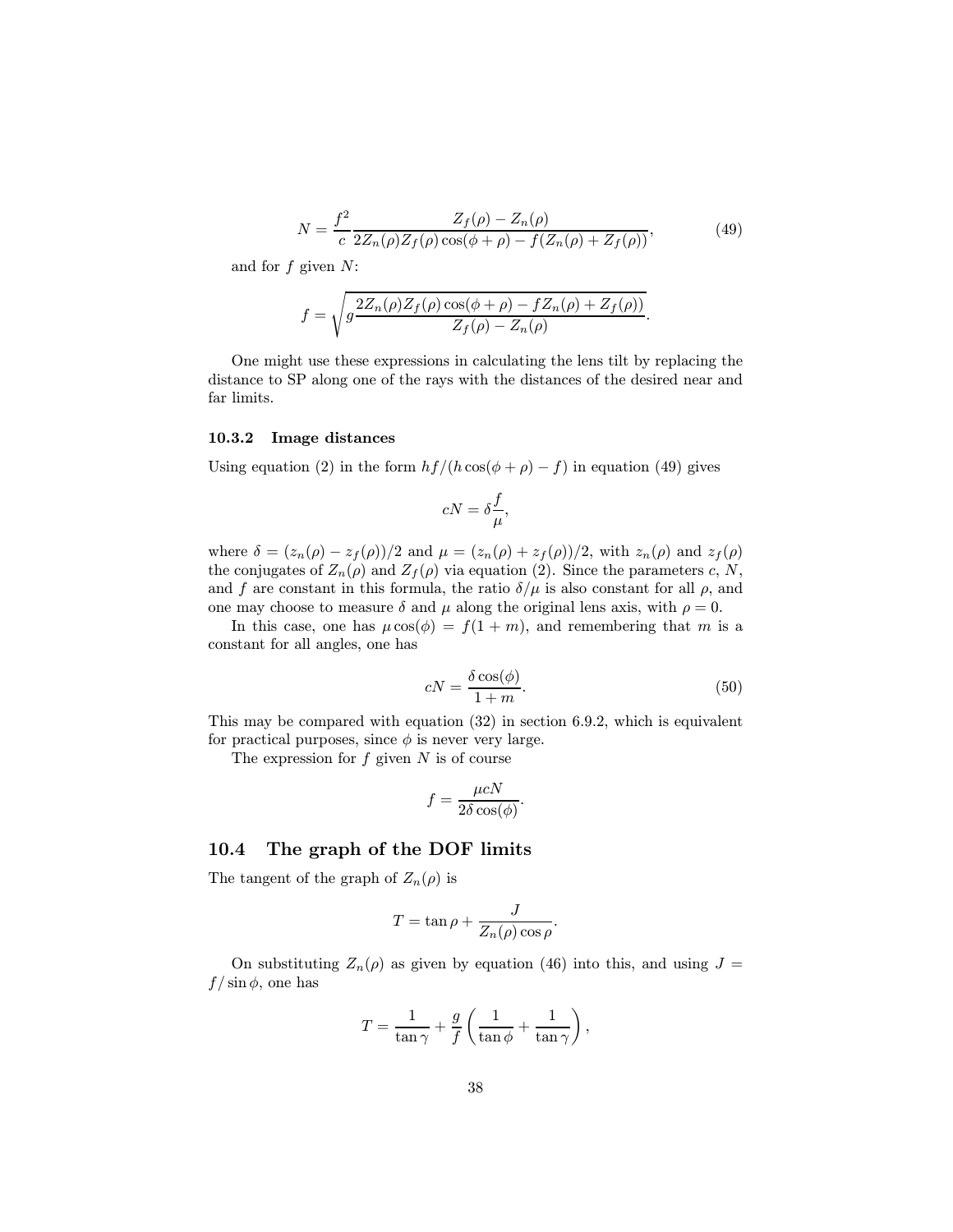$$N = \frac{f^2}{c} \frac{Z_f(\rho) - Z_n(\rho)}{2Z_n(\rho)Z_f(\rho)\cos(\phi + \rho) - f(Z_n(\rho) + Z_f(\rho))}, \tag{49}$$

and for $f$ given $N$:

$$f = \sqrt{g \frac{2Z_n(\rho)Z_f(\rho)\cos(\phi + \rho) - fZ_n(\rho) + Z_f(\rho))}{Z_f(\rho) - Z_n(\rho)}}.$$

One might use these expressions in calculating the lens tilt by replacing the distance to SP along one of the rays with the distances of the desired near and far limits.

### 10.3.2 Image distances

Using equation (2) in the form $hf/(h\cos(\phi + \rho) - f)$ in equation (49) gives

$$cN = \delta \frac{f}{\mu},$$

where $\delta = (z_n(\rho) - z_f(\rho))/2$ and $\mu = (z_n(\rho) + z_f(\rho))/2$, with $z_n(\rho)$ and $z_f(\rho)$ the conjugates of $Z_n(\rho)$ and $Z_f(\rho)$ via equation (2). Since the parameters $c$, $N$, and $f$ are constant in this formula, the ratio $\delta/\mu$ is also constant for all $\rho$, and one may choose to measure $\delta$ and $\mu$ along the original lens axis, with $\rho = 0$.

In this case, one has $\mu\cos(\phi) = f(1 + m)$, and remembering that $m$ is a constant for all angles, one has

$$cN = \frac{\delta\cos(\phi)}{1 + m}. \tag{50}$$

This may be compared with equation (32) in section 6.9.2, which is equivalent for practical purposes, since $\phi$ is never very large.

The expression for $f$ given $N$ is of course

$$f = \frac{\mu c N}{2\delta\cos(\phi)}.$$

## 10.4 The graph of the DOF limits

The tangent of the graph of $Z_n(\rho)$ is

$$T = \tan\rho + \frac{J}{Z_n(\rho)\cos\rho}.$$

On substituting $Z_n(\rho)$ as given by equation (46) into this, and using $J = f/\sin\phi$, one has

$$T = \frac{1}{\tan\gamma} + \frac{g}{f}\left(\frac{1}{\tan\phi} + \frac{1}{\tan\gamma}\right),$$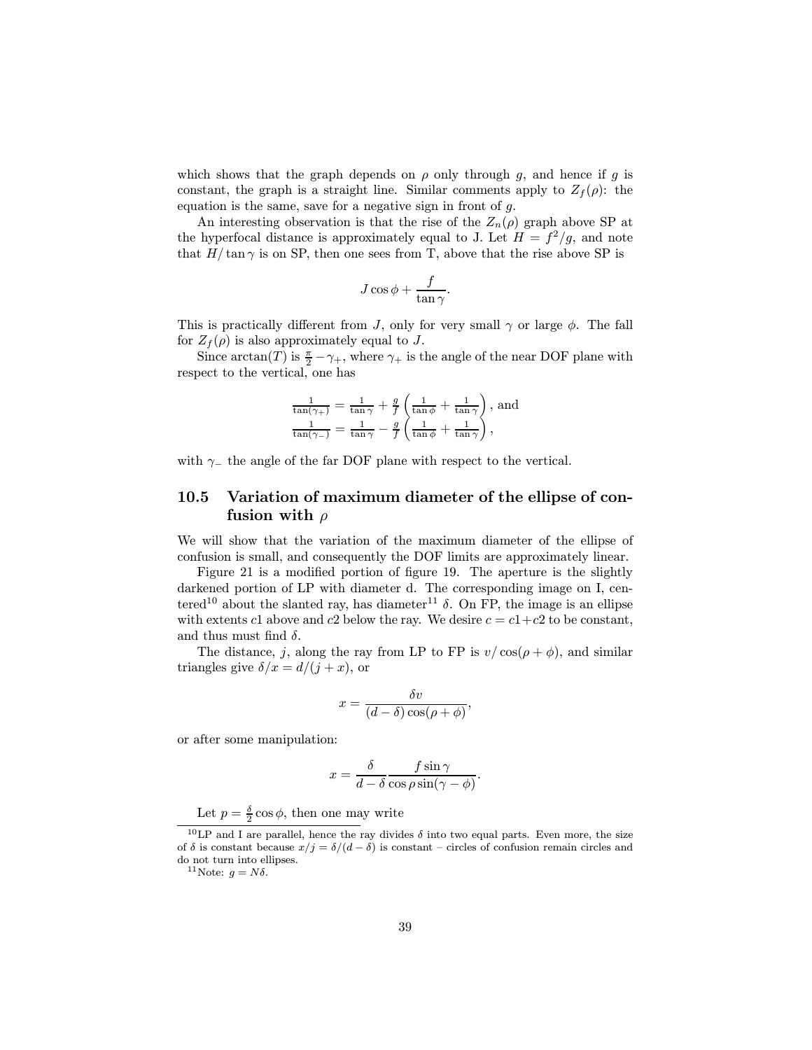which shows that the graph depends on $\rho$ only through $g$, and hence if $g$ is constant, the graph is a straight line. Similar comments apply to $Z_f(\rho)$: the equation is the same, save for a negative sign in front of $g$.

An interesting observation is that the rise of the $Z_n(\rho)$ graph above SP at the hyperfocal distance is approximately equal to J. Let $H = f^2/g$, and note that $H/\tan\gamma$ is on SP, then one sees from T, above that the rise above SP is

$$J\cos\phi + \frac{f}{\tan\gamma}.$$

This is practically different from $J$, only for very small $\gamma$ or large $\phi$. The fall for $Z_f(\rho)$ is also approximately equal to $J$.

Since $\arctan(T)$ is $\frac{\pi}{2} - \gamma_+$, where $\gamma_+$ is the angle of the near DOF plane with respect to the vertical, one has

$$\begin{aligned} \tfrac{1}{\tan(\gamma_+)} &= \tfrac{1}{\tan\gamma} + \tfrac{g}{f}\left(\tfrac{1}{\tan\phi} + \tfrac{1}{\tan\gamma}\right), \text{ and} \\ \tfrac{1}{\tan(\gamma_-)} &= \tfrac{1}{\tan\gamma} - \tfrac{g}{f}\left(\tfrac{1}{\tan\phi} + \tfrac{1}{\tan\gamma}\right), \end{aligned}$$

with $\gamma_-$ the angle of the far DOF plane with respect to the vertical.

## 10.5 Variation of maximum diameter of the ellipse of confusion with $\rho$

We will show that the variation of the maximum diameter of the ellipse of confusion is small, and consequently the DOF limits are approximately linear.

Figure 21 is a modified portion of figure 19. The aperture is the slightly darkened portion of LP with diameter d. The corresponding image on I, centered[10] about the slanted ray, has diameter[11] $\delta$. On FP, the image is an ellipse with extents $c1$ above and $c2$ below the ray. We desire $c = c1 + c2$ to be constant, and thus must find $\delta$.

The distance, $j$, along the ray from LP to FP is $v/\cos(\rho+\phi)$, and similar triangles give $\delta/x = d/(j+x)$, or

$$x = \frac{\delta v}{(d-\delta)\cos(\rho+\phi)},$$

or after some manipulation:

$$x = \frac{\delta}{d-\delta}\frac{f\sin\gamma}{\cos\rho\sin(\gamma-\phi)}.$$

Let $p = \frac{\delta}{2}\cos\phi$, then one may write

[10] LP and I are parallel, hence the ray divides $\delta$ into two equal parts. Even more, the size of $\delta$ is constant because $x/j = \delta/(d-\delta)$ is constant – circles of confusion remain circles and do not turn into ellipses.

[11] Note: $g = N\delta$.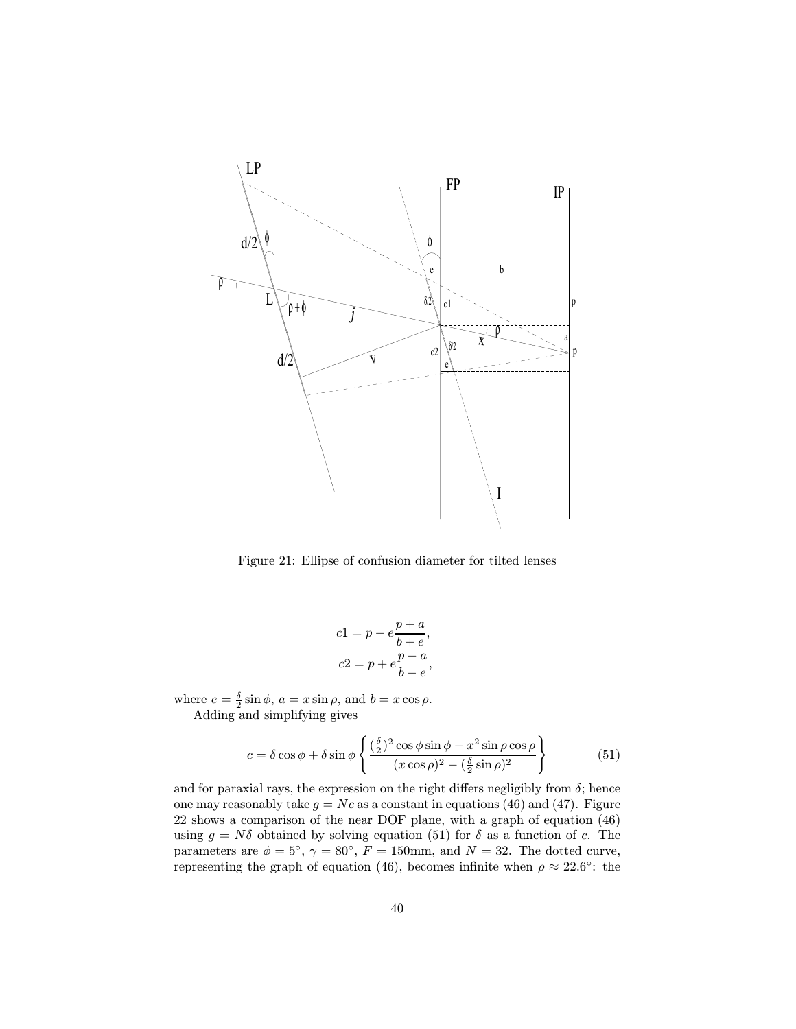Figure 21: Ellipse of confusion diameter for tilted lenses

$$c1 = p - e\frac{p+a}{b+e},$$
$$c2 = p + e\frac{p-a}{b-e},$$

where $e = \frac{\delta}{2}\sin\phi$, $a = x\sin\rho$, and $b = x\cos\rho$.

Adding and simplifying gives

$$c = \delta\cos\phi + \delta\sin\phi\left\{\frac{(\frac{\delta}{2})^2\cos\phi\sin\phi - x^2\sin\rho\cos\rho}{(x\cos\rho)^2 - (\frac{\delta}{2}\sin\rho)^2}\right\} \tag{51}$$

and for paraxial rays, the expression on the right differs negligibly from $\delta$; hence one may reasonably take $g = Nc$ as a constant in equations (46) and (47). Figure 22 shows a comparison of the near DOF plane, with a graph of equation (46) using $g = N\delta$ obtained by solving equation (51) for $\delta$ as a function of $c$. The parameters are $\phi = 5^\circ$, $\gamma = 80^\circ$, $F = 150$mm, and $N = 32$. The dotted curve, representing the graph of equation (46), becomes infinite when $\rho \approx 22.6^\circ$: the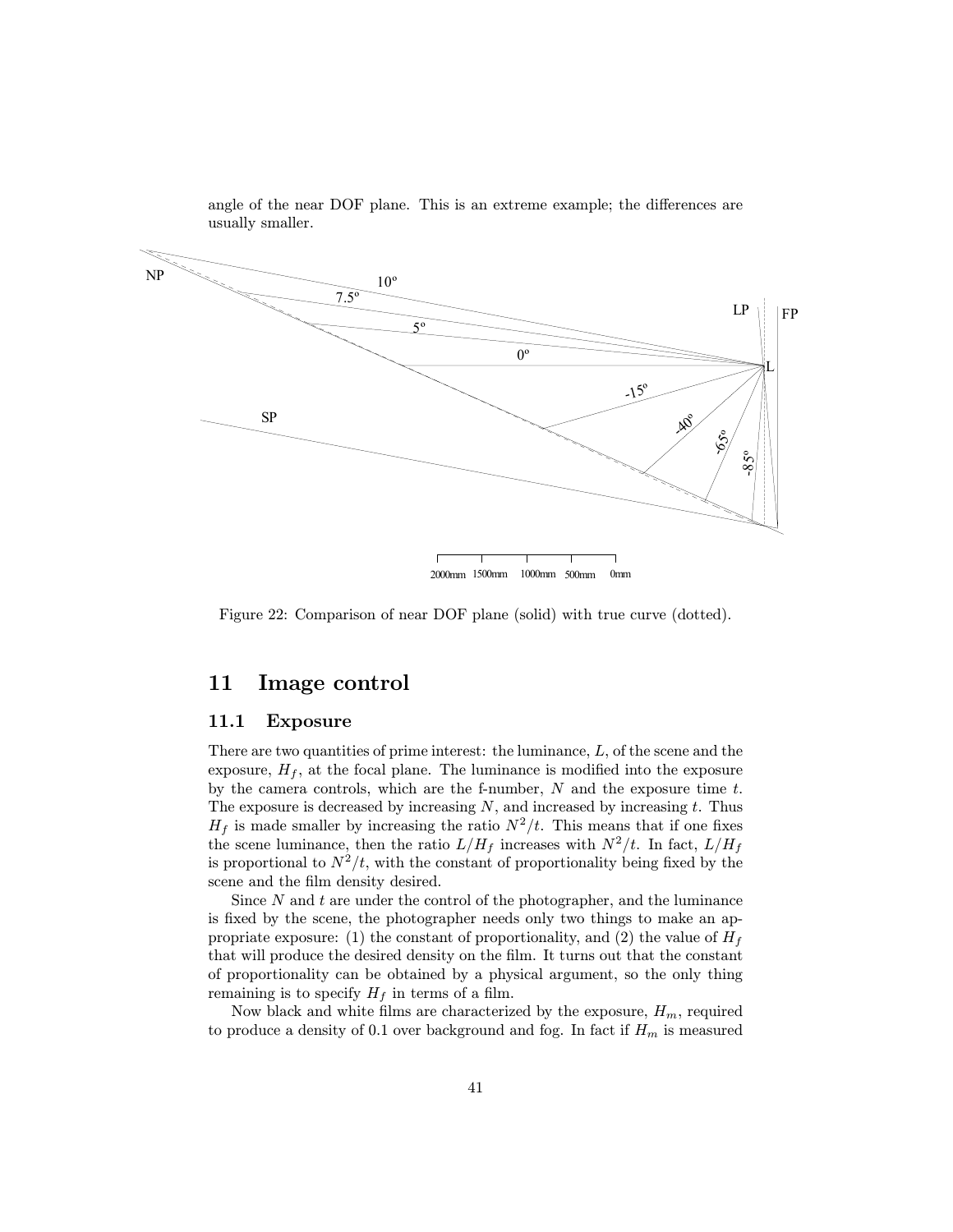angle of the near DOF plane. This is an extreme example; the differences are usually smaller.

Figure 22: Comparison of near DOF plane (solid) with true curve (dotted).

## 11 Image control

### 11.1 Exposure

There are two quantities of prime interest: the luminance, $L$, of the scene and the exposure, $H_f$, at the focal plane. The luminance is modified into the exposure by the camera controls, which are the f-number, $N$ and the exposure time $t$. The exposure is decreased by increasing $N$, and increased by increasing $t$. Thus $H_f$ is made smaller by increasing the ratio $N^2/t$. This means that if one fixes the scene luminance, then the ratio $L/H_f$ increases with $N^2/t$. In fact, $L/H_f$ is proportional to $N^2/t$, with the constant of proportionality being fixed by the scene and the film density desired.

Since $N$ and $t$ are under the control of the photographer, and the luminance is fixed by the scene, the photographer needs only two things to make an appropriate exposure: (1) the constant of proportionality, and (2) the value of $H_f$ that will produce the desired density on the film. It turns out that the constant of proportionality can be obtained by a physical argument, so the only thing remaining is to specify $H_f$ in terms of a film.

Now black and white films are characterized by the exposure, $H_m$, required to produce a density of 0.1 over background and fog. In fact if $H_m$ is measured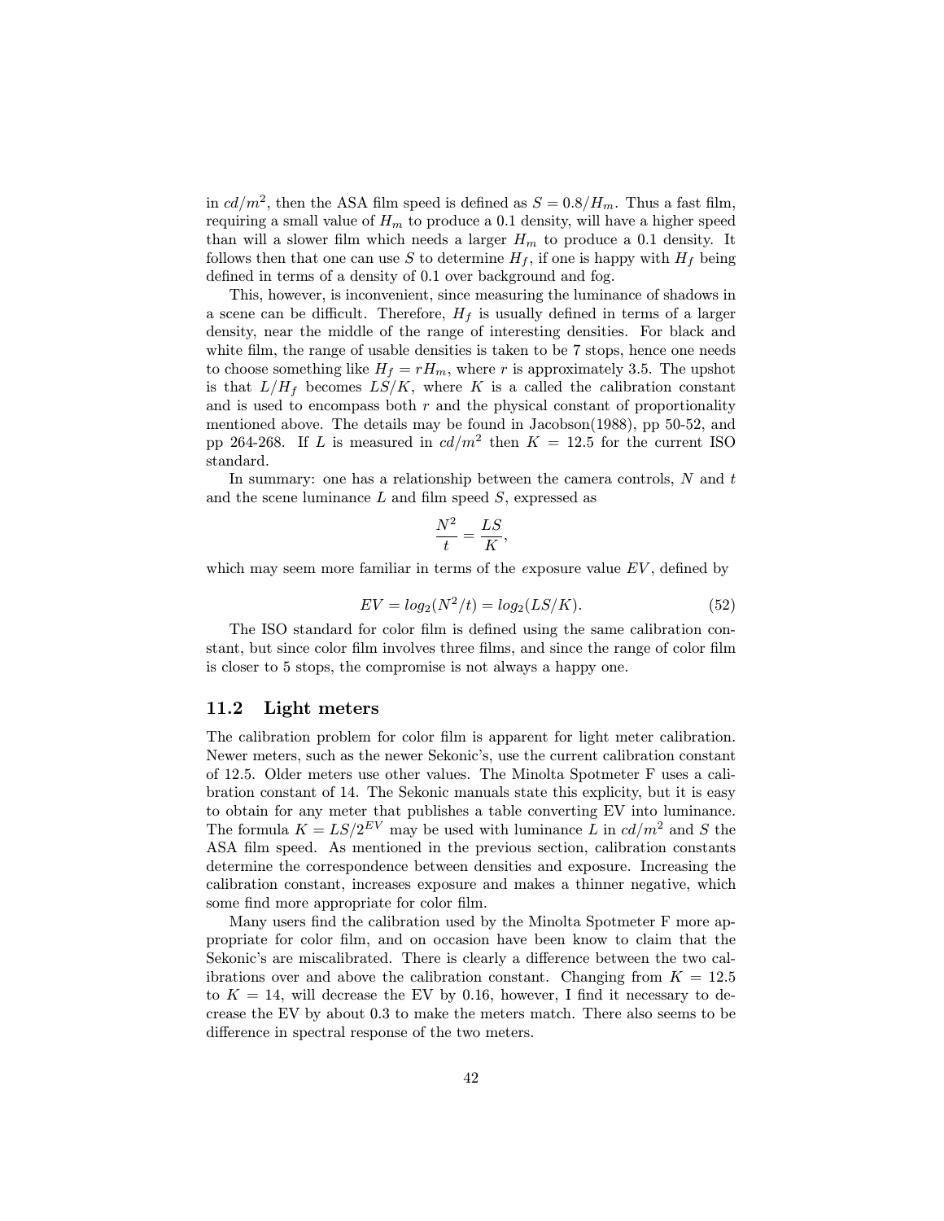in $cd/m^2$, then the ASA film speed is defined as $S = 0.8/H_m$. Thus a fast film, requiring a small value of $H_m$ to produce a 0.1 density, will have a higher speed than will a slower film which needs a larger $H_m$ to produce a 0.1 density. It follows then that one can use $S$ to determine $H_f$, if one is happy with $H_f$ being defined in terms of a density of 0.1 over background and fog.

This, however, is inconvenient, since measuring the luminance of shadows in a scene can be difficult. Therefore, $H_f$ is usually defined in terms of a larger density, near the middle of the range of interesting densities. For black and white film, the range of usable densities is taken to be 7 stops, hence one needs to choose something like $H_f = rH_m$, where $r$ is approximately 3.5. The upshot is that $L/H_f$ becomes $LS/K$, where $K$ is a called the *c*alibration constant and is used to encompass both $r$ and the physical constant of proportionality mentioned above. The details may be found in Jacobson(1988), pp 50-52, and pp 264-268. If $L$ is measured in $cd/m^2$ then $K = 12.5$ for the current ISO standard.

In summary: one has a relationship between the camera controls, $N$ and $t$ and the scene luminance $L$ and film speed $S$, expressed as

$$\frac{N^2}{t} = \frac{LS}{K},$$

which may seem more familiar in terms of the *e*xposure value $EV$, defined by

$$EV = log_2(N^2/t) = log_2(LS/K). \tag{52}$$

The ISO standard for color film is defined using the same calibration constant, but since color film involves three films, and since the range of color film is closer to 5 stops, the compromise is not always a happy one.

## 11.2 Light meters

The calibration problem for color film is apparent for light meter calibration. Newer meters, such as the newer Sekonic's, use the current calibration constant of 12.5. Older meters use other values. The Minolta Spotmeter F uses a calibration constant of 14. The Sekonic manuals state this explicity, but it is easy to obtain for any meter that publishes a table converting EV into luminance. The formula $K = LS/2^{EV}$ may be used with luminance $L$ in $cd/m^2$ and $S$ the ASA film speed. As mentioned in the previous section, calibration constants determine the correspondence between densities and exposure. Increasing the calibration constant, increases exposure and makes a thinner negative, which some find more appropriate for color film.

Many users find the calibration used by the Minolta Spotmeter F more appropriate for color film, and on occasion have been know to claim that the Sekonic's are miscalibrated. There is clearly a difference between the two calibrations over and above the calibration constant. Changing from $K = 12.5$ to $K = 14$, will decrease the EV by 0.16, however, I find it necessary to decrease the EV by about 0.3 to make the meters match. There also seems to be difference in spectral response of the two meters.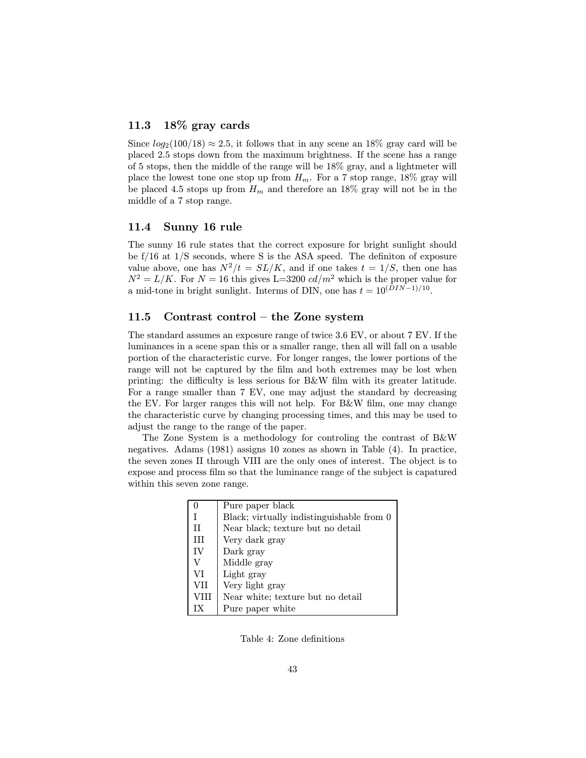### 11.3 18% gray cards

Since $log_2(100/18) \approx 2.5$, it follows that in any scene an 18% gray card will be placed 2.5 stops down from the maximum brightness. If the scene has a range of 5 stops, then the middle of the range will be 18% gray, and a lightmeter will place the lowest tone one stop up from $H_m$. For a 7 stop range, 18% gray will be placed 4.5 stops up from $H_m$ and therefore an 18% gray will not be in the middle of a 7 stop range.

### 11.4 Sunny 16 rule

The sunny 16 rule states that the correct exposure for bright sunlight should be f/16 at 1/S seconds, where S is the ASA speed. The definiton of exposure value above, one has $N^2/t = SL/K$, and if one takes $t = 1/S$, then one has $N^2 = L/K$. For $N = 16$ this gives L=3200 $cd/m^2$ which is the proper value for a mid-tone in bright sunlight. Interms of DIN, one has $t = 10^{(DIN-1)/10}$.

### 11.5 Contrast control – the Zone system

The standard assumes an exposure range of twice 3.6 EV, or about 7 EV. If the luminances in a scene span this or a smaller range, then all will fall on a usable portion of the characteristic curve. For longer ranges, the lower portions of the range will not be captured by the film and both extremes may be lost when printing: the difficulty is less serious for B&W film with its greater latitude. For a range smaller than 7 EV, one may adjust the standard by decreasing the EV. For larger ranges this will not help. For B&W film, one may change the characteristic curve by changing processing times, and this may be used to adjust the range to the range of the paper.

The Zone System is a methodology for controling the contrast of B&W negatives. Adams (1981) assigns 10 zones as shown in Table (4). In practice, the seven zones II through VIII are the only ones of interest. The object is to expose and process film so that the luminance range of the subject is capatured within this seven zone range.

| Zone | Definition |
|---|---|
| 0 | Pure paper black |
| I | Black; virtually indistinguishable from 0 |
| II | Near black; texture but no detail |
| III | Very dark gray |
| IV | Dark gray |
| V | Middle gray |
| VI | Light gray |
| VII | Very light gray |
| VIII | Near white; texture but no detail |
| IX | Pure paper white |

Table 4: Zone definitions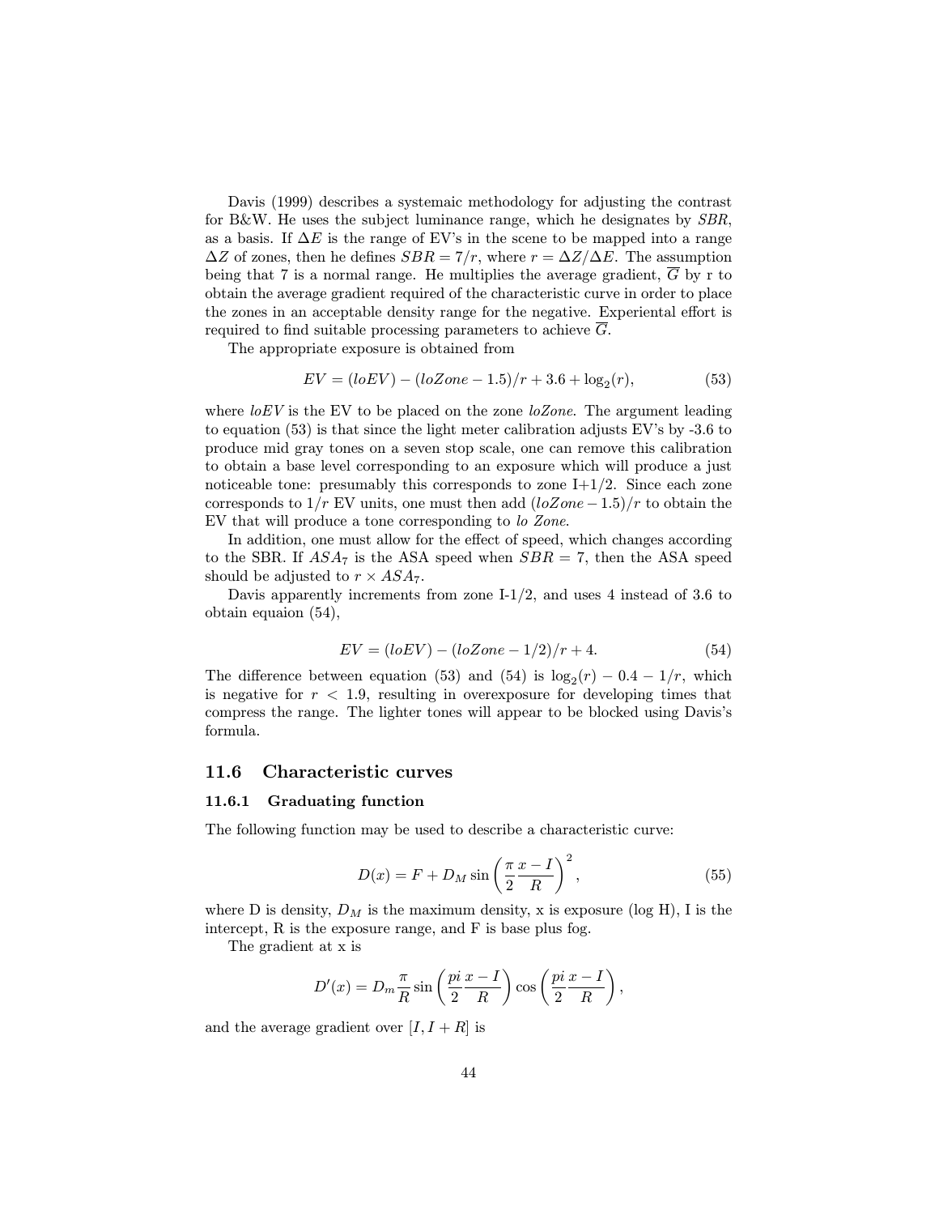Davis (1999) describes a systemaic methodology for adjusting the contrast for B&W. He uses the subject luminance range, which he designates by *SBR*, as a basis. If $\Delta E$ is the range of EV's in the scene to be mapped into a range $\Delta Z$ of zones, then he defines $SBR = 7/r$, where $r = \Delta Z/\Delta E$. The assumption being that 7 is a normal range. He multiplies the average gradient, $\overline{G}$ by r to obtain the average gradient required of the characteristic curve in order to place the zones in an acceptable density range for the negative. Experiental effort is required to find suitable processing parameters to achieve $\overline{G}$.

The appropriate exposure is obtained from

$$EV = (loEV) - (loZone - 1.5)/r + 3.6 + \log_2(r), \tag{53}$$

where *loEV* is the EV to be placed on the zone *loZone*. The argument leading to equation (53) is that since the light meter calibration adjusts EV's by -3.6 to produce mid gray tones on a seven stop scale, one can remove this calibration to obtain a base level corresponding to an exposure which will produce a just noticeable tone: presumably this corresponds to zone I+1/2. Since each zone corresponds to $1/r$ EV units, one must then add $(loZone - 1.5)/r$ to obtain the EV that will produce a tone corresponding to *lo Zone*.

In addition, one must allow for the effect of speed, which changes according to the SBR. If $ASA_7$ is the ASA speed when $SBR = 7$, then the ASA speed should be adjusted to $r \times ASA_7$.

Davis apparently increments from zone I-1/2, and uses 4 instead of 3.6 to obtain equaion (54),

$$EV = (loEV) - (loZone - 1/2)/r + 4. \tag{54}$$

The difference between equation (53) and (54) is $\log_2(r) - 0.4 - 1/r$, which is negative for $r < 1.9$, resulting in overexposure for developing times that compress the range. The lighter tones will appear to be blocked using Davis's formula.

## 11.6 Characteristic curves

### 11.6.1 Graduating function

The following function may be used to describe a characteristic curve:

$$D(x) = F + D_M \sin\left(\frac{\pi}{2}\frac{x - I}{R}\right)^2, \tag{55}$$

where D is density, $D_M$ is the maximum density, x is exposure (log H), I is the intercept, R is the exposure range, and F is base plus fog.

The gradient at x is

$$D'(x) = D_m \frac{\pi}{R} \sin\left(\frac{pi}{2}\frac{x - I}{R}\right) \cos\left(\frac{pi}{2}\frac{x - I}{R}\right),$$

and the average gradient over $[I, I + R]$ is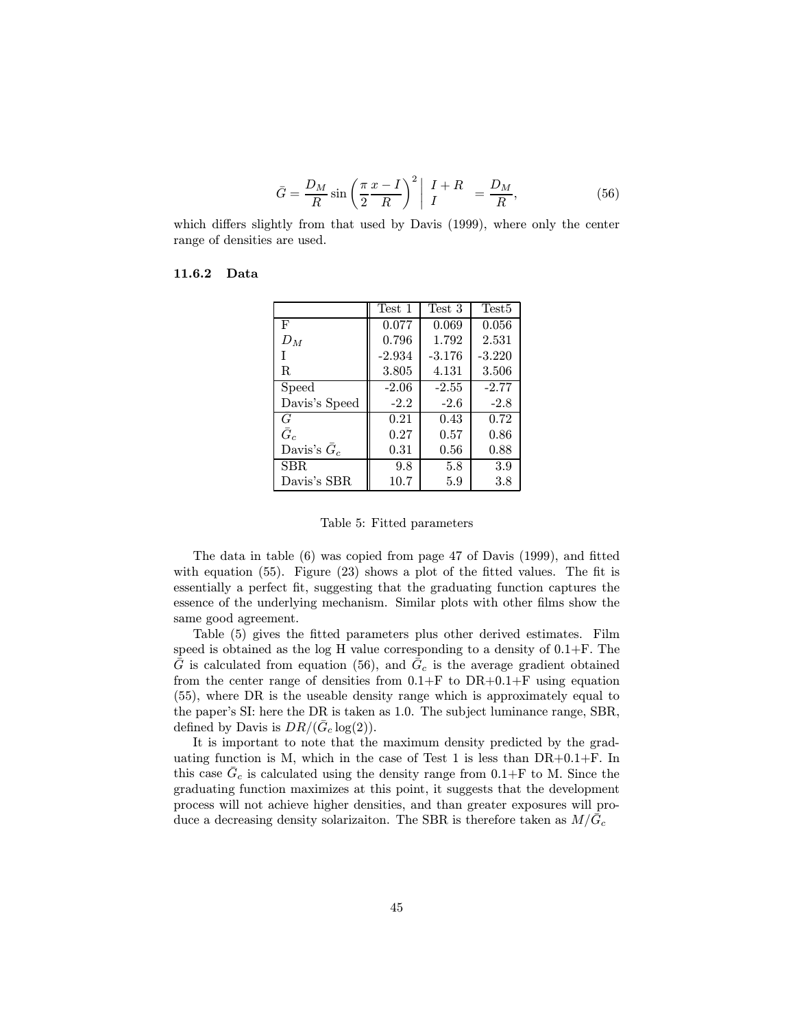$$\bar{G} = \frac{D_M}{R} \sin\left(\frac{\pi}{2}\frac{x-I}{R}\right)^2 \Bigg|_{I}^{I+R} = \frac{D_M}{R}, \tag{56}$$

which differs slightly from that used by Davis (1999), where only the center range of densities are used.

### 11.6.2 Data

| | Test 1 | Test 3 | Test5 |
|---|---|---|---|
| F | 0.077 | 0.069 | 0.056 |
| $D_M$ | 0.796 | 1.792 | 2.531 |
| I | -2.934 | -3.176 | -3.220 |
| R | 3.805 | 4.131 | 3.506 |
| Speed | -2.06 | -2.55 | -2.77 |
| Davis's Speed | -2.2 | -2.6 | -2.8 |
| $\bar{G}$ | 0.21 | 0.43 | 0.72 |
| $\bar{G}_c$ | 0.27 | 0.57 | 0.86 |
| Davis's $\bar{G}_c$ | 0.31 | 0.56 | 0.88 |
| SBR | 9.8 | 5.8 | 3.9 |
| Davis's SBR | 10.7 | 5.9 | 3.8 |

Table 5: Fitted parameters

The data in table (6) was copied from page 47 of Davis (1999), and fitted with equation (55). Figure (23) shows a plot of the fitted values. The fit is essentially a perfect fit, suggesting that the graduating function captures the essence of the underlying mechanism. Similar plots with other films show the same good agreement.

Table (5) gives the fitted parameters plus other derived estimates. Film speed is obtained as the log H value corresponding to a density of 0.1+F. The $\bar{G}$ is calculated from equation (56), and $\bar{G}_c$ is the average gradient obtained from the center range of densities from 0.1+F to DR+0.1+F using equation (55), where DR is the useable density range which is approximately equal to the paper's SI: here the DR is taken as 1.0. The subject luminance range, SBR, defined by Davis is $DR/(\bar{G}_c \log(2))$.

It is important to note that the maximum density predicted by the graduating function is M, which in the case of Test 1 is less than DR+0.1+F. In this case $\bar{G}_c$ is calculated using the density range from 0.1+F to M. Since the graduating function maximizes at this point, it suggests that the development process will not achieve higher densities, and than greater exposures will produce a decreasing density solarizaiton. The SBR is therefore taken as $M/\bar{G}_c$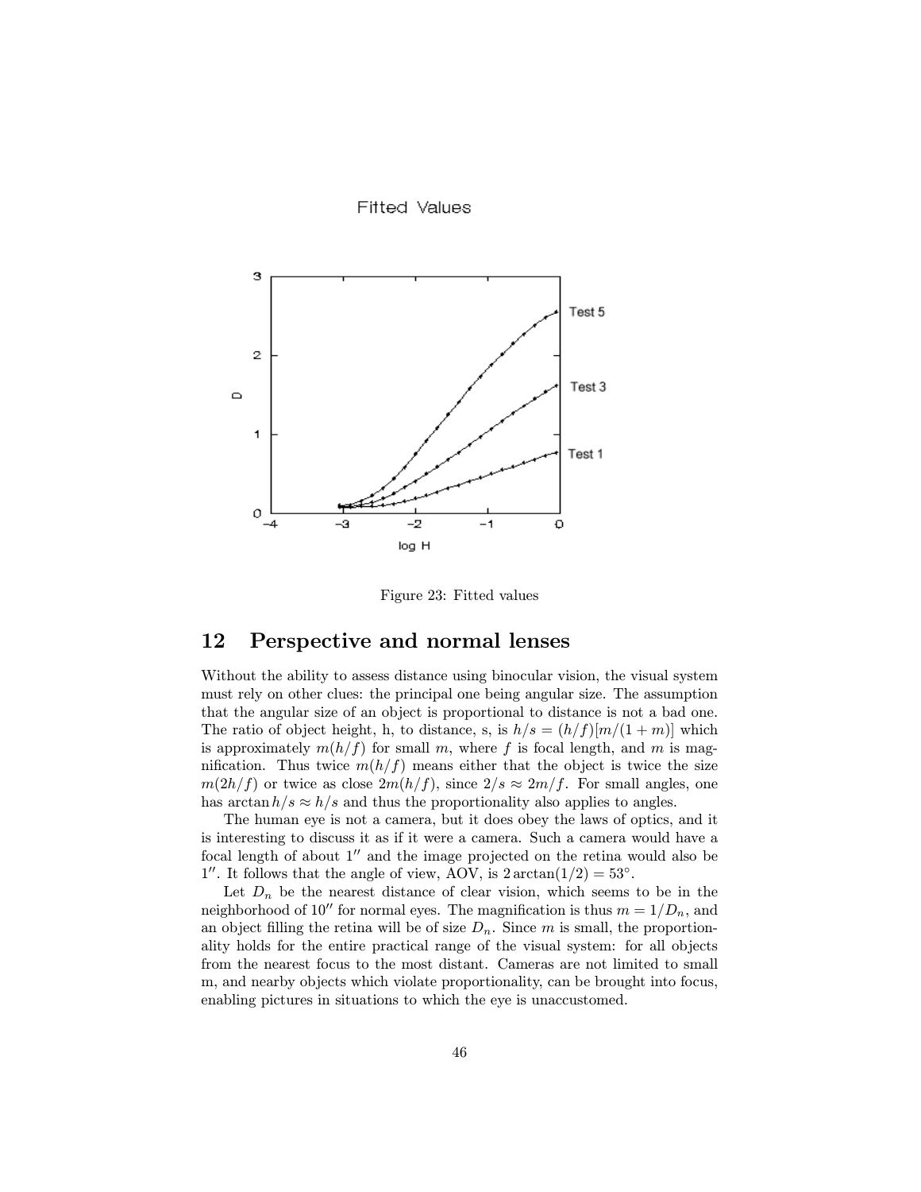Figure 23: Fitted values

## 12 Perspective and normal lenses

Without the ability to assess distance using binocular vision, the visual system must rely on other clues: the principal one being angular size. The assumption that the angular size of an object is proportional to distance is not a bad one. The ratio of object height, h, to distance, s, is $h/s = (h/f)[m/(1+m)]$ which is approximately $m(h/f)$ for small $m$, where $f$ is focal length, and $m$ is magnification. Thus twice $m(h/f)$ means either that the object is twice the size $m(2h/f)$ or twice as close $2m(h/f)$, since $2/s \approx 2m/f$. For small angles, one has $\arctan h/s \approx h/s$ and thus the proportionality also applies to angles.

The human eye is not a camera, but it does obey the laws of optics, and it is interesting to discuss it as if it were a camera. Such a camera would have a focal length of about $1''$ and the image projected on the retina would also be $1''$. It follows that the angle of view, AOV, is $2\arctan(1/2) = 53^{\circ}$.

Let $D_n$ be the nearest distance of clear vision, which seems to be in the neighborhood of $10''$ for normal eyes. The magnification is thus $m = 1/D_n$, and an object filling the retina will be of size $D_n$. Since $m$ is small, the proportionality holds for the entire practical range of the visual system: for all objects from the nearest focus to the most distant. Cameras are not limited to small m, and nearby objects which violate proportionality, can be brought into focus, enabling pictures in situations to which the eye is unaccustomed.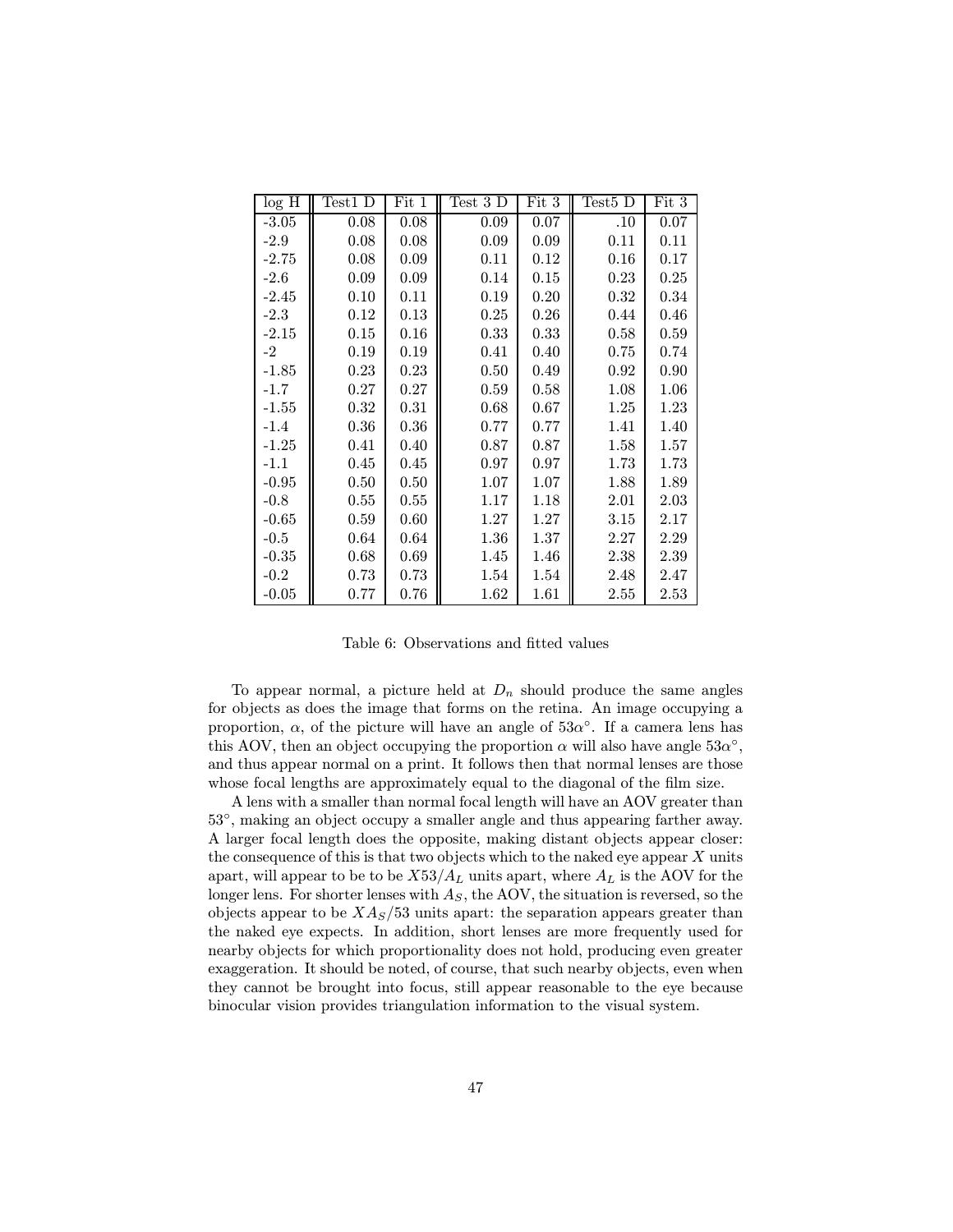| log H | Test1 D | Fit 1 | Test 3 D | Fit 3 | Test5 D | Fit 3 |
|---|---|---|---|---|---|---|
| -3.05 | 0.08 | 0.08 | 0.09 | 0.07 | .10 | 0.07 |
| -2.9 | 0.08 | 0.08 | 0.09 | 0.09 | 0.11 | 0.11 |
| -2.75 | 0.08 | 0.09 | 0.11 | 0.12 | 0.16 | 0.17 |
| -2.6 | 0.09 | 0.09 | 0.14 | 0.15 | 0.23 | 0.25 |
| -2.45 | 0.10 | 0.11 | 0.19 | 0.20 | 0.32 | 0.34 |
| -2.3 | 0.12 | 0.13 | 0.25 | 0.26 | 0.44 | 0.46 |
| -2.15 | 0.15 | 0.16 | 0.33 | 0.33 | 0.58 | 0.59 |
| -2 | 0.19 | 0.19 | 0.41 | 0.40 | 0.75 | 0.74 |
| -1.85 | 0.23 | 0.23 | 0.50 | 0.49 | 0.92 | 0.90 |
| -1.7 | 0.27 | 0.27 | 0.59 | 0.58 | 1.08 | 1.06 |
| -1.55 | 0.32 | 0.31 | 0.68 | 0.67 | 1.25 | 1.23 |
| -1.4 | 0.36 | 0.36 | 0.77 | 0.77 | 1.41 | 1.40 |
| -1.25 | 0.41 | 0.40 | 0.87 | 0.87 | 1.58 | 1.57 |
| -1.1 | 0.45 | 0.45 | 0.97 | 0.97 | 1.73 | 1.73 |
| -0.95 | 0.50 | 0.50 | 1.07 | 1.07 | 1.88 | 1.89 |
| -0.8 | 0.55 | 0.55 | 1.17 | 1.18 | 2.01 | 2.03 |
| -0.65 | 0.59 | 0.60 | 1.27 | 1.27 | 3.15 | 2.17 |
| -0.5 | 0.64 | 0.64 | 1.36 | 1.37 | 2.27 | 2.29 |
| -0.35 | 0.68 | 0.69 | 1.45 | 1.46 | 2.38 | 2.39 |
| -0.2 | 0.73 | 0.73 | 1.54 | 1.54 | 2.48 | 2.47 |
| -0.05 | 0.77 | 0.76 | 1.62 | 1.61 | 2.55 | 2.53 |

Table 6: Observations and fitted values

To appear normal, a picture held at $D_n$ should produce the same angles for objects as does the image that forms on the retina. An image occupying a proportion, $\alpha$, of the picture will have an angle of $53\alpha^\circ$. If a camera lens has this AOV, then an object occupying the proportion $\alpha$ will also have angle $53\alpha^\circ$, and thus appear normal on a print. It follows then that normal lenses are those whose focal lengths are approximately equal to the diagonal of the film size.

A lens with a smaller than normal focal length will have an AOV greater than $53^\circ$, making an object occupy a smaller angle and thus appearing farther away. A larger focal length does the opposite, making distant objects appear closer: the consequence of this is that two objects which to the naked eye appear $X$ units apart, will appear to be to be $X53/A_L$ units apart, where $A_L$ is the AOV for the longer lens. For shorter lenses with $A_S$, the AOV, the situation is reversed, so the objects appear to be $XA_S/53$ units apart: the separation appears greater than the naked eye expects. In addition, short lenses are more frequently used for nearby objects for which proportionality does not hold, producing even greater exaggeration. It should be noted, of course, that such nearby objects, even when they cannot be brought into focus, still appear reasonable to the eye because binocular vision provides triangulation information to the visual system.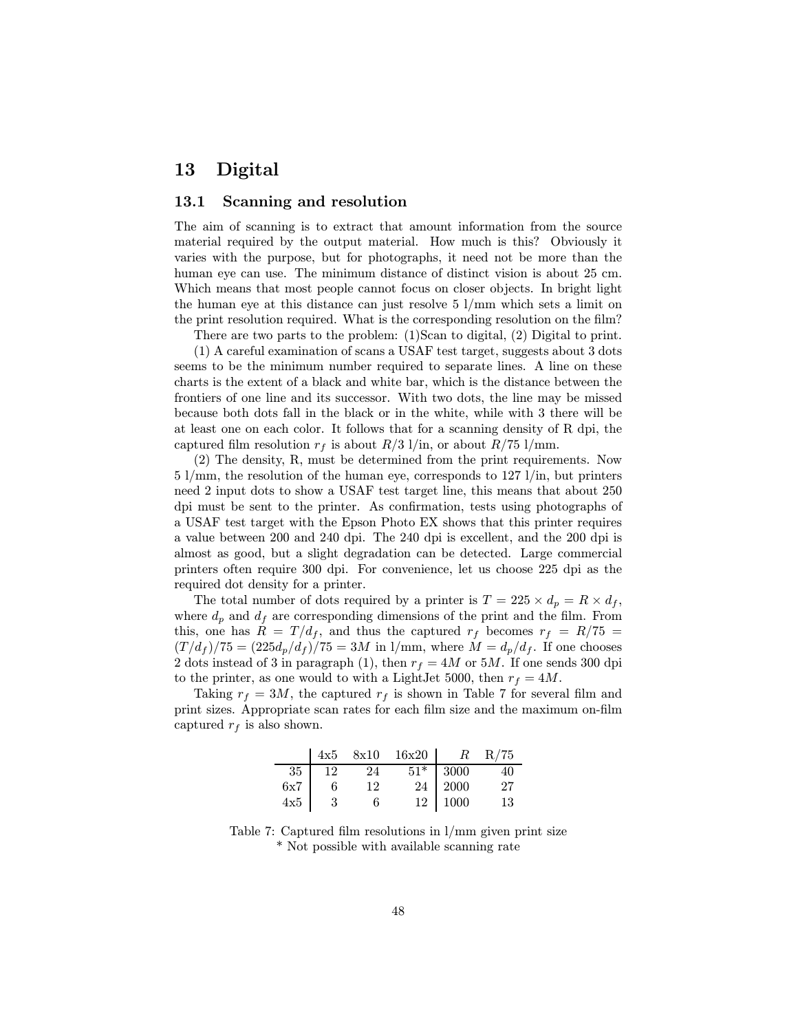# 13 Digital

## 13.1 Scanning and resolution

The aim of scanning is to extract that amount information from the source material required by the output material. How much is this? Obviously it varies with the purpose, but for photographs, it need not be more than the human eye can use. The minimum distance of distinct vision is about 25 cm. Which means that most people cannot focus on closer objects. In bright light the human eye at this distance can just resolve 5 l/mm which sets a limit on the print resolution required. What is the corresponding resolution on the film?

There are two parts to the problem: (1)Scan to digital, (2) Digital to print.

(1) A careful examination of scans a USAF test target, suggests about 3 dots seems to be the minimum number required to separate lines. A line on these charts is the extent of a black and white bar, which is the distance between the frontiers of one line and its successor. With two dots, the line may be missed because both dots fall in the black or in the white, while with 3 there will be at least one on each color. It follows that for a scanning density of R dpi, the captured film resolution $r_f$ is about $R/3$ l/in, or about $R/75$ l/mm.

(2) The density, R, must be determined from the print requirements. Now 5 l/mm, the resolution of the human eye, corresponds to 127 l/in, but printers need 2 input dots to show a USAF test target line, this means that about 250 dpi must be sent to the printer. As confirmation, tests using photographs of a USAF test target with the Epson Photo EX shows that this printer requires a value between 200 and 240 dpi. The 240 dpi is excellent, and the 200 dpi is almost as good, but a slight degradation can be detected. Large commercial printers often require 300 dpi. For convenience, let us choose 225 dpi as the required dot density for a printer.

The total number of dots required by a printer is $T = 225 \times d_p = R \times d_f$, where $d_p$ and $d_f$ are corresponding dimensions of the print and the film. From this, one has $R = T/d_f$, and thus the captured $r_f$ becomes $r_f = R/75 = (T/d_f)/75 = (225 d_p/d_f)/75 = 3M$ in l/mm, where $M = d_p/d_f$. If one chooses 2 dots instead of 3 in paragraph (1), then $r_f = 4M$ or $5M$. If one sends 300 dpi to the printer, as one would to with a LightJet 5000, then $r_f = 4M$.

Taking $r_f = 3M$, the captured $r_f$ is shown in Table 7 for several film and print sizes. Appropriate scan rates for each film size and the maximum on-film captured $r_f$ is also shown.

| | 4x5 | 8x10 | 16x20 | $R$ | R/75 |
|---|---|---|---|---|---|
| 35 | 12 | 24 | 51* | 3000 | 40 |
| 6x7 | 6 | 12 | 24 | 2000 | 27 |
| 4x5 | 3 | 6 | 12 | 1000 | 13 |

Table 7: Captured film resolutions in l/mm given print size
\* Not possible with available scanning rate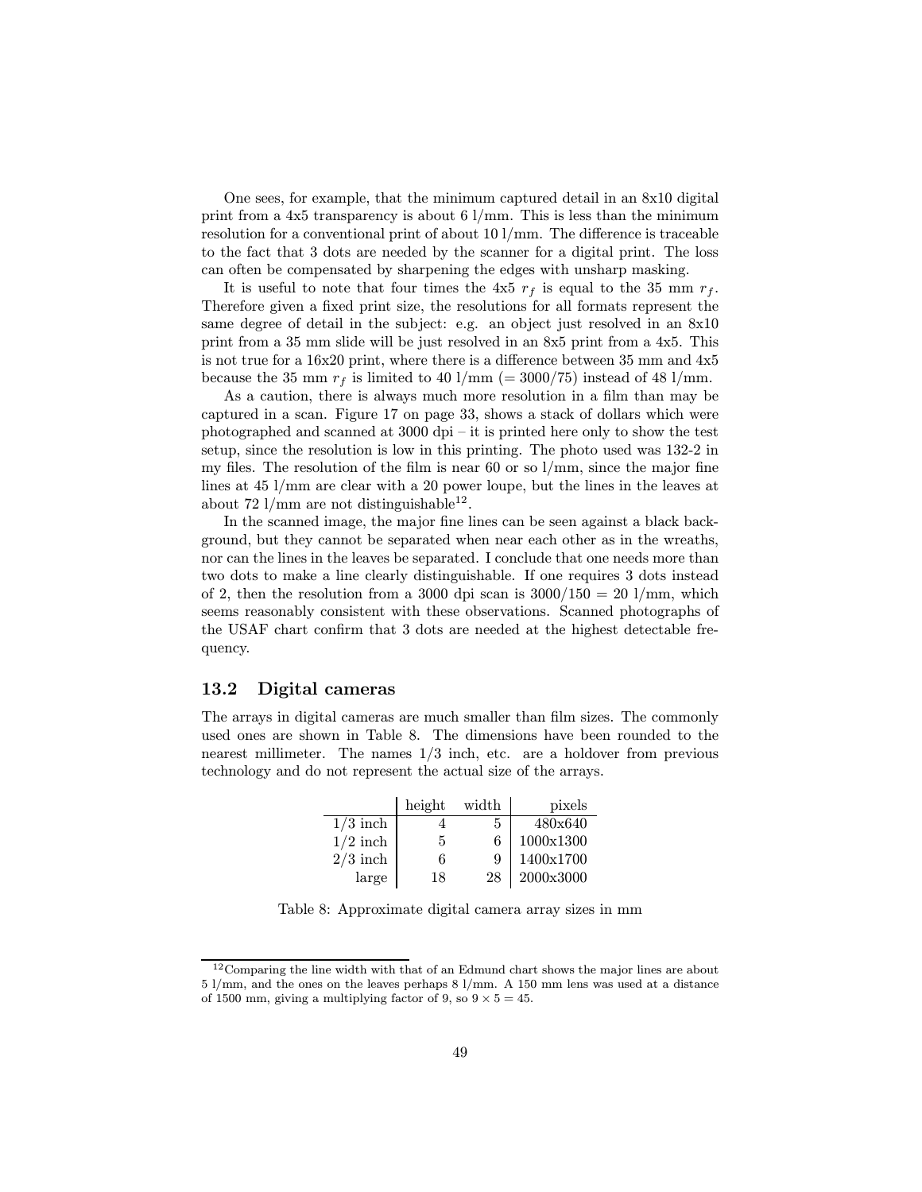One sees, for example, that the minimum captured detail in an 8x10 digital print from a 4x5 transparency is about 6 l/mm. This is less than the minimum resolution for a conventional print of about 10 l/mm. The difference is traceable to the fact that 3 dots are needed by the scanner for a digital print. The loss can often be compensated by sharpening the edges with unsharp masking.

It is useful to note that four times the 4x5 $r_f$ is equal to the 35 mm $r_f$. Therefore given a fixed print size, the resolutions for all formats represent the same degree of detail in the subject: e.g. an object just resolved in an 8x10 print from a 35 mm slide will be just resolved in an 8x5 print from a 4x5. This is not true for a 16x20 print, where there is a difference between 35 mm and 4x5 because the 35 mm $r_f$ is limited to 40 l/mm (= 3000/75) instead of 48 l/mm.

As a caution, there is always much more resolution in a film than may be captured in a scan. Figure 17 on page 33, shows a stack of dollars which were photographed and scanned at 3000 dpi – it is printed here only to show the test setup, since the resolution is low in this printing. The photo used was 132-2 in my files. The resolution of the film is near 60 or so l/mm, since the major fine lines at 45 l/mm are clear with a 20 power loupe, but the lines in the leaves at about 72 l/mm are not distinguishable[12].

In the scanned image, the major fine lines can be seen against a black background, but they cannot be separated when near each other as in the wreaths, nor can the lines in the leaves be separated. I conclude that one needs more than two dots to make a line clearly distinguishable. If one requires 3 dots instead of 2, then the resolution from a 3000 dpi scan is 3000/150 = 20 l/mm, which seems reasonably consistent with these observations. Scanned photographs of the USAF chart confirm that 3 dots are needed at the highest detectable frequency.

## 13.2 Digital cameras

The arrays in digital cameras are much smaller than film sizes. The commonly used ones are shown in Table 8. The dimensions have been rounded to the nearest millimeter. The names 1/3 inch, etc. are a holdover from previous technology and do not represent the actual size of the arrays.

| | height | width | pixels |
|---|---|---|---|
| 1/3 inch | 4 | 5 | 480x640 |
| 1/2 inch | 5 | 6 | 1000x1300 |
| 2/3 inch | 6 | 9 | 1400x1700 |
| large | 18 | 28 | 2000x3000 |

Table 8: Approximate digital camera array sizes in mm

[12] Comparing the line width with that of an Edmund chart shows the major lines are about 5 l/mm, and the ones on the leaves perhaps 8 l/mm. A 150 mm lens was used at a distance of 1500 mm, giving a multiplying factor of 9, so $9 \times 5 = 45$.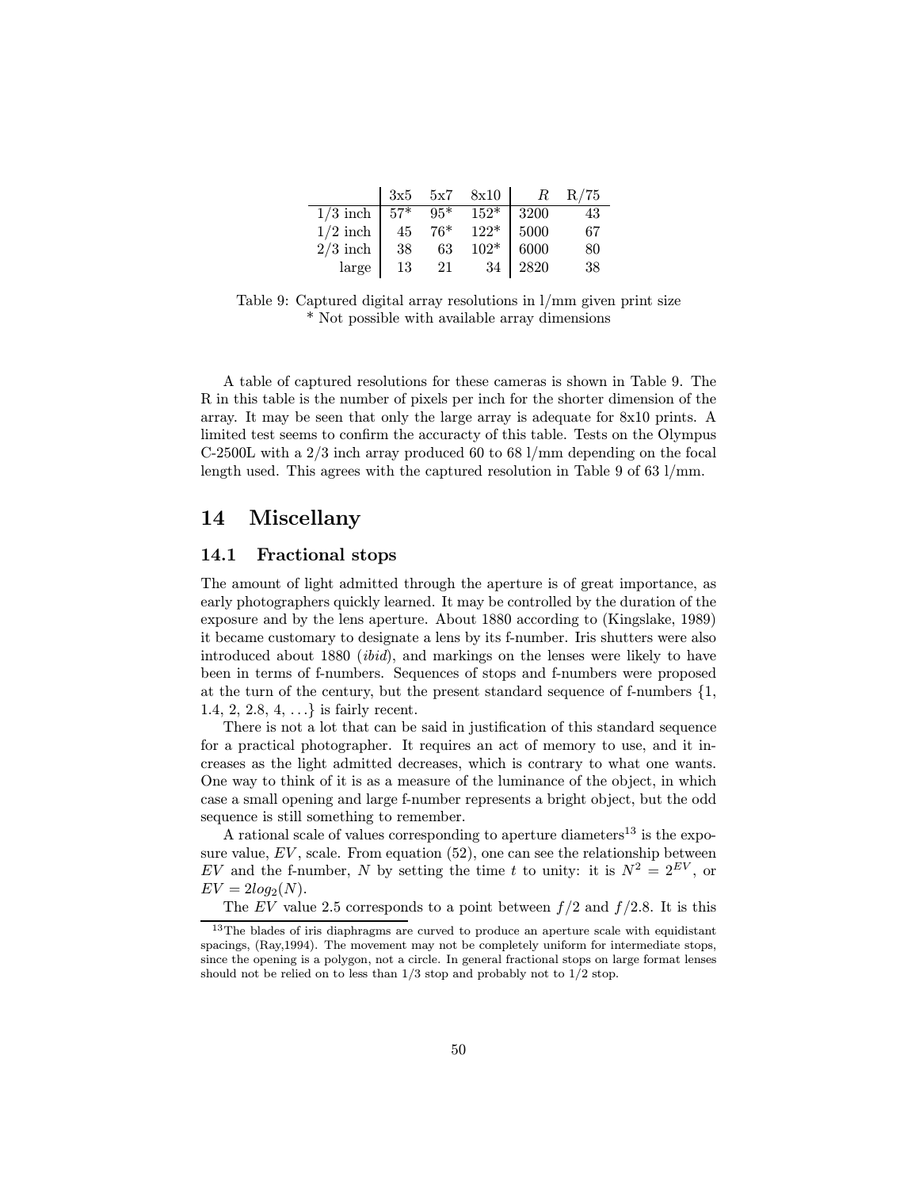| | 3x5 | 5x7 | 8x10 | $R$ | R/75 |
|---|---|---|---|---|---|
| 1/3 inch | 57* | 95* | 152* | 3200 | 43 |
| 1/2 inch | 45 | 76* | 122* | 5000 | 67 |
| 2/3 inch | 38 | 63 | 102* | 6000 | 80 |
| large | 13 | 21 | 34 | 2820 | 38 |

Table 9: Captured digital array resolutions in l/mm given print size
* Not possible with available array dimensions

A table of captured resolutions for these cameras is shown in Table 9. The R in this table is the number of pixels per inch for the shorter dimension of the array. It may be seen that only the large array is adequate for 8x10 prints. A limited test seems to confirm the accuracty of this table. Tests on the Olympus C-2500L with a 2/3 inch array produced 60 to 68 l/mm depending on the focal length used. This agrees with the captured resolution in Table 9 of 63 l/mm.

# 14 Miscellany

## 14.1 Fractional stops

The amount of light admitted through the aperture is of great importance, as early photographers quickly learned. It may be controlled by the duration of the exposure and by the lens aperture. About 1880 according to (Kingslake, 1989) it became customary to designate a lens by its f-number. Iris shutters were also introduced about 1880 (*ibid*), and markings on the lenses were likely to have been in terms of f-numbers. Sequences of stops and f-numbers were proposed at the turn of the century, but the present standard sequence of f-numbers {1, 1.4, 2, 2.8, 4, ...} is fairly recent.

There is not a lot that can be said in justification of this standard sequence for a practical photographer. It requires an act of memory to use, and it increases as the light admitted decreases, which is contrary to what one wants. One way to think of it is as a measure of the luminance of the object, in which case a small opening and large f-number represents a bright object, but the odd sequence is still something to remember.

A rational scale of values corresponding to aperture diameters[13] is the exposure value, $EV$, scale. From equation (52), one can see the relationship between $EV$ and the f-number, $N$ by setting the time $t$ to unity: it is $N^2 = 2^{EV}$, or $EV = 2log_2(N)$.

The $EV$ value 2.5 corresponds to a point between $f/2$ and $f/2.8$. It is this

[13] The blades of iris diaphragms are curved to produce an aperture scale with equidistant spacings, (Ray,1994). The movement may not be completely uniform for intermediate stops, since the opening is a polygon, not a circle. In general fractional stops on large format lenses should not be relied on to less than 1/3 stop and probably not to 1/2 stop.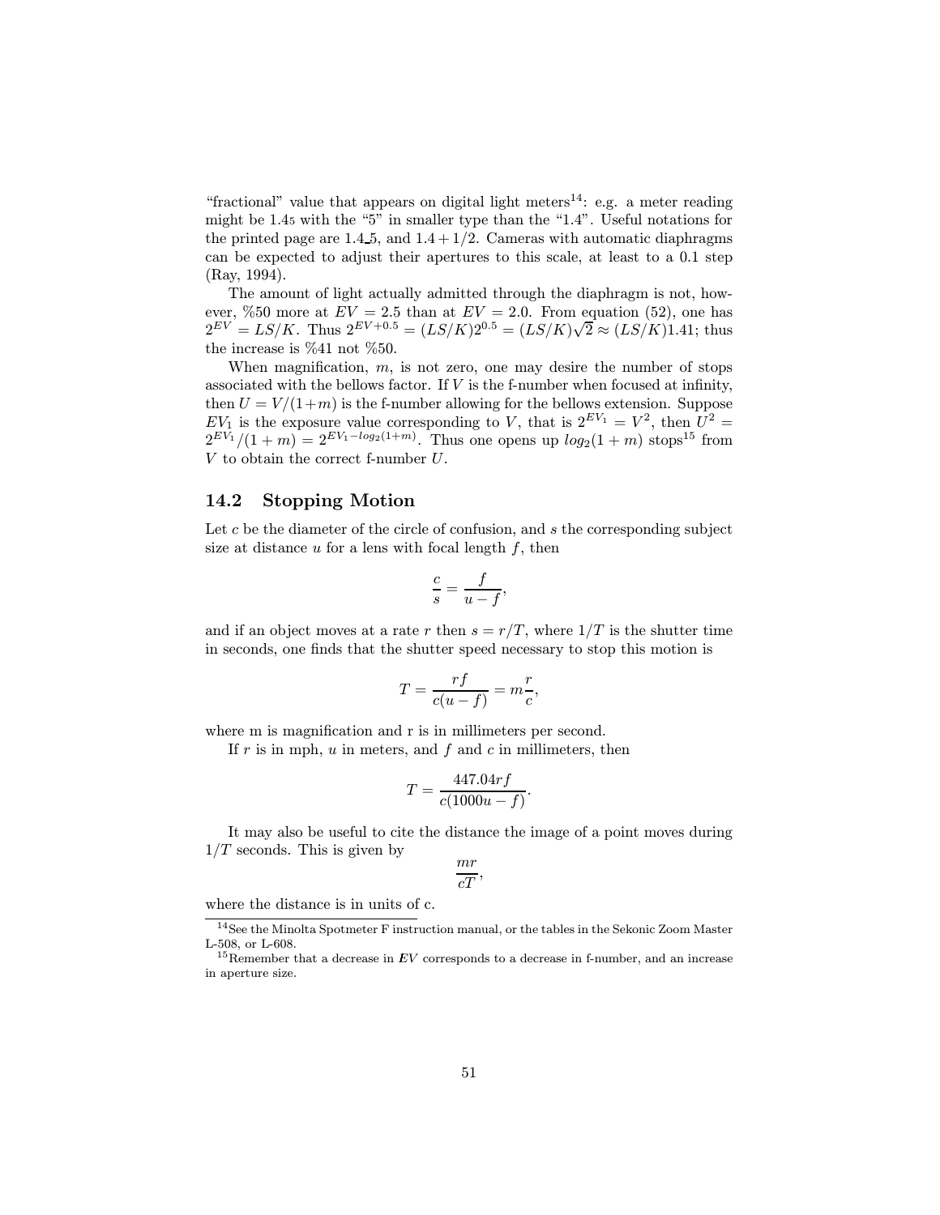"fractional" value that appears on digital light meters[14]: e.g. a meter reading might be 1.4₅ with the "5" in smaller type than the "1.4". Useful notations for the printed page are 1.4_5, and $1.4 + 1/2$. Cameras with automatic diaphragms can be expected to adjust their apertures to this scale, at least to a 0.1 step (Ray, 1994).

The amount of light actually admitted through the diaphragm is not, however, %50 more at $EV = 2.5$ than at $EV = 2.0$. From equation (52), one has $2^{EV} = LS/K$. Thus $2^{EV+0.5} = (LS/K)2^{0.5} = (LS/K)\sqrt{2} \approx (LS/K)1.41$; thus the increase is %41 not %50.

When magnification, $m$, is not zero, one may desire the number of stops associated with the bellows factor. If $V$ is the f-number when focused at infinity, then $U = V/(1+m)$ is the f-number allowing for the bellows extension. Suppose $EV_1$ is the exposure value corresponding to $V$, that is $2^{EV_1} = V^2$, then $U^2 = 2^{EV_1}/(1+m) = 2^{EV_1 - log_2(1+m)}$. Thus one opens up $log_2(1+m)$ stops[15] from $V$ to obtain the correct f-number $U$.

## 14.2 Stopping Motion

Let $c$ be the diameter of the circle of confusion, and $s$ the corresponding subject size at distance $u$ for a lens with focal length $f$, then

$$\frac{c}{s} = \frac{f}{u-f},$$

and if an object moves at a rate $r$ then $s = r/T$, where $1/T$ is the shutter time in seconds, one finds that the shutter speed necessary to stop this motion is

$$T = \frac{rf}{c(u-f)} = m\frac{r}{c},$$

where m is magnification and r is in millimeters per second.

If $r$ is in mph, $u$ in meters, and $f$ and $c$ in millimeters, then

$$T = \frac{447.04rf}{c(1000u-f)}.$$

It may also be useful to cite the distance the image of a point moves during $1/T$ seconds. This is given by

$$\frac{mr}{cT},$$

where the distance is in units of c.

---

[14] See the Minolta Spotmeter F instruction manual, or the tables in the Sekonic Zoom Master L-508, or L-608.

[15] Remember that a decrease in $EV$ corresponds to a decrease in f-number, and an increase in aperture size.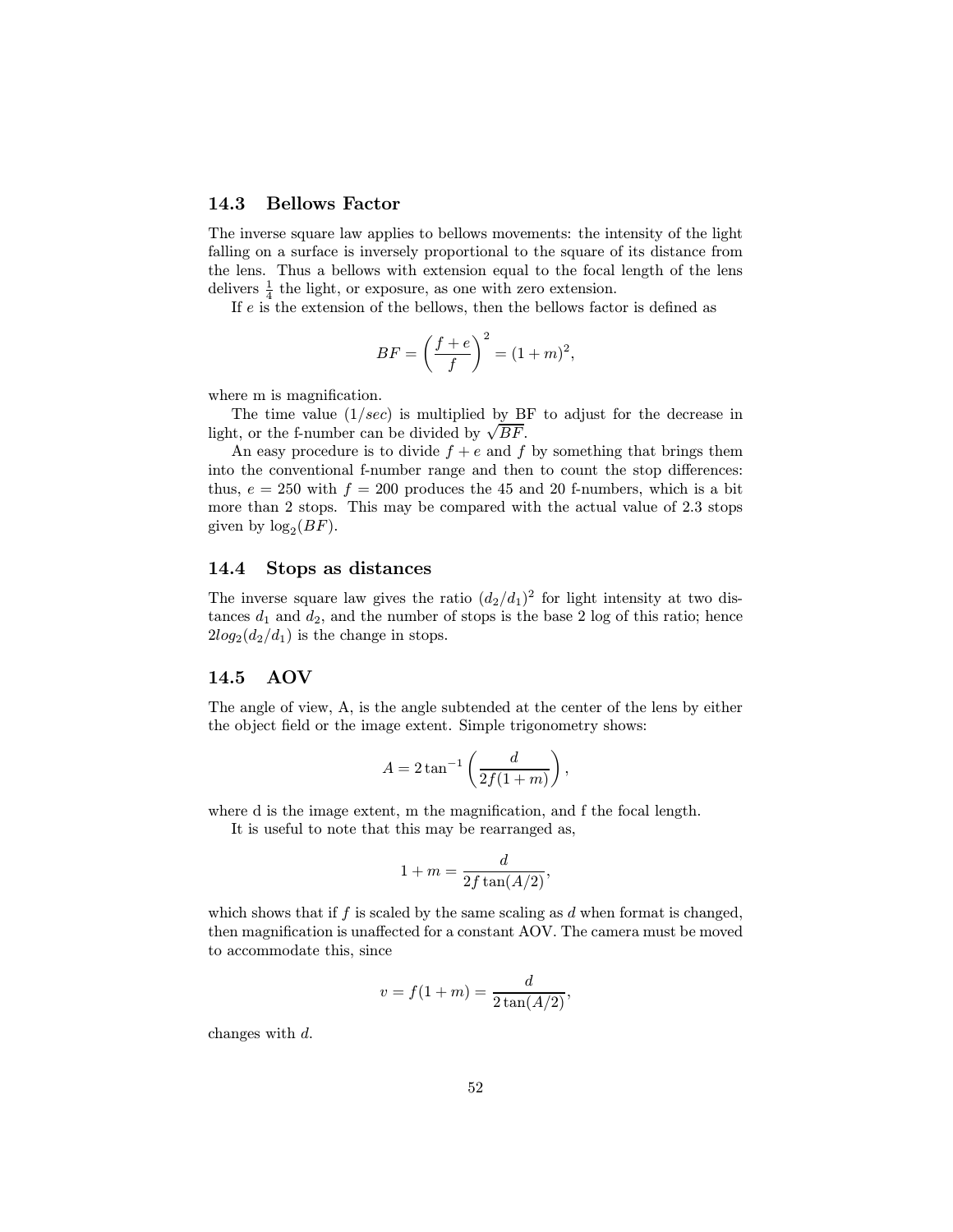## 14.3 Bellows Factor

The inverse square law applies to bellows movements: the intensity of the light falling on a surface is inversely proportional to the square of its distance from the lens. Thus a bellows with extension equal to the focal length of the lens delivers $\frac{1}{4}$ the light, or exposure, as one with zero extension.

If $e$ is the extension of the bellows, then the bellows factor is defined as

$$BF = \left(\frac{f+e}{f}\right)^2 = (1+m)^2,$$

where m is magnification.

The time value ($1/sec$) is multiplied by BF to adjust for the decrease in light, or the f-number can be divided by $\sqrt{BF}$.

An easy procedure is to divide $f+e$ and $f$ by something that brings them into the conventional f-number range and then to count the stop differences: thus, $e = 250$ with $f = 200$ produces the 45 and 20 f-numbers, which is a bit more than 2 stops. This may be compared with the actual value of 2.3 stops given by $\log_2(BF)$.

## 14.4 Stops as distances

The inverse square law gives the ratio $(d_2/d_1)^2$ for light intensity at two distances $d_1$ and $d_2$, and the number of stops is the base 2 log of this ratio; hence $2log_2(d_2/d_1)$ is the change in stops.

## 14.5 AOV

The angle of view, A, is the angle subtended at the center of the lens by either the object field or the image extent. Simple trigonometry shows:

$$A = 2\tan^{-1}\left(\frac{d}{2f(1+m)}\right),$$

where d is the image extent, m the magnification, and f the focal length.

It is useful to note that this may be rearranged as,

$$1+m = \frac{d}{2f\tan(A/2)},$$

which shows that if $f$ is scaled by the same scaling as $d$ when format is changed, then magnification is unaffected for a constant AOV. The camera must be moved to accommodate this, since

$$v = f(1+m) = \frac{d}{2\tan(A/2)},$$

changes with $d$.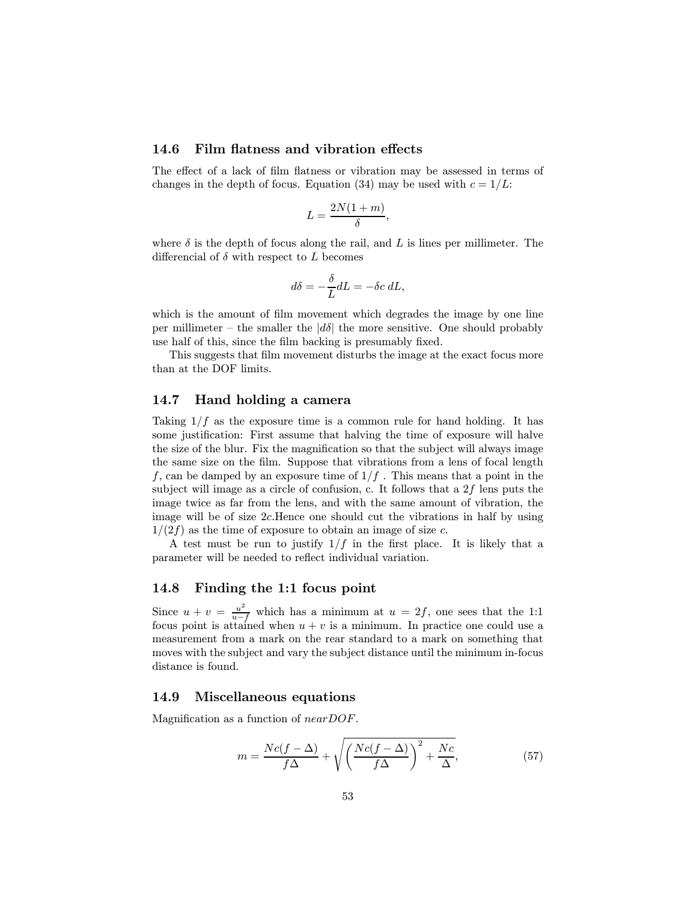## 14.6 Film flatness and vibration effects

The effect of a lack of film flatness or vibration may be assessed in terms of changes in the depth of focus. Equation (34) may be used with $c = 1/L$:

$$L = \frac{2N(1+m)}{\delta},$$

where $\delta$ is the depth of focus along the rail, and $L$ is lines per millimeter. The differencial of $\delta$ with respect to $L$ becomes

$$d\delta = -\frac{\delta}{L}dL = -\delta c\, dL,$$

which is the amount of film movement which degrades the image by one line per millimeter – the smaller the $|d\delta|$ the more sensitive. One should probably use half of this, since the film backing is presumably fixed.

This suggests that film movement disturbs the image at the exact focus more than at the DOF limits.

## 14.7 Hand holding a camera

Taking $1/f$ as the exposure time is a common rule for hand holding. It has some justification: First assume that halving the time of exposure will halve the size of the blur. Fix the magnification so that the subject will always image the same size on the film. Suppose that vibrations from a lens of focal length $f$, can be damped by an exposure time of $1/f$ . This means that a point in the subject will image as a circle of confusion, c. It follows that a $2f$ lens puts the image twice as far from the lens, and with the same amount of vibration, the image will be of size $2c$.Hence one should cut the vibrations in half by using $1/(2f)$ as the time of exposure to obtain an image of size $c$.

A test must be run to justify $1/f$ in the first place. It is likely that a parameter will be needed to reflect individual variation.

## 14.8 Finding the 1:1 focus point

Since $u + v = \frac{u^2}{u-f}$ which has a minimum at $u = 2f$, one sees that the 1:1 focus point is attained when $u + v$ is a minimum. In practice one could use a measurement from a mark on the rear standard to a mark on something that moves with the subject and vary the subject distance until the minimum in-focus distance is found.

## 14.9 Miscellaneous equations

Magnification as a function of $nearDOF$.

$$m = \frac{Nc(f-\Delta)}{f\Delta} + \sqrt{\left(\frac{Nc(f-\Delta)}{f\Delta}\right)^2 + \frac{Nc}{\Delta}}, \tag{57}$$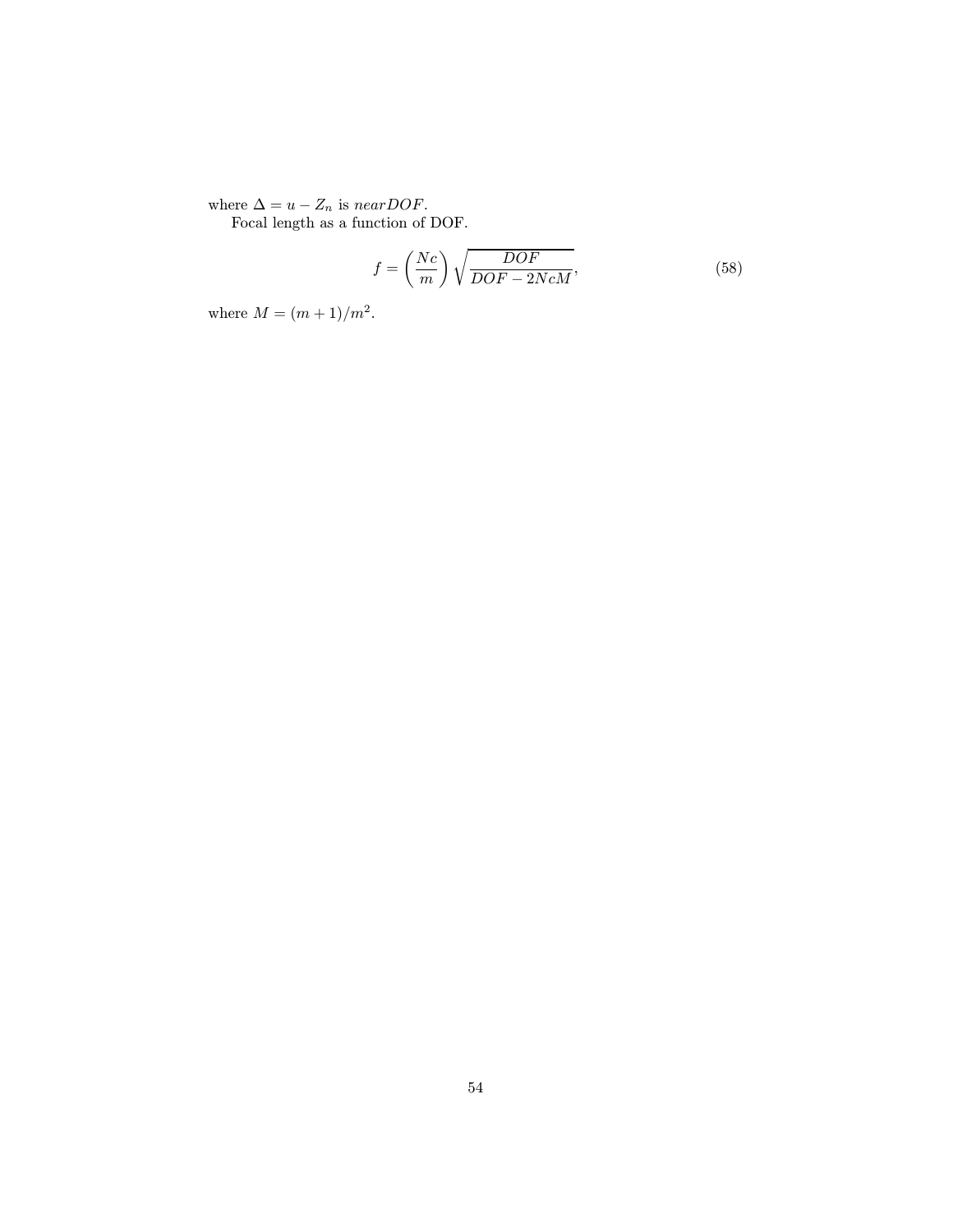where $\Delta = u - Z_n$ is $nearDOF$.

Focal length as a function of DOF.

$$f = \left(\frac{Nc}{m}\right)\sqrt{\frac{DOF}{DOF - 2NcM}}, \tag{58}$$

where $M = (m+1)/m^2$.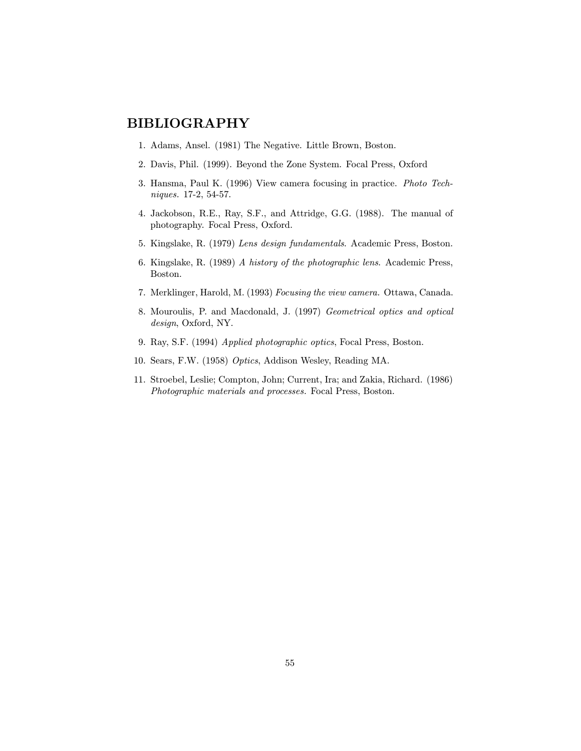# BIBLIOGRAPHY

1. Adams, Ansel. (1981) The Negative. Little Brown, Boston.
2. Davis, Phil. (1999). Beyond the Zone System. Focal Press, Oxford
3. Hansma, Paul K. (1996) View camera focusing in practice. *Photo Techniques.* 17-2, 54-57.
4. Jackobson, R.E., Ray, S.F., and Attridge, G.G. (1988). The manual of photography. Focal Press, Oxford.
5. Kingslake, R. (1979) *Lens design fundamentals*. Academic Press, Boston.
6. Kingslake, R. (1989) *A history of the photographic lens*. Academic Press, Boston.
7. Merklinger, Harold, M. (1993) *Focusing the view camera.* Ottawa, Canada.
8. Mouroulis, P. and Macdonald, J. (1997) *Geometrical optics and optical design*, Oxford, NY.
9. Ray, S.F. (1994) *Applied photographic optics*, Focal Press, Boston.
10. Sears, F.W. (1958) *Optics*, Addison Wesley, Reading MA.
11. Stroebel, Leslie; Compton, John; Current, Ira; and Zakia, Richard. (1986) *Photographic materials and processes.* Focal Press, Boston.